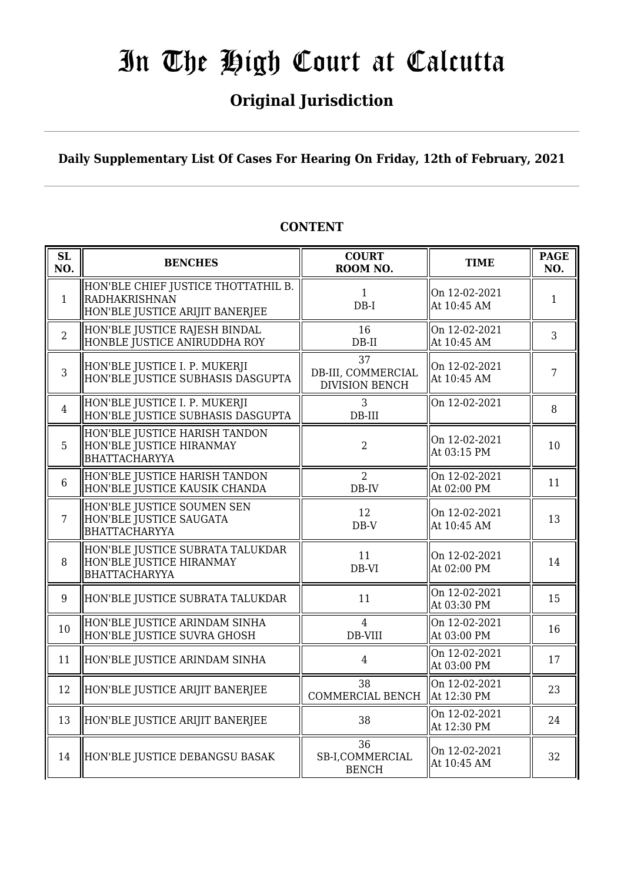# In The High Court at Calcutta

## Original Jurisdiction

### Daily Supplementary List Of Cases For Hearing On Friday, 12th of February, 2021

**CONTENT**

| SL NO. | BENCHES | COURT ROOM NO. | TIME | PAGE NO. |
|---|---|---|---|---|
| 1 | HON'BLE CHIEF JUSTICE THOTTATHIL B. RADHAKRISHNAN<br>HON'BLE JUSTICE ARIJIT BANERJEE | 1<br>DB-I | On 12-02-2021<br>At 10:45 AM | 1 |
| 2 | HON'BLE JUSTICE RAJESH BINDAL<br>HONBLE JUSTICE ANIRUDDHA ROY | 16<br>DB-II | On 12-02-2021<br>At 10:45 AM | 3 |
| 3 | HON'BLE JUSTICE I. P. MUKERJI<br>HON'BLE JUSTICE SUBHASIS DASGUPTA | 37<br>DB-III, COMMERCIAL DIVISION BENCH | On 12-02-2021<br>At 10:45 AM | 7 |
| 4 | HON'BLE JUSTICE I. P. MUKERJI<br>HON'BLE JUSTICE SUBHASIS DASGUPTA | 3<br>DB-III | On 12-02-2021 | 8 |
| 5 | HON'BLE JUSTICE HARISH TANDON<br>HON'BLE JUSTICE HIRANMAY BHATTACHARYYA | 2 | On 12-02-2021<br>At 03:15 PM | 10 |
| 6 | HON'BLE JUSTICE HARISH TANDON<br>HON'BLE JUSTICE KAUSIK CHANDA | 2<br>DB-IV | On 12-02-2021<br>At 02:00 PM | 11 |
| 7 | HON'BLE JUSTICE SOUMEN SEN<br>HON'BLE JUSTICE SAUGATA BHATTACHARYYA | 12<br>DB-V | On 12-02-2021<br>At 10:45 AM | 13 |
| 8 | HON'BLE JUSTICE SUBRATA TALUKDAR<br>HON'BLE JUSTICE HIRANMAY BHATTACHARYYA | 11<br>DB-VI | On 12-02-2021<br>At 02:00 PM | 14 |
| 9 | HON'BLE JUSTICE SUBRATA TALUKDAR | 11 | On 12-02-2021<br>At 03:30 PM | 15 |
| 10 | HON'BLE JUSTICE ARINDAM SINHA<br>HON'BLE JUSTICE SUVRA GHOSH | 4<br>DB-VIII | On 12-02-2021<br>At 03:00 PM | 16 |
| 11 | HON'BLE JUSTICE ARINDAM SINHA | 4 | On 12-02-2021<br>At 03:00 PM | 17 |
| 12 | HON'BLE JUSTICE ARIJIT BANERJEE | 38<br>COMMERCIAL BENCH | On 12-02-2021<br>At 12:30 PM | 23 |
| 13 | HON'BLE JUSTICE ARIJIT BANERJEE | 38 | On 12-02-2021<br>At 12:30 PM | 24 |
| 14 | HON'BLE JUSTICE DEBANGSU BASAK | 36<br>SB-I,COMMERCIAL BENCH | On 12-02-2021<br>At 10:45 AM | 32 |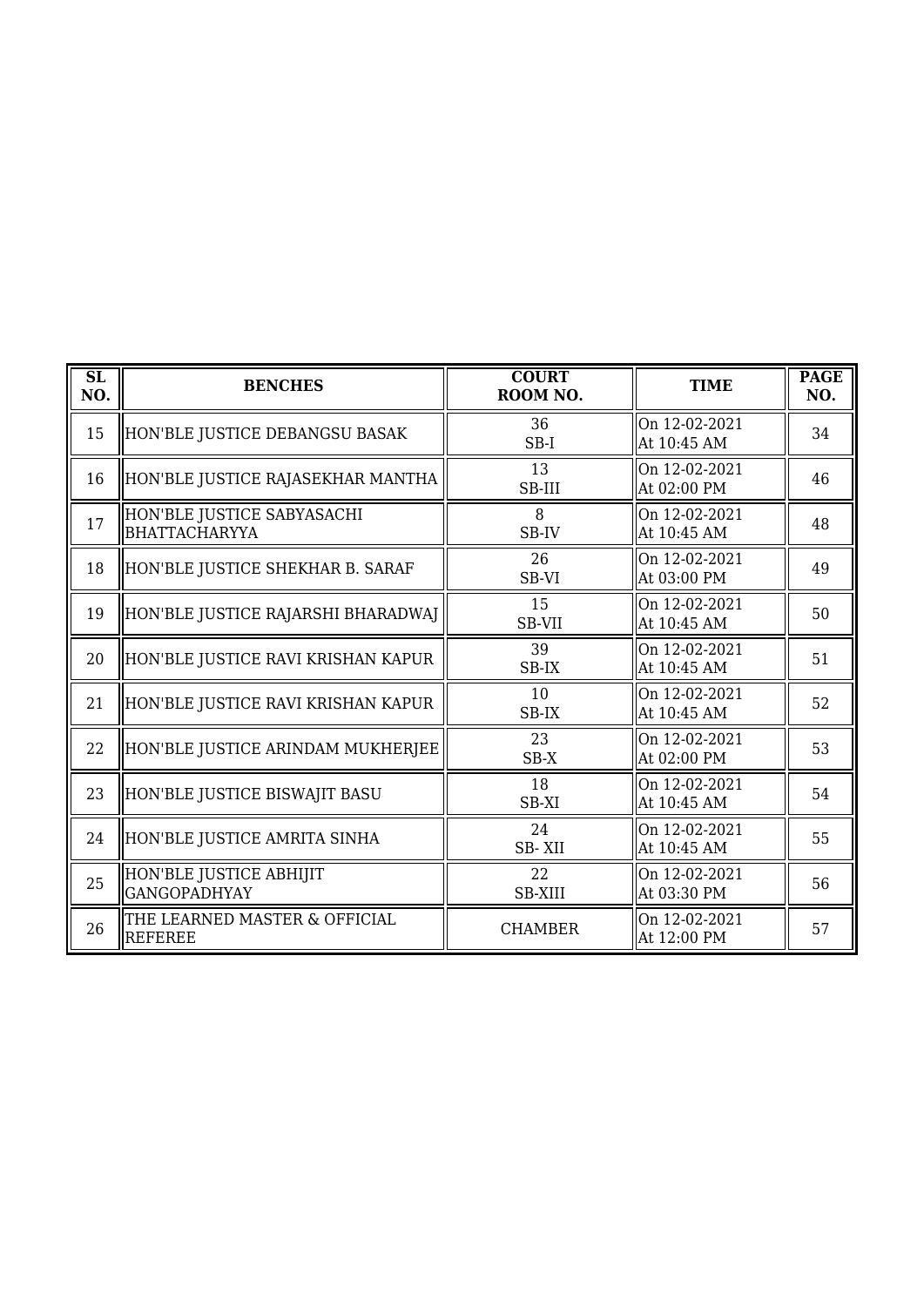| SL NO. | BENCHES | COURT ROOM NO. | TIME | PAGE NO. |
| --- | --- | --- | --- | --- |
| 15 | HON'BLE JUSTICE DEBANGSU BASAK | 36<br>SB-I | On 12-02-2021<br>At 10:45 AM | 34 |
| 16 | HON'BLE JUSTICE RAJASEKHAR MANTHA | 13<br>SB-III | On 12-02-2021<br>At 02:00 PM | 46 |
| 17 | HON'BLE JUSTICE SABYASACHI BHATTACHARYYA | 8<br>SB-IV | On 12-02-2021<br>At 10:45 AM | 48 |
| 18 | HON'BLE JUSTICE SHEKHAR B. SARAF | 26<br>SB-VI | On 12-02-2021<br>At 03:00 PM | 49 |
| 19 | HON'BLE JUSTICE RAJARSHI BHARADWAJ | 15<br>SB-VII | On 12-02-2021<br>At 10:45 AM | 50 |
| 20 | HON'BLE JUSTICE RAVI KRISHAN KAPUR | 39<br>SB-IX | On 12-02-2021<br>At 10:45 AM | 51 |
| 21 | HON'BLE JUSTICE RAVI KRISHAN KAPUR | 10<br>SB-IX | On 12-02-2021<br>At 10:45 AM | 52 |
| 22 | HON'BLE JUSTICE ARINDAM MUKHERJEE | 23<br>SB-X | On 12-02-2021<br>At 02:00 PM | 53 |
| 23 | HON'BLE JUSTICE BISWAJIT BASU | 18<br>SB-XI | On 12-02-2021<br>At 10:45 AM | 54 |
| 24 | HON'BLE JUSTICE AMRITA SINHA | 24<br>SB- XII | On 12-02-2021<br>At 10:45 AM | 55 |
| 25 | HON'BLE JUSTICE ABHIJIT GANGOPADHYAY | 22<br>SB-XIII | On 12-02-2021<br>At 03:30 PM | 56 |
| 26 | THE LEARNED MASTER & OFFICIAL REFEREE | CHAMBER | On 12-02-2021<br>At 12:00 PM | 57 |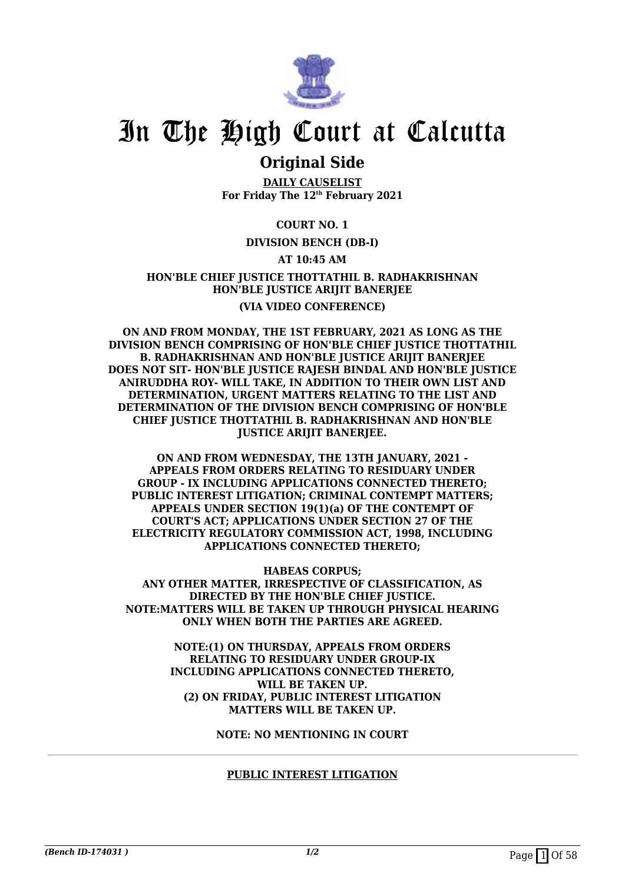# In The High Court at Calcutta

## Original Side

**DAILY CAUSELIST**
**For Friday The 12th February 2021**

**COURT NO. 1**

**DIVISION BENCH (DB-I)**

**AT 10:45 AM**

**HON'BLE CHIEF JUSTICE THOTTATHIL B. RADHAKRISHNAN**
**HON'BLE JUSTICE ARIJIT BANERJEE**

**(VIA VIDEO CONFERENCE)**

**ON AND FROM MONDAY, THE 1ST FEBRUARY, 2021 AS LONG AS THE DIVISION BENCH COMPRISING OF HON'BLE CHIEF JUSTICE THOTTATHIL B. RADHAKRISHNAN AND HON'BLE JUSTICE ARIJIT BANERJEE DOES NOT SIT- HON'BLE JUSTICE RAJESH BINDAL AND HON'BLE JUSTICE ANIRUDDHA ROY- WILL TAKE, IN ADDITION TO THEIR OWN LIST AND DETERMINATION, URGENT MATTERS RELATING TO THE LIST AND DETERMINATION OF THE DIVISION BENCH COMPRISING OF HON'BLE CHIEF JUSTICE THOTTATHIL B. RADHAKRISHNAN AND HON'BLE JUSTICE ARIJIT BANERJEE.**

**ON AND FROM WEDNESDAY, THE 13TH JANUARY, 2021 - APPEALS FROM ORDERS RELATING TO RESIDUARY UNDER GROUP - IX INCLUDING APPLICATIONS CONNECTED THERETO; PUBLIC INTEREST LITIGATION; CRIMINAL CONTEMPT MATTERS; APPEALS UNDER SECTION 19(1)(a) OF THE CONTEMPT OF COURT'S ACT; APPLICATIONS UNDER SECTION 27 OF THE ELECTRICITY REGULATORY COMMISSION ACT, 1998, INCLUDING APPLICATIONS CONNECTED THERETO;**

**HABEAS CORPUS;**
**ANY OTHER MATTER, IRRESPECTIVE OF CLASSIFICATION, AS DIRECTED BY THE HON'BLE CHIEF JUSTICE.**
**NOTE:MATTERS WILL BE TAKEN UP THROUGH PHYSICAL HEARING ONLY WHEN BOTH THE PARTIES ARE AGREED.**

**NOTE:(1) ON THURSDAY, APPEALS FROM ORDERS RELATING TO RESIDUARY UNDER GROUP-IX INCLUDING APPLICATIONS CONNECTED THERETO, WILL BE TAKEN UP.**
**(2) ON FRIDAY, PUBLIC INTEREST LITIGATION MATTERS WILL BE TAKEN UP.**

**NOTE: NO MENTIONING IN COURT**

---

**PUBLIC INTEREST LITIGATION**

*(Bench ID-174031 )* 1/2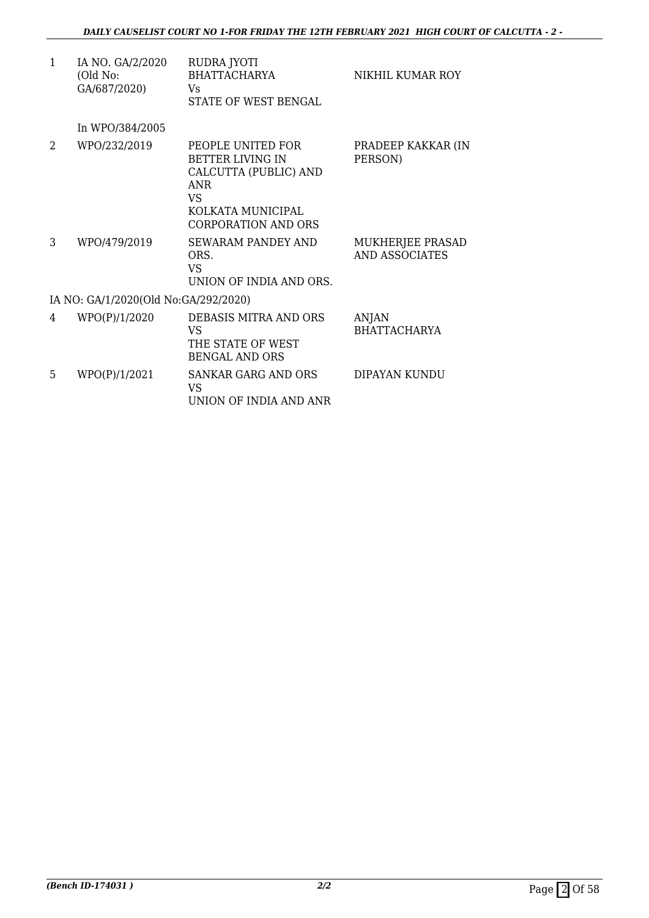| | | | |
|---|---|---|---|
| 1 | IA NO. GA/2/2020 (Old No: GA/687/2020) | RUDRA JYOTI BHATTACHARYA Vs STATE OF WEST BENGAL | NIKHIL KUMAR ROY |
| | In WPO/384/2005 | | |
| 2 | WPO/232/2019 | PEOPLE UNITED FOR BETTER LIVING IN CALCUTTA (PUBLIC) AND ANR VS KOLKATA MUNICIPAL CORPORATION AND ORS | PRADEEP KAKKAR (IN PERSON) |
| 3 | WPO/479/2019 | SEWARAM PANDEY AND ORS. VS UNION OF INDIA AND ORS. | MUKHERJEE PRASAD AND ASSOCIATES |
| | IA NO: GA/1/2020(Old No:GA/292/2020) | | |
| 4 | WPO(P)/1/2020 | DEBASIS MITRA AND ORS VS THE STATE OF WEST BENGAL AND ORS | ANJAN BHATTACHARYA |
| 5 | WPO(P)/1/2021 | SANKAR GARG AND ORS VS UNION OF INDIA AND ANR | DIPAYAN KUNDU |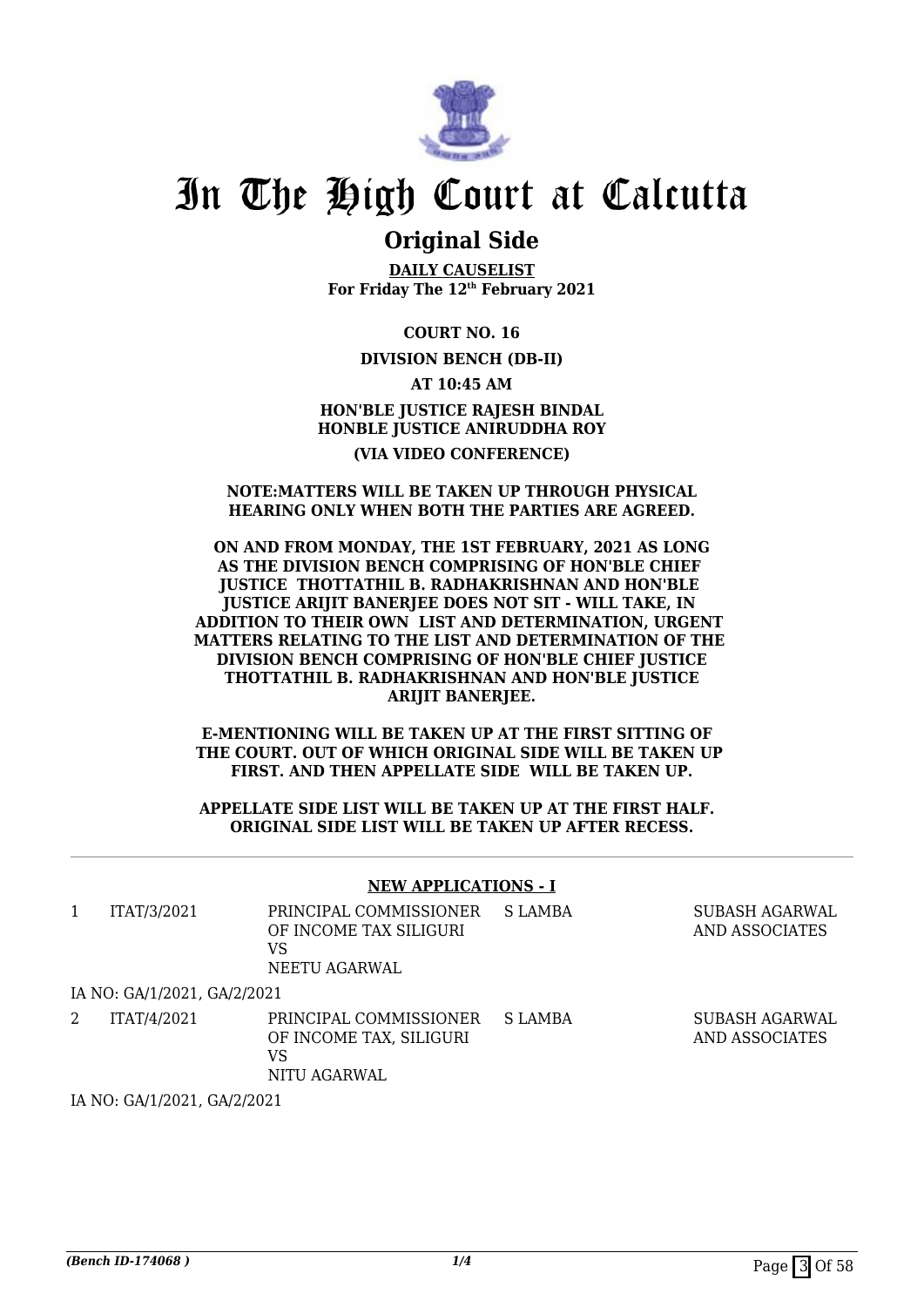# In The High Court at Calcutta

## Original Side

**DAILY CAUSELIST**
**For Friday The 12th February 2021**

**COURT NO. 16**

**DIVISION BENCH (DB-II)**

**AT 10:45 AM**

**HON'BLE JUSTICE RAJESH BINDAL**
**HONBLE JUSTICE ANIRUDDHA ROY**

**(VIA VIDEO CONFERENCE)**

**NOTE:MATTERS WILL BE TAKEN UP THROUGH PHYSICAL HEARING ONLY WHEN BOTH THE PARTIES ARE AGREED.**

**ON AND FROM MONDAY, THE 1ST FEBRUARY, 2021 AS LONG AS THE DIVISION BENCH COMPRISING OF HON'BLE CHIEF JUSTICE THOTTATHIL B. RADHAKRISHNAN AND HON'BLE JUSTICE ARIJIT BANERJEE DOES NOT SIT - WILL TAKE, IN ADDITION TO THEIR OWN LIST AND DETERMINATION, URGENT MATTERS RELATING TO THE LIST AND DETERMINATION OF THE DIVISION BENCH COMPRISING OF HON'BLE CHIEF JUSTICE THOTTATHIL B. RADHAKRISHNAN AND HON'BLE JUSTICE ARIJIT BANERJEE.**

**E-MENTIONING WILL BE TAKEN UP AT THE FIRST SITTING OF THE COURT. OUT OF WHICH ORIGINAL SIDE WILL BE TAKEN UP FIRST. AND THEN APPELLATE SIDE WILL BE TAKEN UP.**

**APPELLATE SIDE LIST WILL BE TAKEN UP AT THE FIRST HALF. ORIGINAL SIDE LIST WILL BE TAKEN UP AFTER RECESS.**

---

**NEW APPLICATIONS - I**

| | | | | |
|---|---|---|---|---|
| 1 | ITAT/3/2021 | PRINCIPAL COMMISSIONER OF INCOME TAX SILIGURI VS NEETU AGARWAL | S LAMBA | SUBASH AGARWAL AND ASSOCIATES |

IA NO: GA/1/2021, GA/2/2021

| | | | | |
|---|---|---|---|---|
| 2 | ITAT/4/2021 | PRINCIPAL COMMISSIONER OF INCOME TAX, SILIGURI VS NITU AGARWAL | S LAMBA | SUBASH AGARWAL AND ASSOCIATES |

IA NO: GA/1/2021, GA/2/2021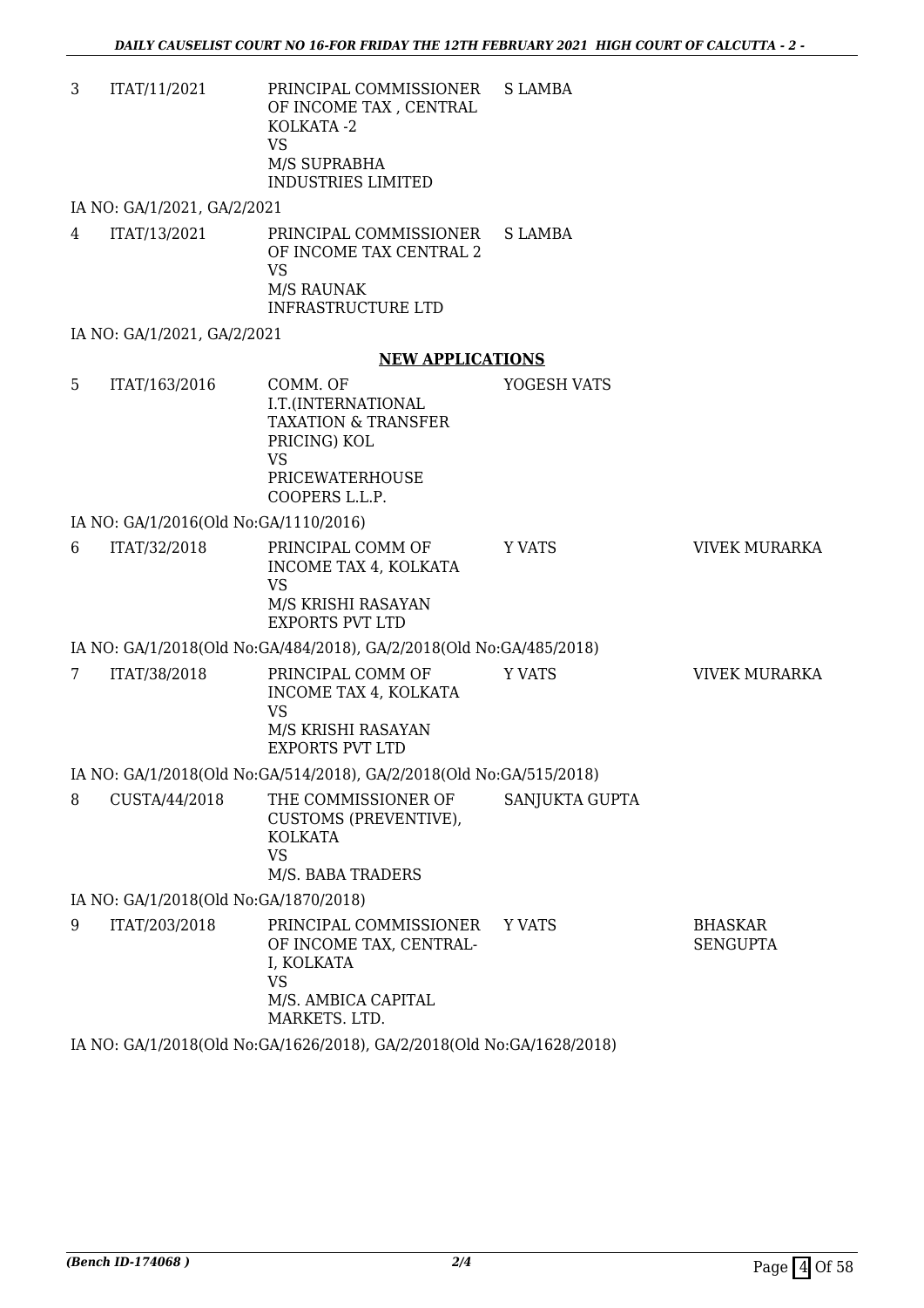| | | | | |
|---|---|---|---|---|
| 3 | ITAT/11/2021 | PRINCIPAL COMMISSIONER OF INCOME TAX , CENTRAL KOLKATA -2<br>VS<br>M/S SUPRABHA INDUSTRIES LIMITED | S LAMBA | |

IA NO: GA/1/2021, GA/2/2021

| | | | | |
|---|---|---|---|---|
| 4 | ITAT/13/2021 | PRINCIPAL COMMISSIONER OF INCOME TAX CENTRAL 2<br>VS<br>M/S RAUNAK INFRASTRUCTURE LTD | S LAMBA | |

IA NO: GA/1/2021, GA/2/2021

**NEW APPLICATIONS**

| | | | | |
|---|---|---|---|---|
| 5 | ITAT/163/2016 | COMM. OF I.T.(INTERNATIONAL TAXATION & TRANSFER PRICING) KOL<br>VS<br>PRICEWATERHOUSE COOPERS L.L.P. | YOGESH VATS | |

IA NO: GA/1/2016(Old No:GA/1110/2016)

| | | | | |
|---|---|---|---|---|
| 6 | ITAT/32/2018 | PRINCIPAL COMM OF INCOME TAX 4, KOLKATA<br>VS<br>M/S KRISHI RASAYAN EXPORTS PVT LTD | Y VATS | VIVEK MURARKA |

IA NO: GA/1/2018(Old No:GA/484/2018), GA/2/2018(Old No:GA/485/2018)

| | | | | |
|---|---|---|---|---|
| 7 | ITAT/38/2018 | PRINCIPAL COMM OF INCOME TAX 4, KOLKATA<br>VS<br>M/S KRISHI RASAYAN EXPORTS PVT LTD | Y VATS | VIVEK MURARKA |

IA NO: GA/1/2018(Old No:GA/514/2018), GA/2/2018(Old No:GA/515/2018)

| | | | | |
|---|---|---|---|---|
| 8 | CUSTA/44/2018 | THE COMMISSIONER OF CUSTOMS (PREVENTIVE), KOLKATA<br>VS<br>M/S. BABA TRADERS | SANJUKTA GUPTA | |

IA NO: GA/1/2018(Old No:GA/1870/2018)

| | | | | |
|---|---|---|---|---|
| 9 | ITAT/203/2018 | PRINCIPAL COMMISSIONER OF INCOME TAX, CENTRAL-I, KOLKATA<br>VS<br>M/S. AMBICA CAPITAL MARKETS. LTD. | Y VATS | BHASKAR SENGUPTA |

IA NO: GA/1/2018(Old No:GA/1626/2018), GA/2/2018(Old No:GA/1628/2018)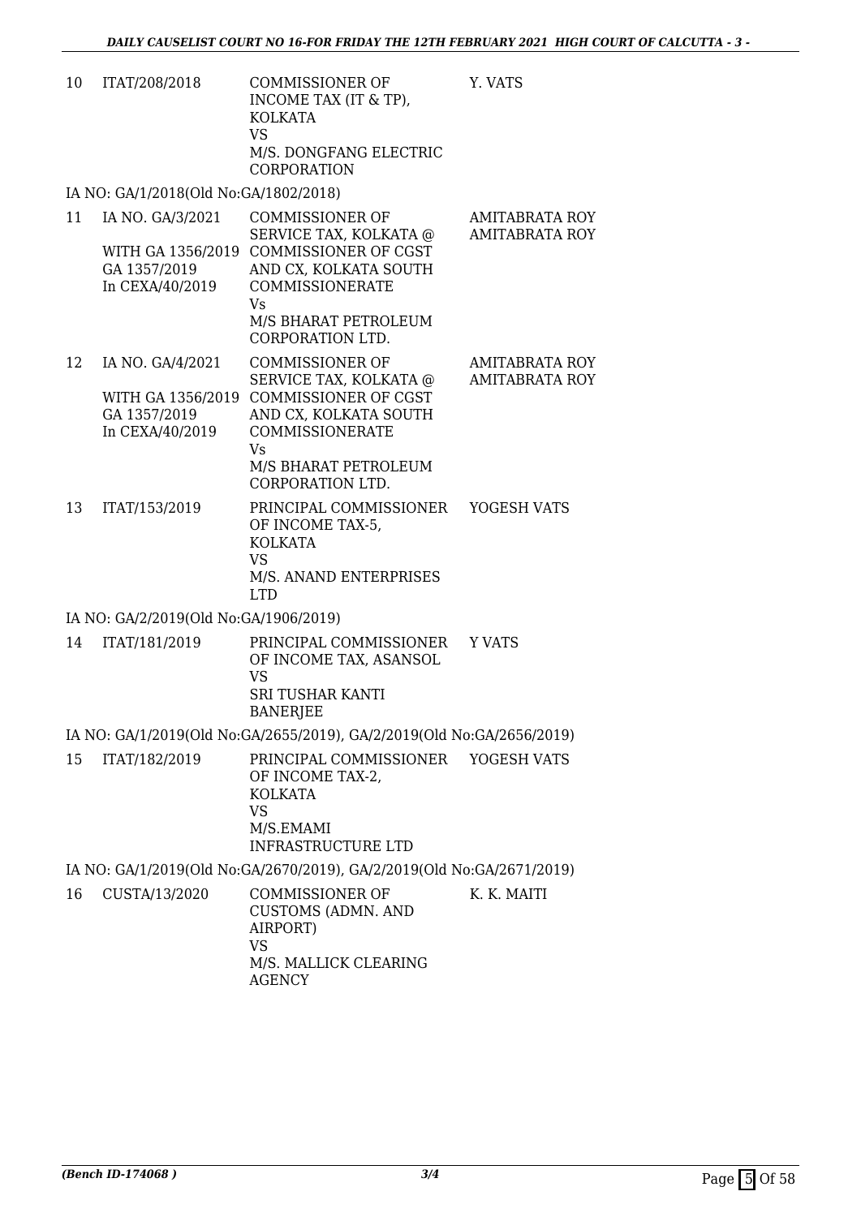| 10 | ITAT/208/2018 | COMMISSIONER OF INCOME TAX (IT & TP), KOLKATA<br>VS<br>M/S. DONGFANG ELECTRIC CORPORATION | Y. VATS |
|---|---|---|---|

IA NO: GA/1/2018(Old No:GA/1802/2018)

| 11 | IA NO. GA/3/2021<br><br>WITH GA 1356/2019<br>GA 1357/2019<br>In CEXA/40/2019 | COMMISSIONER OF SERVICE TAX, KOLKATA @ COMMISSIONER OF CGST AND CX, KOLKATA SOUTH COMMISSIONERATE<br>Vs<br>M/S BHARAT PETROLEUM CORPORATION LTD. | AMITABRATA ROY<br>AMITABRATA ROY |
|---|---|---|---|
| 12 | IA NO. GA/4/2021<br><br>WITH GA 1356/2019<br>GA 1357/2019<br>In CEXA/40/2019 | COMMISSIONER OF SERVICE TAX, KOLKATA @ COMMISSIONER OF CGST AND CX, KOLKATA SOUTH COMMISSIONERATE<br>Vs<br>M/S BHARAT PETROLEUM CORPORATION LTD. | AMITABRATA ROY<br>AMITABRATA ROY |
| 13 | ITAT/153/2019 | PRINCIPAL COMMISSIONER OF INCOME TAX-5, KOLKATA<br>VS<br>M/S. ANAND ENTERPRISES LTD | YOGESH VATS |

IA NO: GA/2/2019(Old No:GA/1906/2019)

| 14 | ITAT/181/2019 | PRINCIPAL COMMISSIONER OF INCOME TAX, ASANSOL<br>VS<br>SRI TUSHAR KANTI BANERJEE | Y VATS |
|---|---|---|---|

IA NO: GA/1/2019(Old No:GA/2655/2019), GA/2/2019(Old No:GA/2656/2019)

| 15 | ITAT/182/2019 | PRINCIPAL COMMISSIONER OF INCOME TAX-2, KOLKATA<br>VS<br>M/S.EMAMI INFRASTRUCTURE LTD | YOGESH VATS |
|---|---|---|---|

IA NO: GA/1/2019(Old No:GA/2670/2019), GA/2/2019(Old No:GA/2671/2019)

| 16 | CUSTA/13/2020 | COMMISSIONER OF CUSTOMS (ADMN. AND AIRPORT)<br>VS<br>M/S. MALLICK CLEARING AGENCY | K. K. MAITI |
|---|---|---|---|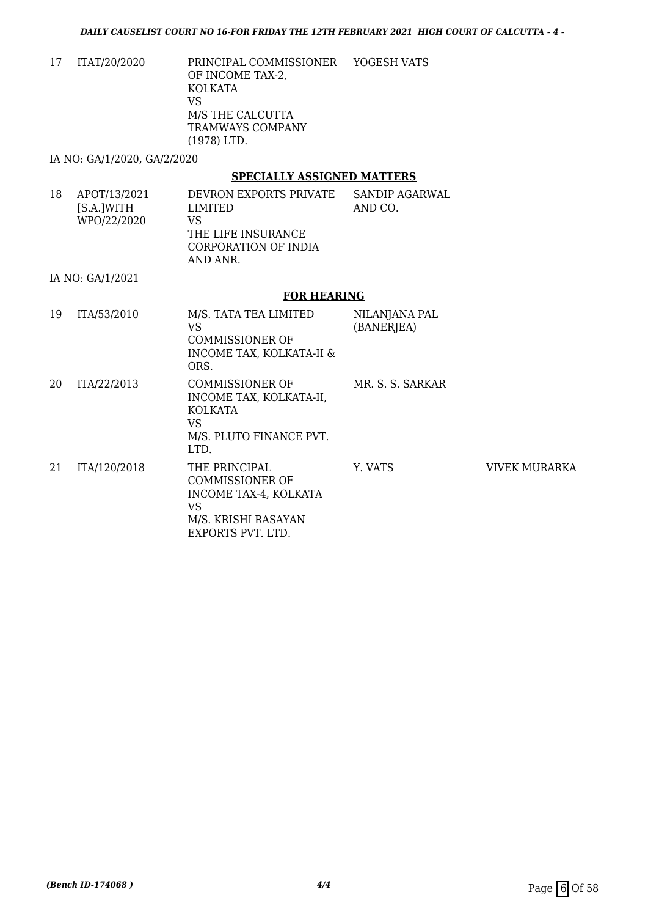| | | | | |
|---|---|---|---|---|
| 17 | ITAT/20/2020 | PRINCIPAL COMMISSIONER OF INCOME TAX-2, KOLKATA<br>VS<br>M/S THE CALCUTTA TRAMWAYS COMPANY (1978) LTD. | YOGESH VATS | |

IA NO: GA/1/2020, GA/2/2020

**SPECIALLY ASSIGNED MATTERS**

| | | | | |
|---|---|---|---|---|
| 18 | APOT/13/2021 [S.A.]WITH WPO/22/2020 | DEVRON EXPORTS PRIVATE LIMITED<br>VS<br>THE LIFE INSURANCE CORPORATION OF INDIA AND ANR. | SANDIP AGARWAL AND CO. | |

IA NO: GA/1/2021

**FOR HEARING**

| | | | | |
|---|---|---|---|---|
| 19 | ITA/53/2010 | M/S. TATA TEA LIMITED<br>VS<br>COMMISSIONER OF INCOME TAX, KOLKATA-II & ORS. | NILANJANA PAL (BANERJEA) | |
| 20 | ITA/22/2013 | COMMISSIONER OF INCOME TAX, KOLKATA-II, KOLKATA<br>VS<br>M/S. PLUTO FINANCE PVT. LTD. | MR. S. S. SARKAR | |
| 21 | ITA/120/2018 | THE PRINCIPAL COMMISSIONER OF INCOME TAX-4, KOLKATA<br>VS<br>M/S. KRISHI RASAYAN EXPORTS PVT. LTD. | Y. VATS | VIVEK MURARKA |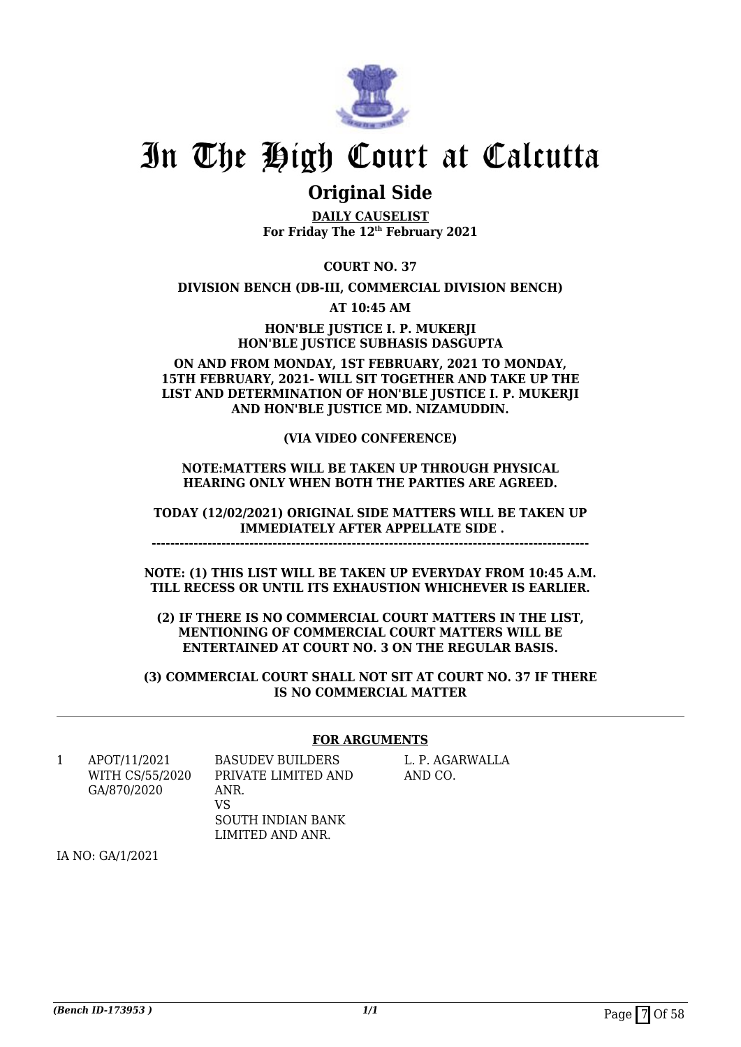# In The High Court at Calcutta

## Original Side

**DAILY CAUSELIST**
**For Friday The 12th February 2021**

**COURT NO. 37**

**DIVISION BENCH (DB-III, COMMERCIAL DIVISION BENCH)**

**AT 10:45 AM**

**HON'BLE JUSTICE I. P. MUKERJI**
**HON'BLE JUSTICE SUBHASIS DASGUPTA**

**ON AND FROM MONDAY, 1ST FEBRUARY, 2021 TO MONDAY, 15TH FEBRUARY, 2021- WILL SIT TOGETHER AND TAKE UP THE LIST AND DETERMINATION OF HON'BLE JUSTICE I. P. MUKERJI AND HON'BLE JUSTICE MD. NIZAMUDDIN.**

**(VIA VIDEO CONFERENCE)**

**NOTE:MATTERS WILL BE TAKEN UP THROUGH PHYSICAL HEARING ONLY WHEN BOTH THE PARTIES ARE AGREED.**

**TODAY (12/02/2021) ORIGINAL SIDE MATTERS WILL BE TAKEN UP IMMEDIATELY AFTER APPELLATE SIDE .**
**--------------------------------------------------------------------------------------------**

**NOTE: (1) THIS LIST WILL BE TAKEN UP EVERYDAY FROM 10:45 A.M. TILL RECESS OR UNTIL ITS EXHAUSTION WHICHEVER IS EARLIER.**

**(2) IF THERE IS NO COMMERCIAL COURT MATTERS IN THE LIST, MENTIONING OF COMMERCIAL COURT MATTERS WILL BE ENTERTAINED AT COURT NO. 3 ON THE REGULAR BASIS.**

**(3) COMMERCIAL COURT SHALL NOT SIT AT COURT NO. 37 IF THERE IS NO COMMERCIAL MATTER**

**FOR ARGUMENTS**

| | | | |
|---|---|---|---|
| 1 | APOT/11/2021 WITH CS/55/2020 GA/870/2020 | BASUDEV BUILDERS PRIVATE LIMITED AND ANR. VS SOUTH INDIAN BANK LIMITED AND ANR. | L. P. AGARWALLA AND CO. |

IA NO: GA/1/2021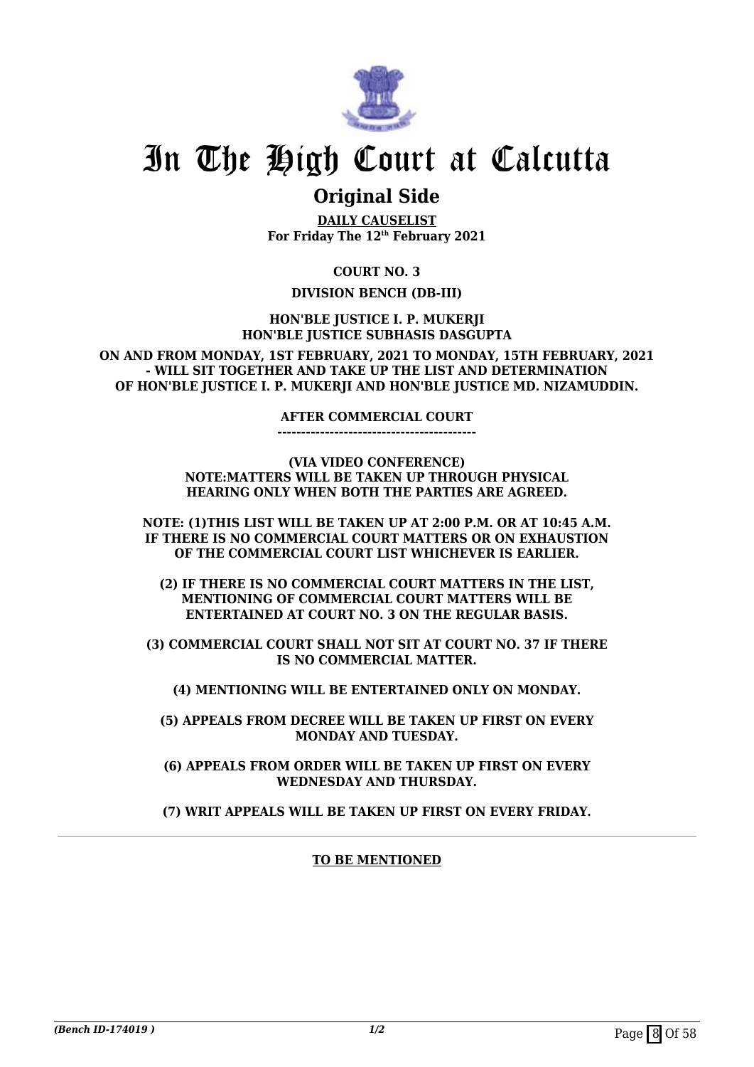# In The High Court at Calcutta

## Original Side

**DAILY CAUSELIST**
**For Friday The 12th February 2021**

**COURT NO. 3**

**DIVISION BENCH (DB-III)**

**HON'BLE JUSTICE I. P. MUKERJI**
**HON'BLE JUSTICE SUBHASIS DASGUPTA**

**ON AND FROM MONDAY, 1ST FEBRUARY, 2021 TO MONDAY, 15TH FEBRUARY, 2021 - WILL SIT TOGETHER AND TAKE UP THE LIST AND DETERMINATION OF HON'BLE JUSTICE I. P. MUKERJI AND HON'BLE JUSTICE MD. NIZAMUDDIN.**

**AFTER COMMERCIAL COURT**
**------------------------------------------**

**(VIA VIDEO CONFERENCE)**
**NOTE:MATTERS WILL BE TAKEN UP THROUGH PHYSICAL HEARING ONLY WHEN BOTH THE PARTIES ARE AGREED.**

**NOTE: (1)THIS LIST WILL BE TAKEN UP AT 2:00 P.M. OR AT 10:45 A.M. IF THERE IS NO COMMERCIAL COURT MATTERS OR ON EXHAUSTION OF THE COMMERCIAL COURT LIST WHICHEVER IS EARLIER.**

**(2) IF THERE IS NO COMMERCIAL COURT MATTERS IN THE LIST, MENTIONING OF COMMERCIAL COURT MATTERS WILL BE ENTERTAINED AT COURT NO. 3 ON THE REGULAR BASIS.**

**(3) COMMERCIAL COURT SHALL NOT SIT AT COURT NO. 37 IF THERE IS NO COMMERCIAL MATTER.**

**(4) MENTIONING WILL BE ENTERTAINED ONLY ON MONDAY.**

**(5) APPEALS FROM DECREE WILL BE TAKEN UP FIRST ON EVERY MONDAY AND TUESDAY.**

**(6) APPEALS FROM ORDER WILL BE TAKEN UP FIRST ON EVERY WEDNESDAY AND THURSDAY.**

**(7) WRIT APPEALS WILL BE TAKEN UP FIRST ON EVERY FRIDAY.**

---

**TO BE MENTIONED**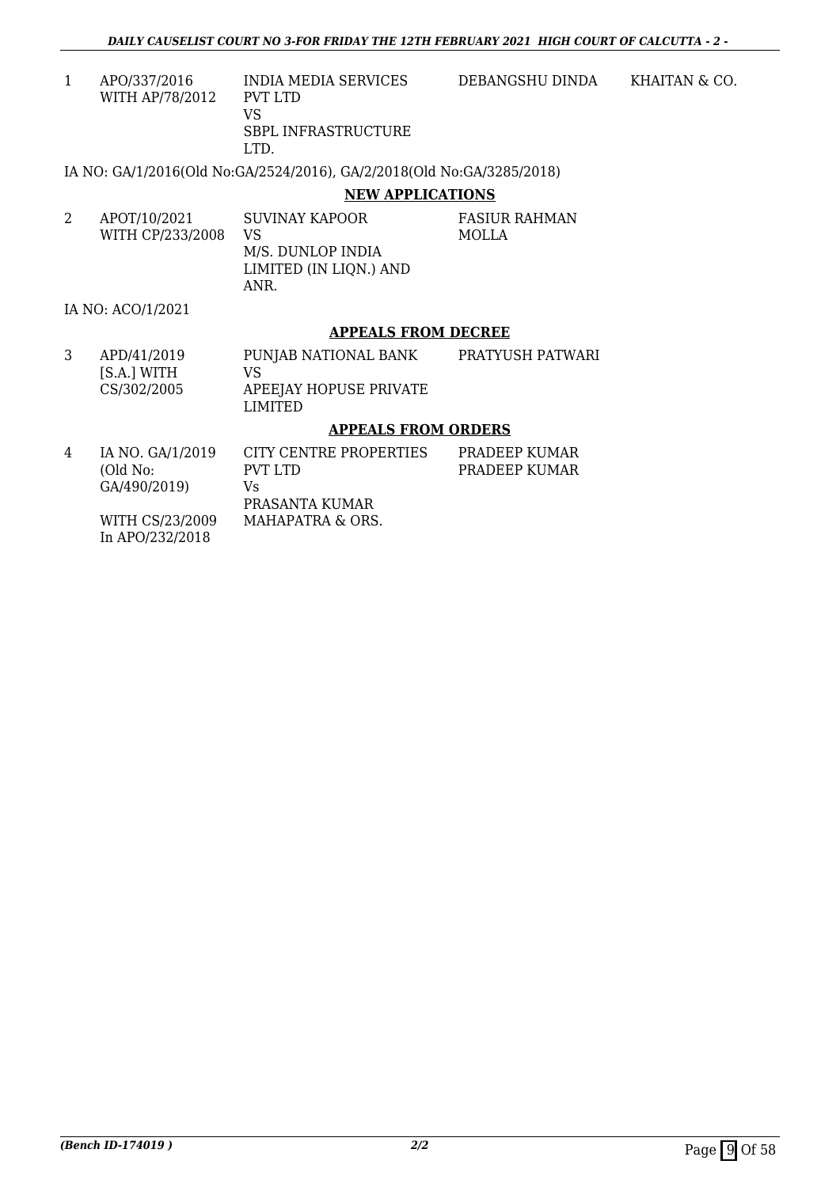| | | | | |
|---|---|---|---|---|
| 1 | APO/337/2016 WITH AP/78/2012 | INDIA MEDIA SERVICES PVT LTD VS SBPL INFRASTRUCTURE LTD. | DEBANGSHU DINDA | KHAITAN & CO. |

IA NO: GA/1/2016(Old No:GA/2524/2016), GA/2/2018(Old No:GA/3285/2018)

## NEW APPLICATIONS

| | | | |
|---|---|---|---|
| 2 | APOT/10/2021 WITH CP/233/2008 | SUVINAY KAPOOR VS M/S. DUNLOP INDIA LIMITED (IN LIQN.) AND ANR. | FASIUR RAHMAN MOLLA |

IA NO: ACO/1/2021

## APPEALS FROM DECREE

| | | | |
|---|---|---|---|
| 3 | APD/41/2019 [S.A.] WITH CS/302/2005 | PUNJAB NATIONAL BANK VS APEEJAY HOPUSE PRIVATE LIMITED | PRATYUSH PATWARI |

## APPEALS FROM ORDERS

| | | | |
|---|---|---|---|
| 4 | IA NO. GA/1/2019 (Old No: GA/490/2019) WITH CS/23/2009 In APO/232/2018 | CITY CENTRE PROPERTIES PVT LTD Vs PRASANTA KUMAR MAHAPATRA & ORS. | PRADEEP KUMAR PRADEEP KUMAR |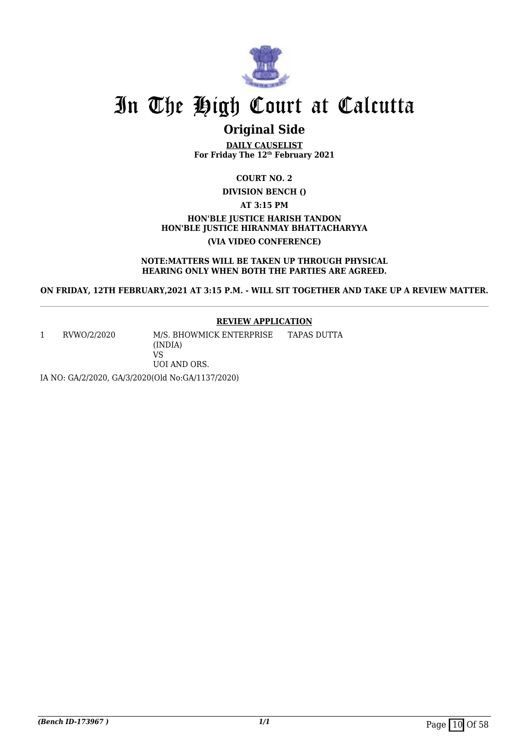# In The High Court at Calcutta

## Original Side

**DAILY CAUSELIST**
**For Friday The 12th February 2021**

**COURT NO. 2**

**DIVISION BENCH ()**

**AT 3:15 PM**

**HON'BLE JUSTICE HARISH TANDON**
**HON'BLE JUSTICE HIRANMAY BHATTACHARYYA**

**(VIA VIDEO CONFERENCE)**

**NOTE:MATTERS WILL BE TAKEN UP THROUGH PHYSICAL HEARING ONLY WHEN BOTH THE PARTIES ARE AGREED.**

**ON FRIDAY, 12TH FEBRUARY,2021 AT 3:15 P.M. - WILL SIT TOGETHER AND TAKE UP A REVIEW MATTER.**

**REVIEW APPLICATION**

| | | | |
|---|---|---|---|
| 1 | RVWO/2/2020 | M/S. BHOWMICK ENTERPRISE (INDIA) VS UOI AND ORS. | TAPAS DUTTA |

IA NO: GA/2/2020, GA/3/2020(Old No:GA/1137/2020)

*(Bench ID-173967 )*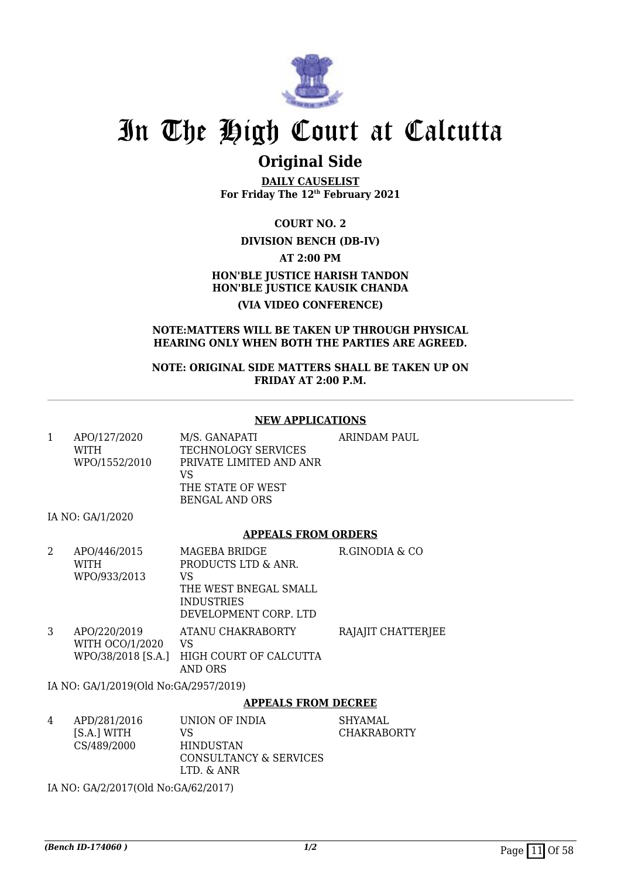# In The High Court at Calcutta

## Original Side

**DAILY CAUSELIST**
**For Friday The 12th February 2021**

**COURT NO. 2**

**DIVISION BENCH (DB-IV)**

**AT 2:00 PM**

**HON'BLE JUSTICE HARISH TANDON**
**HON'BLE JUSTICE KAUSIK CHANDA**

**(VIA VIDEO CONFERENCE)**

**NOTE:MATTERS WILL BE TAKEN UP THROUGH PHYSICAL HEARING ONLY WHEN BOTH THE PARTIES ARE AGREED.**

**NOTE: ORIGINAL SIDE MATTERS SHALL BE TAKEN UP ON FRIDAY AT 2:00 P.M.**

---

### NEW APPLICATIONS

| | | | |
|---|---|---|---|
| 1 | APO/127/2020 WITH WPO/1552/2010 | M/S. GANAPATI TECHNOLOGY SERVICES PRIVATE LIMITED AND ANR VS THE STATE OF WEST BENGAL AND ORS | ARINDAM PAUL |

IA NO: GA/1/2020

### APPEALS FROM ORDERS

| | | | |
|---|---|---|---|
| 2 | APO/446/2015 WITH WPO/933/2013 | MAGEBA BRIDGE PRODUCTS LTD & ANR. VS THE WEST BNEGAL SMALL INDUSTRIES DEVELOPMENT CORP. LTD | R.GINODIA & CO |
| 3 | APO/220/2019 WITH OCO/1/2020 WPO/38/2018 [S.A.] | ATANU CHAKRABORTY VS HIGH COURT OF CALCUTTA AND ORS | RAJAJIT CHATTERJEE |

IA NO: GA/1/2019(Old No:GA/2957/2019)

### APPEALS FROM DECREE

| | | | |
|---|---|---|---|
| 4 | APD/281/2016 [S.A.] WITH CS/489/2000 | UNION OF INDIA VS HINDUSTAN CONSULTANCY & SERVICES LTD. & ANR | SHYAMAL CHAKRABORTY |

IA NO: GA/2/2017(Old No:GA/62/2017)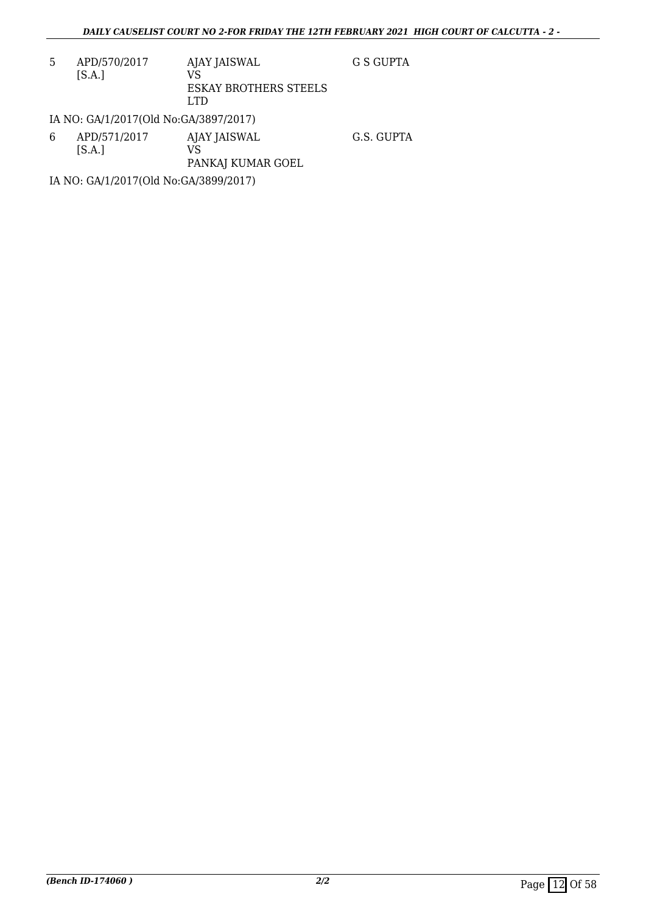| | | | |
|---|---|---|---|
| 5 | APD/570/2017 [S.A.] | AJAY JAISWAL VS ESKAY BROTHERS STEELS LTD | G S GUPTA |

IA NO: GA/1/2017(Old No:GA/3897/2017)

| | | | |
|---|---|---|---|
| 6 | APD/571/2017 [S.A.] | AJAY JAISWAL VS PANKAJ KUMAR GOEL | G.S. GUPTA |

IA NO: GA/1/2017(Old No:GA/3899/2017)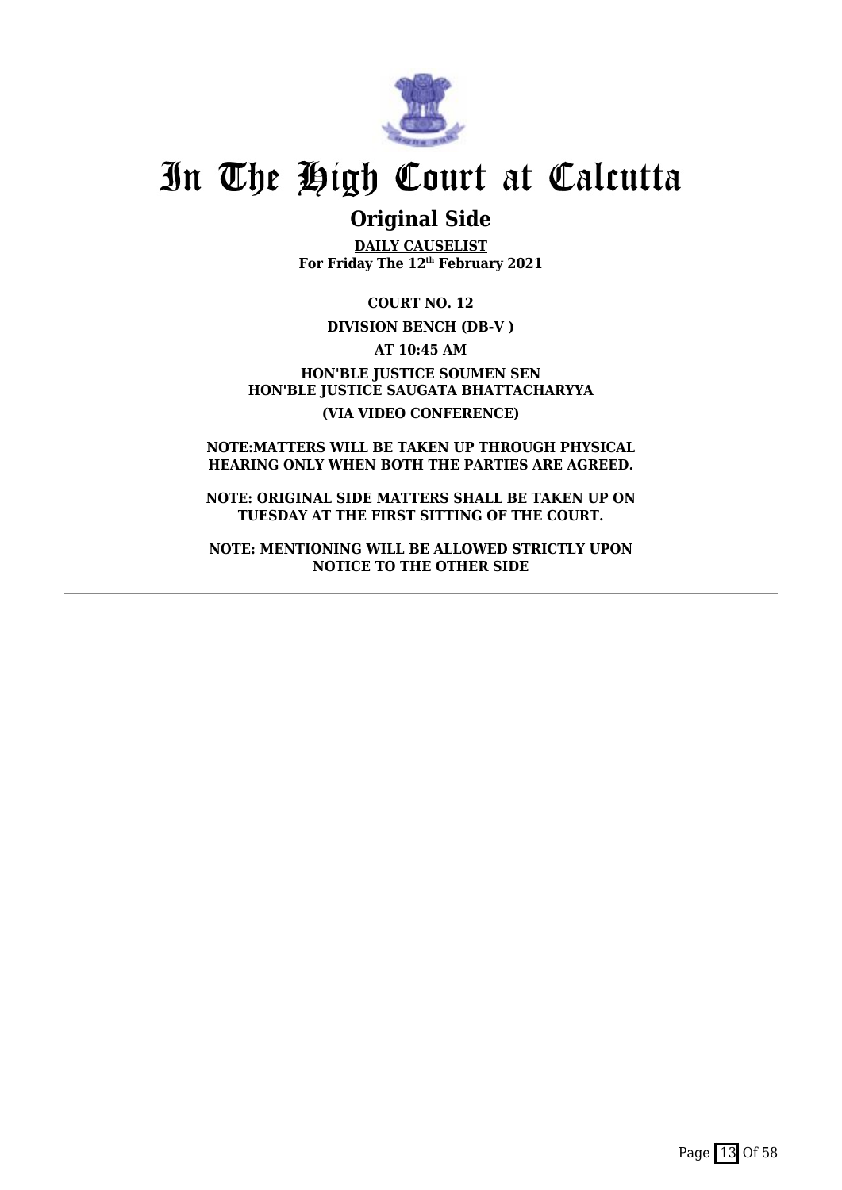# In The High Court at Calcutta

## Original Side

**DAILY CAUSELIST**
**For Friday The 12th February 2021**

**COURT NO. 12**

**DIVISION BENCH (DB-V )**

**AT 10:45 AM**

**HON'BLE JUSTICE SOUMEN SEN**
**HON'BLE JUSTICE SAUGATA BHATTACHARYYA**

**(VIA VIDEO CONFERENCE)**

**NOTE:MATTERS WILL BE TAKEN UP THROUGH PHYSICAL HEARING ONLY WHEN BOTH THE PARTIES ARE AGREED.**

**NOTE: ORIGINAL SIDE MATTERS SHALL BE TAKEN UP ON TUESDAY AT THE FIRST SITTING OF THE COURT.**

**NOTE: MENTIONING WILL BE ALLOWED STRICTLY UPON NOTICE TO THE OTHER SIDE**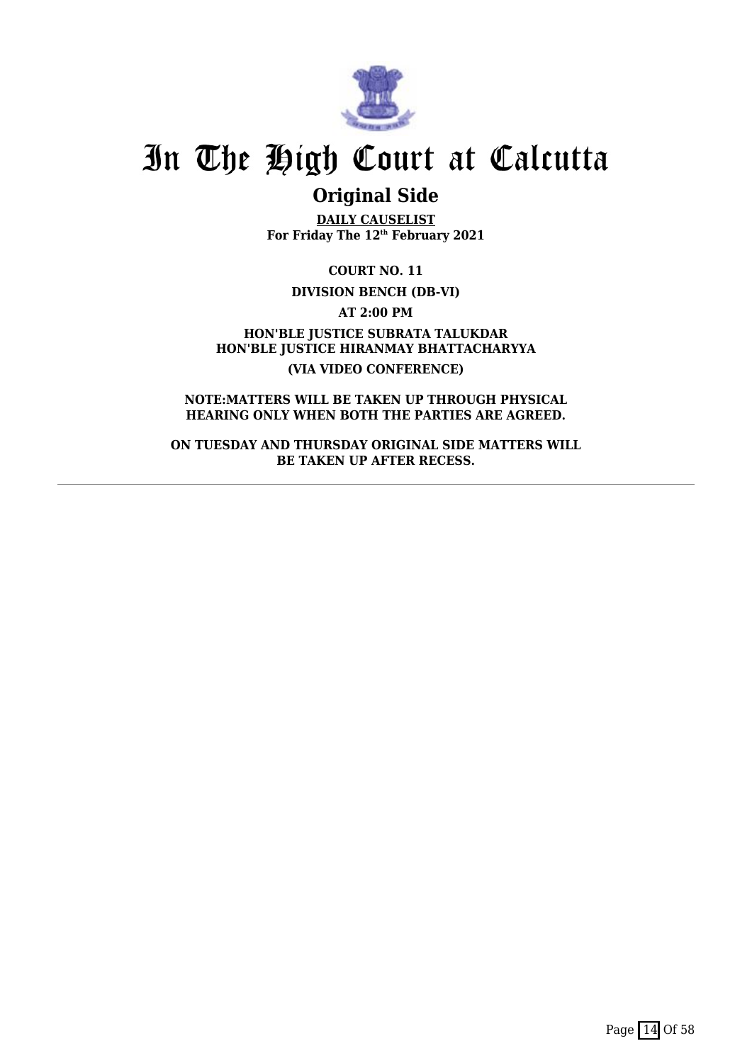# In The High Court at Calcutta

## Original Side

**DAILY CAUSELIST**
**For Friday The 12th February 2021**

**COURT NO. 11**

**DIVISION BENCH (DB-VI)**

**AT 2:00 PM**

**HON'BLE JUSTICE SUBRATA TALUKDAR**
**HON'BLE JUSTICE HIRANMAY BHATTACHARYYA**

**(VIA VIDEO CONFERENCE)**

**NOTE:MATTERS WILL BE TAKEN UP THROUGH PHYSICAL HEARING ONLY WHEN BOTH THE PARTIES ARE AGREED.**

**ON TUESDAY AND THURSDAY ORIGINAL SIDE MATTERS WILL BE TAKEN UP AFTER RECESS.**

---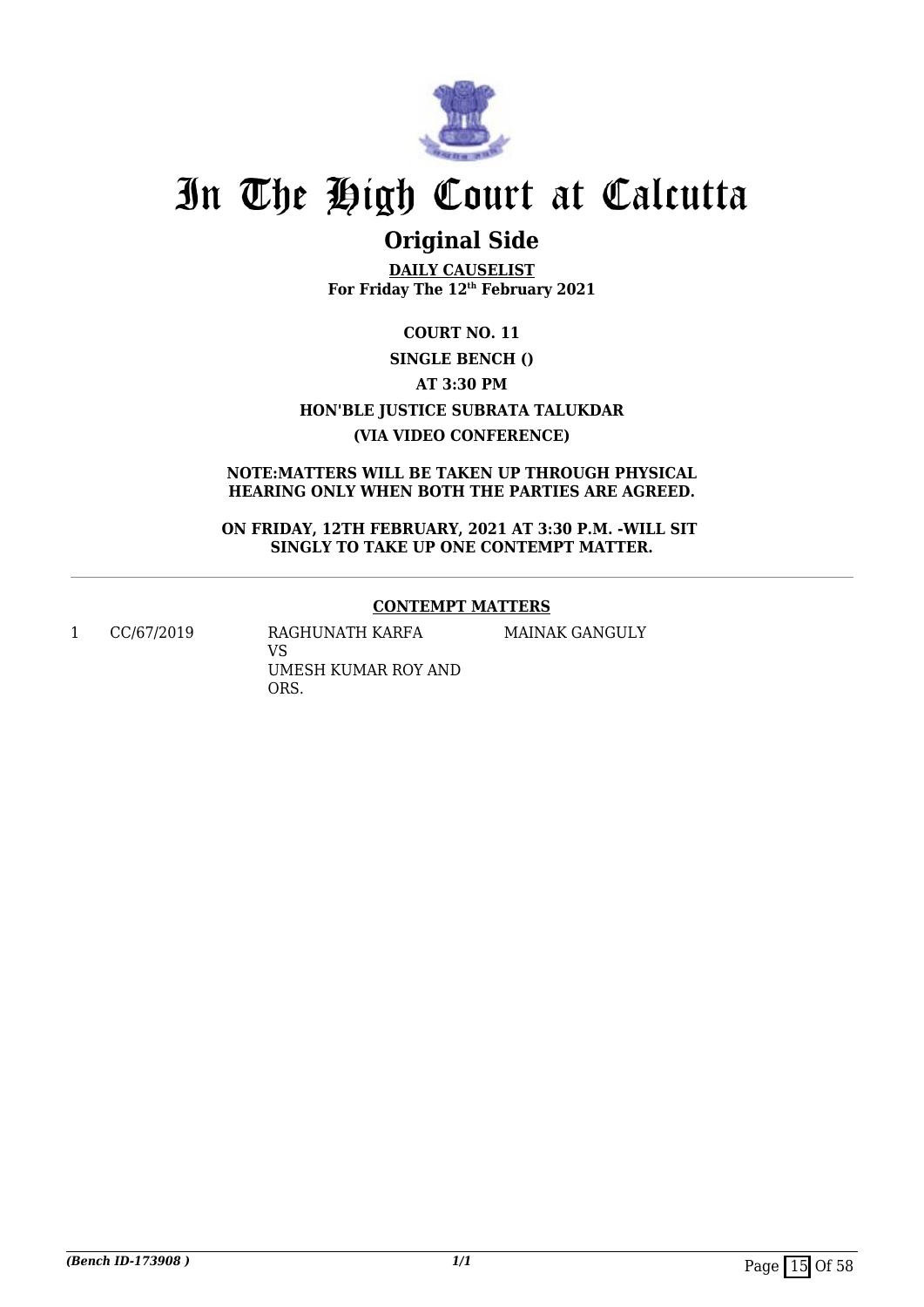# In The High Court at Calcutta

## Original Side

**DAILY CAUSELIST**
**For Friday The 12th February 2021**

**COURT NO. 11**

**SINGLE BENCH ()**

**AT 3:30 PM**

**HON'BLE JUSTICE SUBRATA TALUKDAR**

**(VIA VIDEO CONFERENCE)**

**NOTE:MATTERS WILL BE TAKEN UP THROUGH PHYSICAL HEARING ONLY WHEN BOTH THE PARTIES ARE AGREED.**

**ON FRIDAY, 12TH FEBRUARY, 2021 AT 3:30 P.M. -WILL SIT SINGLY TO TAKE UP ONE CONTEMPT MATTER.**

---

**CONTEMPT MATTERS**

| | | | |
|---|---|---|---|
| 1 | CC/67/2019 | RAGHUNATH KARFA<br>VS<br>UMESH KUMAR ROY AND ORS. | MAINAK GANGULY |

*(Bench ID-173908 )*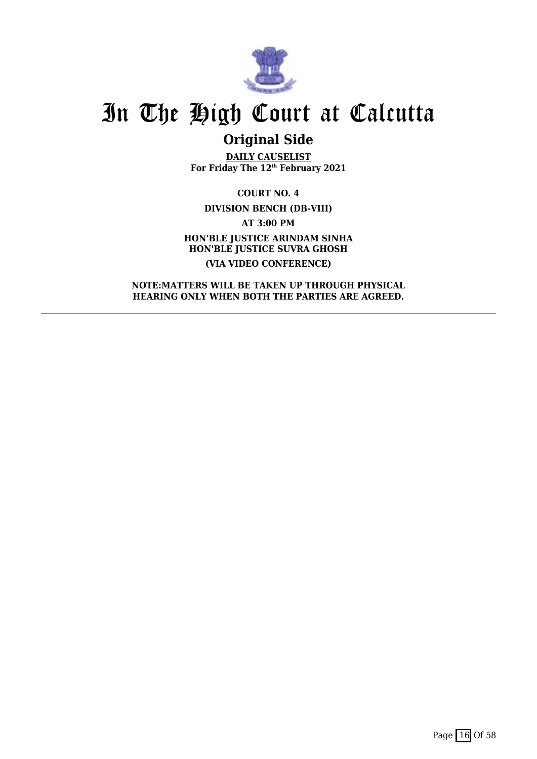# In The High Court at Calcutta

## Original Side

**DAILY CAUSELIST**
**For Friday The 12th February 2021**

**COURT NO. 4**

**DIVISION BENCH (DB-VIII)**

**AT 3:00 PM**

**HON'BLE JUSTICE ARINDAM SINHA**
**HON'BLE JUSTICE SUVRA GHOSH**

**(VIA VIDEO CONFERENCE)**

**NOTE:MATTERS WILL BE TAKEN UP THROUGH PHYSICAL HEARING ONLY WHEN BOTH THE PARTIES ARE AGREED.**

---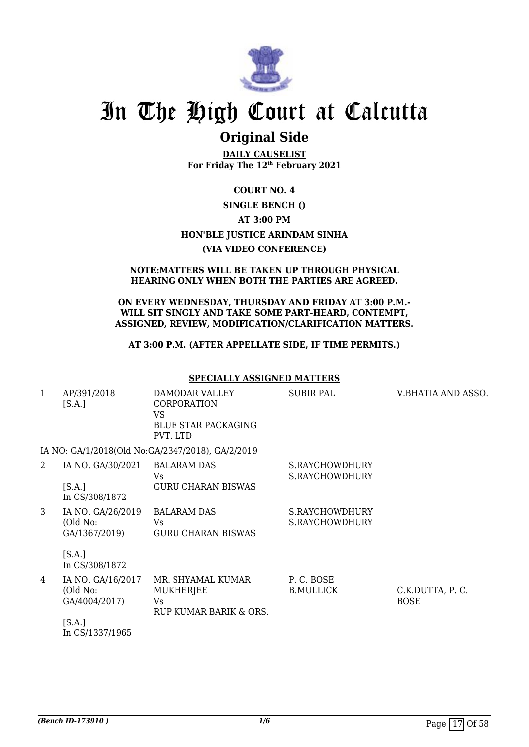# In The High Court at Calcutta

## Original Side

**DAILY CAUSELIST**
**For Friday The 12th February 2021**

**COURT NO. 4**

**SINGLE BENCH ()**

**AT 3:00 PM**

**HON'BLE JUSTICE ARINDAM SINHA**

**(VIA VIDEO CONFERENCE)**

**NOTE:MATTERS WILL BE TAKEN UP THROUGH PHYSICAL HEARING ONLY WHEN BOTH THE PARTIES ARE AGREED.**

**ON EVERY WEDNESDAY, THURSDAY AND FRIDAY AT 3:00 P.M.- WILL SIT SINGLY AND TAKE SOME PART-HEARD, CONTEMPT, ASSIGNED, REVIEW, MODIFICATION/CLARIFICATION MATTERS.**

**AT 3:00 P.M. (AFTER APPELLATE SIDE, IF TIME PERMITS.)**

**SPECIALLY ASSIGNED MATTERS**

| | | | | |
|---|---|---|---|---|
| 1 | AP/391/2018 [S.A.] | DAMODAR VALLEY CORPORATION VS BLUE STAR PACKAGING PVT. LTD | SUBIR PAL | V.BHATIA AND ASSO. |
| | IA NO: GA/1/2018(Old No:GA/2347/2018), GA/2/2019 | | | |
| 2 | IA NO. GA/30/2021 [S.A.] In CS/308/1872 | BALARAM DAS Vs GURU CHARAN BISWAS | S.RAYCHOWDHURY S.RAYCHOWDHURY | |
| 3 | IA NO. GA/26/2019 (Old No: GA/1367/2019) [S.A.] In CS/308/1872 | BALARAM DAS Vs GURU CHARAN BISWAS | S.RAYCHOWDHURY S.RAYCHOWDHURY | |
| 4 | IA NO. GA/16/2017 (Old No: GA/4004/2017) [S.A.] In CS/1337/1965 | MR. SHYAMAL KUMAR MUKHERJEE Vs RUP KUMAR BARIK & ORS. | P. C. BOSE B.MULLICK | C.K.DUTTA, P. C. BOSE |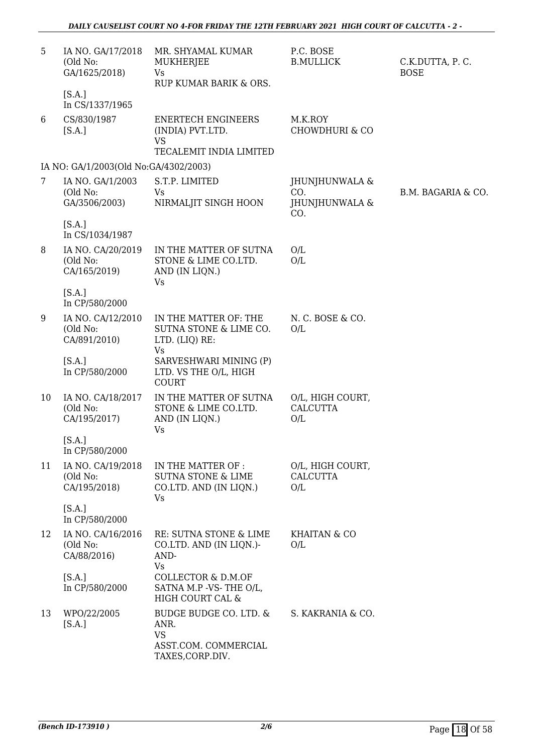| | | | | |
|---|---|---|---|---|
| 5 | IA NO. GA/17/2018 (Old No: GA/1625/2018) [S.A.] In CS/1337/1965 | MR. SHYAMAL KUMAR MUKHERJEE Vs RUP KUMAR BARIK & ORS. | P.C. BOSE B.MULLICK | C.K.DUTTA, P. C. BOSE |
| 6 | CS/830/1987 [S.A.] | ENERTECH ENGINEERS (INDIA) PVT.LTD. VS TECALEMIT INDIA LIMITED | M.K.ROY CHOWDHURI & CO | |
| | IA NO: GA/1/2003(Old No:GA/4302/2003) | | | |
| 7 | IA NO. GA/1/2003 (Old No: GA/3506/2003) [S.A.] In CS/1034/1987 | S.T.P. LIMITED Vs NIRMALJIT SINGH HOON | JHUNJHUNWALA & CO. JHUNJHUNWALA & CO. | B.M. BAGARIA & CO. |
| 8 | IA NO. CA/20/2019 (Old No: CA/165/2019) [S.A.] In CP/580/2000 | IN THE MATTER OF SUTNA STONE & LIME CO.LTD. AND (IN LIQN.) Vs | O/L O/L | |
| 9 | IA NO. CA/12/2010 (Old No: CA/891/2010) [S.A.] In CP/580/2000 | IN THE MATTER OF: THE SUTNA STONE & LIME CO. LTD. (LIQ) RE: Vs SARVESHWARI MINING (P) LTD. VS THE O/L, HIGH COURT | N. C. BOSE & CO. O/L | |
| 10 | IA NO. CA/18/2017 (Old No: CA/195/2017) [S.A.] In CP/580/2000 | IN THE MATTER OF SUTNA STONE & LIME CO.LTD. AND (IN LIQN.) Vs | O/L, HIGH COURT, CALCUTTA O/L | |
| 11 | IA NO. CA/19/2018 (Old No: CA/195/2018) [S.A.] In CP/580/2000 | IN THE MATTER OF : SUTNA STONE & LIME CO.LTD. AND (IN LIQN.) Vs | O/L, HIGH COURT, CALCUTTA O/L | |
| 12 | IA NO. CA/16/2016 (Old No: CA/88/2016) [S.A.] In CP/580/2000 | RE: SUTNA STONE & LIME CO.LTD. AND (IN LIQN.)- AND- Vs COLLECTOR & D.M.OF SATNA M.P -VS- THE O/L, HIGH COURT CAL & | KHAITAN & CO O/L | |
| 13 | WPO/22/2005 [S.A.] | BUDGE BUDGE CO. LTD. & ANR. VS ASST.COM. COMMERCIAL TAXES,CORP.DIV. | S. KAKRANIA & CO. | |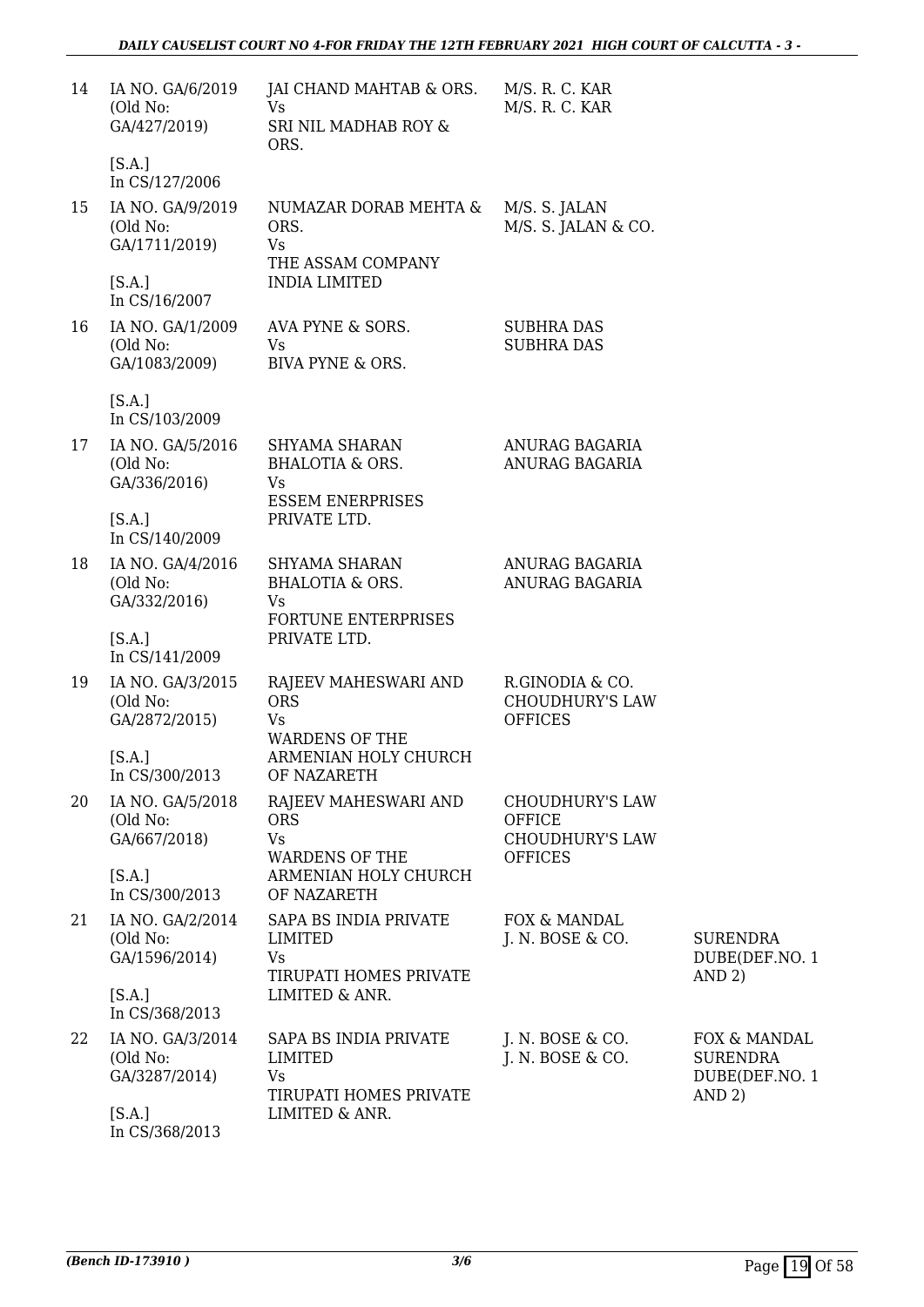| | | | | |
|---|---|---|---|---|
| 14 | IA NO. GA/6/2019 (Old No: GA/427/2019) [S.A.] In CS/127/2006 | JAI CHAND MAHTAB & ORS. Vs SRI NIL MADHAB ROY & ORS. | M/S. R. C. KAR M/S. R. C. KAR | |
| 15 | IA NO. GA/9/2019 (Old No: GA/1711/2019) [S.A.] In CS/16/2007 | NUMAZAR DORAB MEHTA & ORS. Vs THE ASSAM COMPANY INDIA LIMITED | M/S. S. JALAN M/S. S. JALAN & CO. | |
| 16 | IA NO. GA/1/2009 (Old No: GA/1083/2009) [S.A.] In CS/103/2009 | AVA PYNE & SORS. Vs BIVA PYNE & ORS. | SUBHRA DAS SUBHRA DAS | |
| 17 | IA NO. GA/5/2016 (Old No: GA/336/2016) [S.A.] In CS/140/2009 | SHYAMA SHARAN BHALOTIA & ORS. Vs ESSEM ENERPRISES PRIVATE LTD. | ANURAG BAGARIA ANURAG BAGARIA | |
| 18 | IA NO. GA/4/2016 (Old No: GA/332/2016) [S.A.] In CS/141/2009 | SHYAMA SHARAN BHALOTIA & ORS. Vs FORTUNE ENTERPRISES PRIVATE LTD. | ANURAG BAGARIA ANURAG BAGARIA | |
| 19 | IA NO. GA/3/2015 (Old No: GA/2872/2015) [S.A.] In CS/300/2013 | RAJEEV MAHESWARI AND ORS Vs WARDENS OF THE ARMENIAN HOLY CHURCH OF NAZARETH | R.GINODIA & CO. CHOUDHURY'S LAW OFFICES | |
| 20 | IA NO. GA/5/2018 (Old No: GA/667/2018) [S.A.] In CS/300/2013 | RAJEEV MAHESWARI AND ORS Vs WARDENS OF THE ARMENIAN HOLY CHURCH OF NAZARETH | CHOUDHURY'S LAW OFFICE CHOUDHURY'S LAW OFFICES | |
| 21 | IA NO. GA/2/2014 (Old No: GA/1596/2014) [S.A.] In CS/368/2013 | SAPA BS INDIA PRIVATE LIMITED Vs TIRUPATI HOMES PRIVATE LIMITED & ANR. | FOX & MANDAL J. N. BOSE & CO. | SURENDRA DUBE(DEF.NO. 1 AND 2) |
| 22 | IA NO. GA/3/2014 (Old No: GA/3287/2014) [S.A.] In CS/368/2013 | SAPA BS INDIA PRIVATE LIMITED Vs TIRUPATI HOMES PRIVATE LIMITED & ANR. | J. N. BOSE & CO. J. N. BOSE & CO. | FOX & MANDAL SURENDRA DUBE(DEF.NO. 1 AND 2) |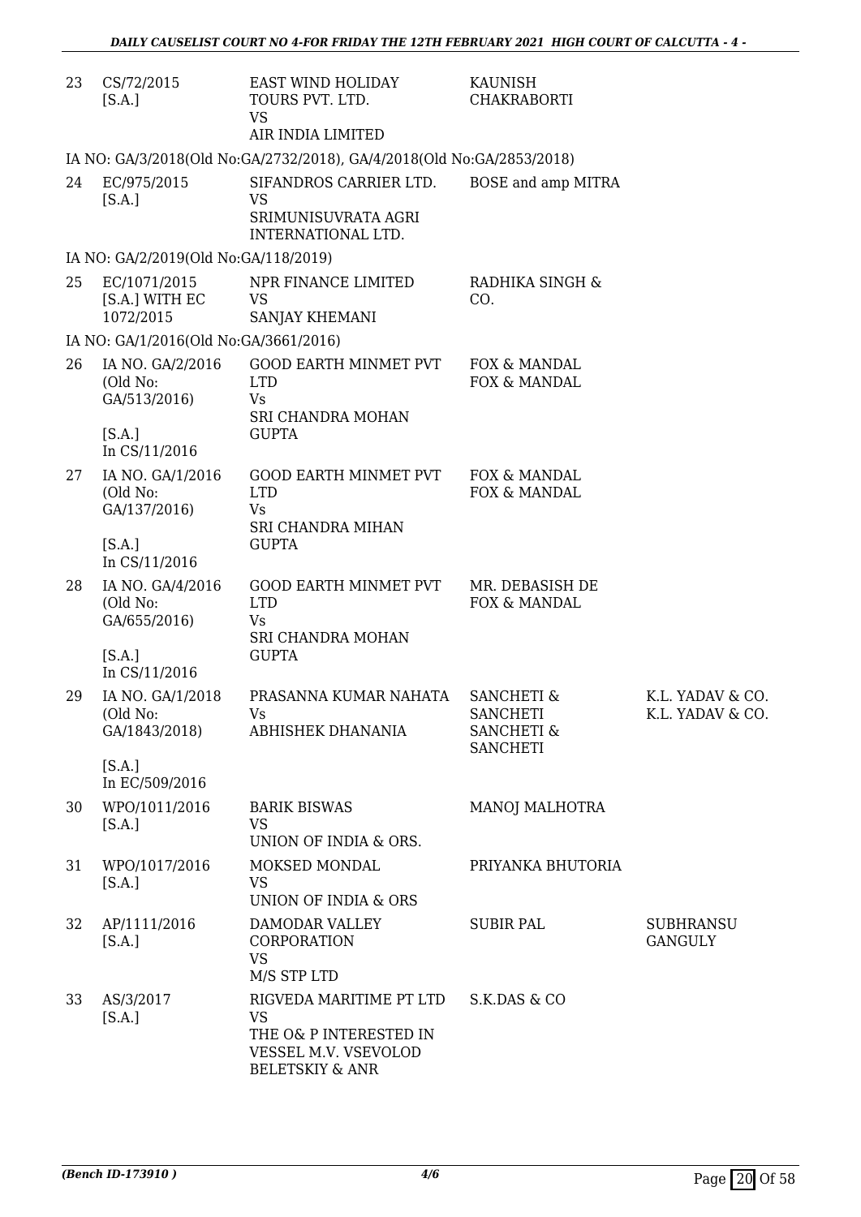| | | | | |
|---|---|---|---|---|
| 23 | CS/72/2015 [S.A.] | EAST WIND HOLIDAY TOURS PVT. LTD. VS AIR INDIA LIMITED | KAUNISH CHAKRABORTI | |
| | IA NO: GA/3/2018(Old No:GA/2732/2018), GA/4/2018(Old No:GA/2853/2018) | | | |
| 24 | EC/975/2015 [S.A.] | SIFANDROS CARRIER LTD. VS SRIMUNISUVRATA AGRI INTERNATIONAL LTD. | BOSE and amp MITRA | |
| | IA NO: GA/2/2019(Old No:GA/118/2019) | | | |
| 25 | EC/1071/2015 [S.A.] WITH EC 1072/2015 | NPR FINANCE LIMITED VS SANJAY KHEMANI | RADHIKA SINGH & CO. | |
| | IA NO: GA/1/2016(Old No:GA/3661/2016) | | | |
| 26 | IA NO. GA/2/2016 (Old No: GA/513/2016) [S.A.] In CS/11/2016 | GOOD EARTH MINMET PVT LTD Vs SRI CHANDRA MOHAN GUPTA | FOX & MANDAL FOX & MANDAL | |
| 27 | IA NO. GA/1/2016 (Old No: GA/137/2016) [S.A.] In CS/11/2016 | GOOD EARTH MINMET PVT LTD Vs SRI CHANDRA MIHAN GUPTA | FOX & MANDAL FOX & MANDAL | |
| 28 | IA NO. GA/4/2016 (Old No: GA/655/2016) [S.A.] In CS/11/2016 | GOOD EARTH MINMET PVT LTD Vs SRI CHANDRA MOHAN GUPTA | MR. DEBASISH DE FOX & MANDAL | |
| 29 | IA NO. GA/1/2018 (Old No: GA/1843/2018) [S.A.] In EC/509/2016 | PRASANNA KUMAR NAHATA Vs ABHISHEK DHANANIA | SANCHETI & SANCHETI SANCHETI & SANCHETI | K.L. YADAV & CO. K.L. YADAV & CO. |
| 30 | WPO/1011/2016 [S.A.] | BARIK BISWAS VS UNION OF INDIA & ORS. | MANOJ MALHOTRA | |
| 31 | WPO/1017/2016 [S.A.] | MOKSED MONDAL VS UNION OF INDIA & ORS | PRIYANKA BHUTORIA | |
| 32 | AP/1111/2016 [S.A.] | DAMODAR VALLEY CORPORATION VS M/S STP LTD | SUBIR PAL | SUBHRANSU GANGULY |
| 33 | AS/3/2017 [S.A.] | RIGVEDA MARITIME PT LTD VS THE O& P INTERESTED IN VESSEL M.V. VSEVOLOD BELETSKIY & ANR | S.K.DAS & CO | |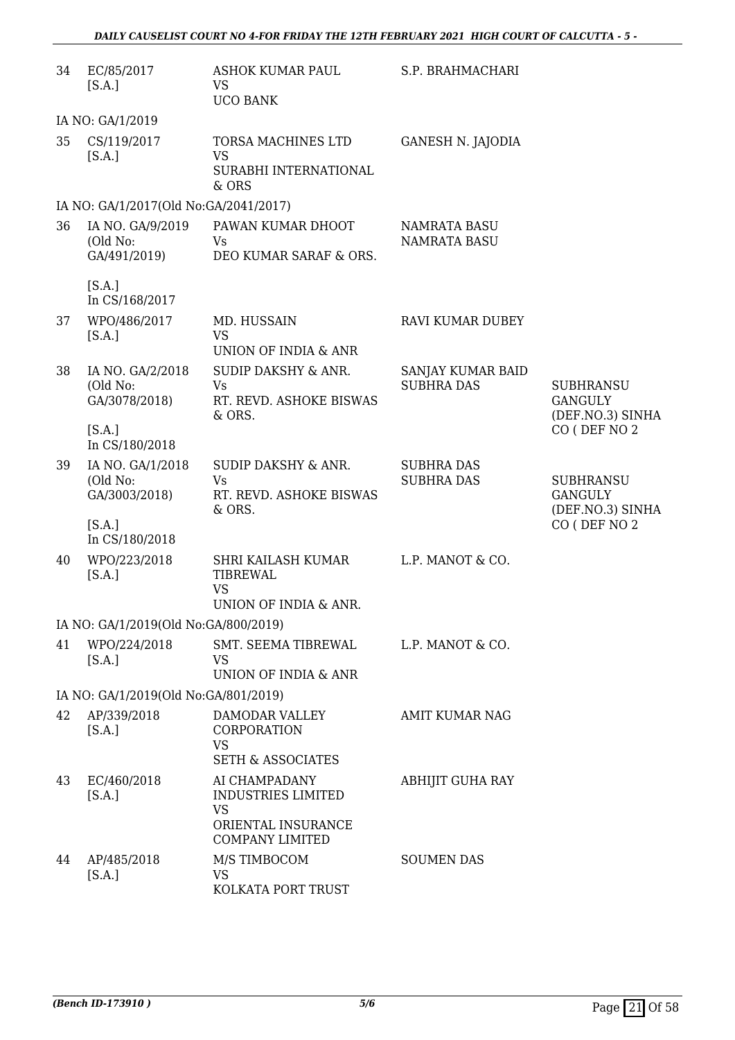| | | | | |
|---|---|---|---|---|
| 34 | EC/85/2017 [S.A.] | ASHOK KUMAR PAUL VS UCO BANK | S.P. BRAHMACHARI | |
| IA NO: GA/1/2019 | | | | |
| 35 | CS/119/2017 [S.A.] | TORSA MACHINES LTD VS SURABHI INTERNATIONAL & ORS | GANESH N. JAJODIA | |
| IA NO: GA/1/2017(Old No:GA/2041/2017) | | | | |
| 36 | IA NO. GA/9/2019 (Old No: GA/491/2019) [S.A.] In CS/168/2017 | PAWAN KUMAR DHOOT Vs DEO KUMAR SARAF & ORS. | NAMRATA BASU NAMRATA BASU | |
| 37 | WPO/486/2017 [S.A.] | MD. HUSSAIN VS UNION OF INDIA & ANR | RAVI KUMAR DUBEY | |
| 38 | IA NO. GA/2/2018 (Old No: GA/3078/2018) [S.A.] In CS/180/2018 | SUDIP DAKSHY & ANR. Vs RT. REVD. ASHOKE BISWAS & ORS. | SANJAY KUMAR BAID SUBHRA DAS | SUBHRANSU GANGULY (DEF.NO.3) SINHA CO ( DEF NO 2 |
| 39 | IA NO. GA/1/2018 (Old No: GA/3003/2018) [S.A.] In CS/180/2018 | SUDIP DAKSHY & ANR. Vs RT. REVD. ASHOKE BISWAS & ORS. | SUBHRA DAS SUBHRA DAS | SUBHRANSU GANGULY (DEF.NO.3) SINHA CO ( DEF NO 2 |
| 40 | WPO/223/2018 [S.A.] | SHRI KAILASH KUMAR TIBREWAL VS UNION OF INDIA & ANR. | L.P. MANOT & CO. | |
| IA NO: GA/1/2019(Old No:GA/800/2019) | | | | |
| 41 | WPO/224/2018 [S.A.] | SMT. SEEMA TIBREWAL VS UNION OF INDIA & ANR | L.P. MANOT & CO. | |
| IA NO: GA/1/2019(Old No:GA/801/2019) | | | | |
| 42 | AP/339/2018 [S.A.] | DAMODAR VALLEY CORPORATION VS SETH & ASSOCIATES | AMIT KUMAR NAG | |
| 43 | EC/460/2018 [S.A.] | AI CHAMPADANY INDUSTRIES LIMITED VS ORIENTAL INSURANCE COMPANY LIMITED | ABHIJIT GUHA RAY | |
| 44 | AP/485/2018 [S.A.] | M/S TIMBOCOM VS KOLKATA PORT TRUST | SOUMEN DAS | |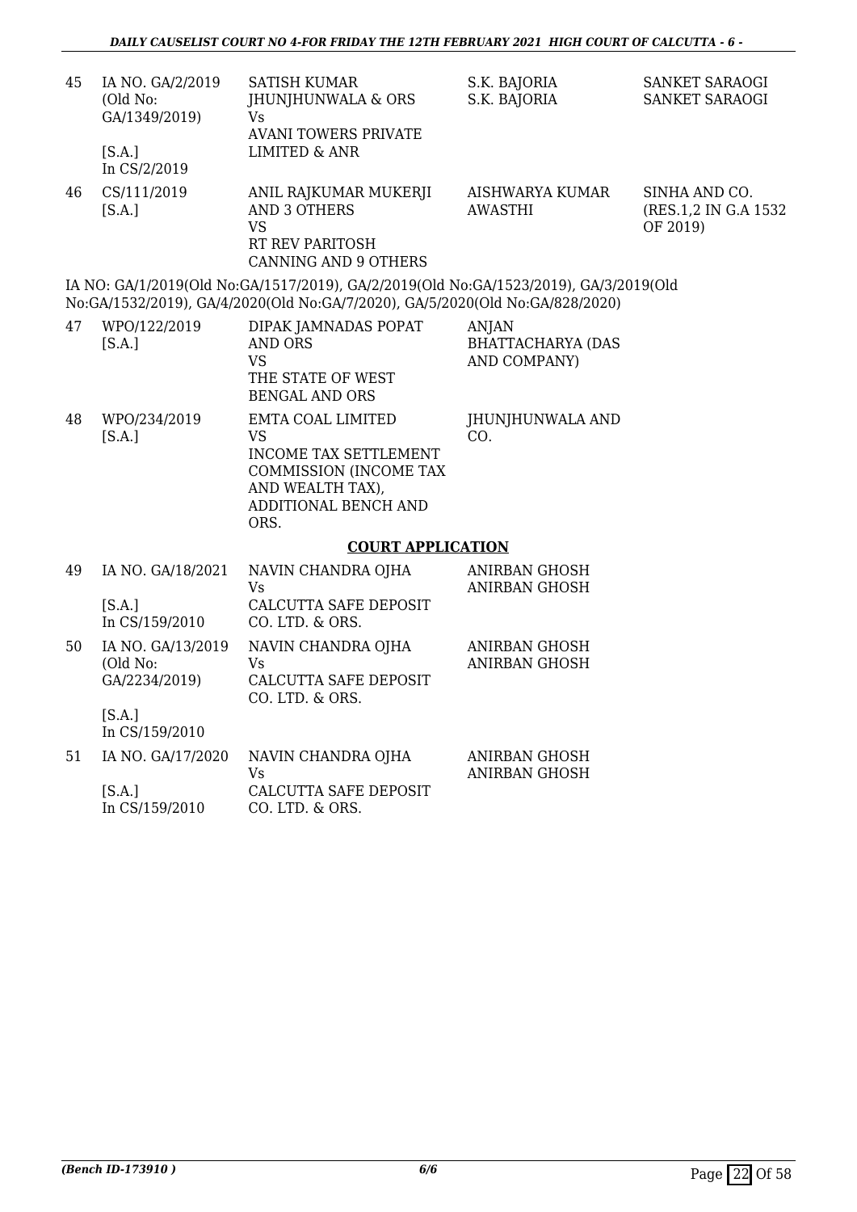| 45 | IA NO. GA/2/2019 (Old No: GA/1349/2019)<br>[S.A.]<br>In CS/2/2019 | SATISH KUMAR JHUNJHUNWALA & ORS<br>Vs<br>AVANI TOWERS PRIVATE LIMITED & ANR | S.K. BAJORIA<br>S.K. BAJORIA | SANKET SARAOGI<br>SANKET SARAOGI |
|---|---|---|---|---|
| 46 | CS/111/2019<br>[S.A.] | ANIL RAJKUMAR MUKERJI AND 3 OTHERS<br>VS<br>RT REV PARITOSH CANNING AND 9 OTHERS | AISHWARYA KUMAR AWASTHI | SINHA AND CO. (RES.1,2 IN G.A 1532 OF 2019) |

IA NO: GA/1/2019(Old No:GA/1517/2019), GA/2/2019(Old No:GA/1523/2019), GA/3/2019(Old No:GA/1532/2019), GA/4/2020(Old No:GA/7/2020), GA/5/2020(Old No:GA/828/2020)

| 47 | WPO/122/2019<br>[S.A.] | DIPAK JAMNADAS POPAT AND ORS<br>VS<br>THE STATE OF WEST BENGAL AND ORS | ANJAN BHATTACHARYA (DAS AND COMPANY) | |
|---|---|---|---|---|
| 48 | WPO/234/2019<br>[S.A.] | EMTA COAL LIMITED<br>VS<br>INCOME TAX SETTLEMENT COMMISSION (INCOME TAX AND WEALTH TAX), ADDITIONAL BENCH AND ORS. | JHUNJHUNWALA AND CO. | |

## COURT APPLICATION

| 49 | IA NO. GA/18/2021<br>[S.A.]<br>In CS/159/2010 | NAVIN CHANDRA OJHA<br>Vs<br>CALCUTTA SAFE DEPOSIT CO. LTD. & ORS. | ANIRBAN GHOSH<br>ANIRBAN GHOSH | |
|---|---|---|---|---|
| 50 | IA NO. GA/13/2019 (Old No: GA/2234/2019)<br>[S.A.]<br>In CS/159/2010 | NAVIN CHANDRA OJHA<br>Vs<br>CALCUTTA SAFE DEPOSIT CO. LTD. & ORS. | ANIRBAN GHOSH<br>ANIRBAN GHOSH | |
| 51 | IA NO. GA/17/2020<br>[S.A.]<br>In CS/159/2010 | NAVIN CHANDRA OJHA<br>Vs<br>CALCUTTA SAFE DEPOSIT CO. LTD. & ORS. | ANIRBAN GHOSH<br>ANIRBAN GHOSH | |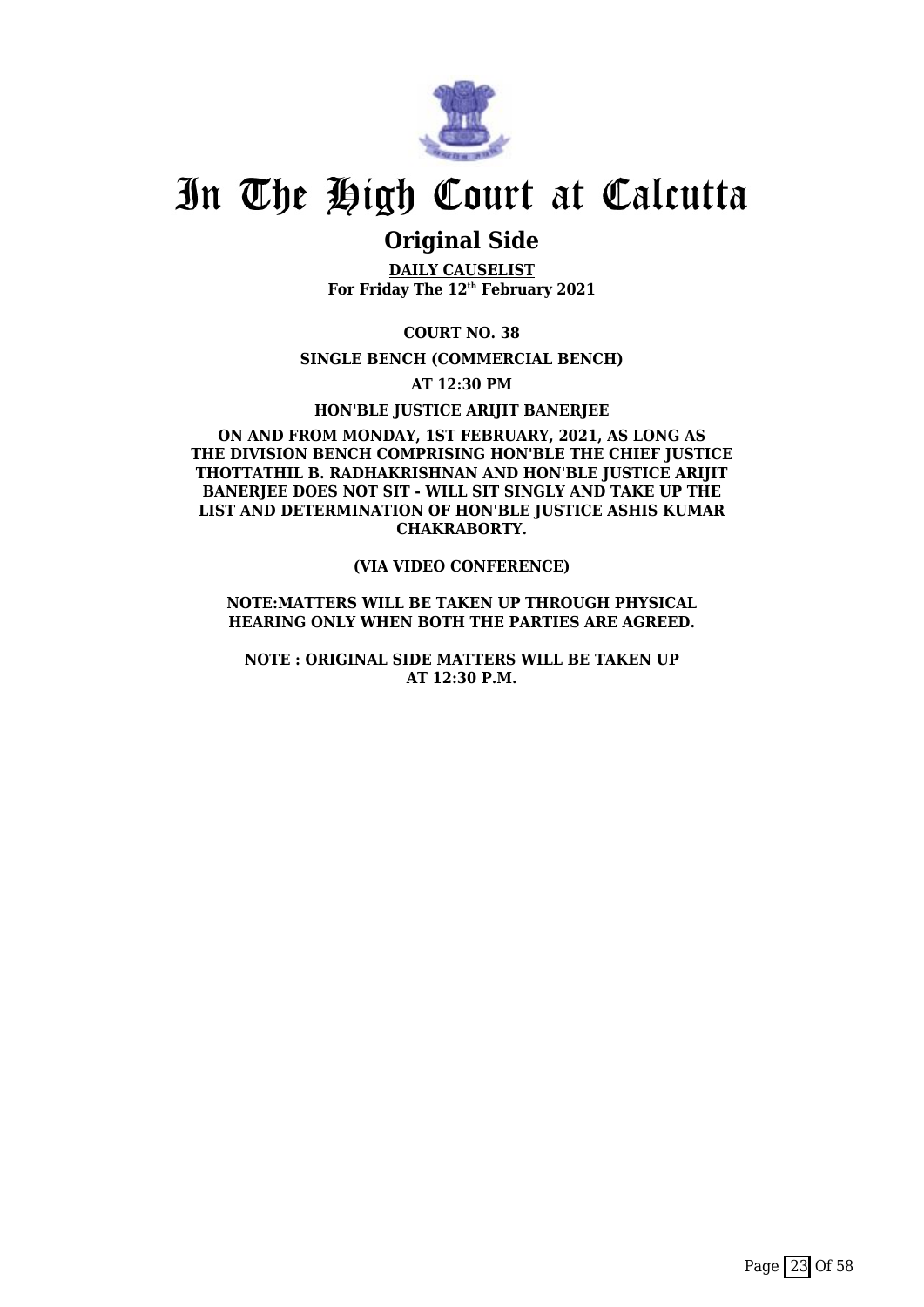# In The High Court at Calcutta

## Original Side

**DAILY CAUSELIST**
**For Friday The 12th February 2021**

**COURT NO. 38**

**SINGLE BENCH (COMMERCIAL BENCH)**

**AT 12:30 PM**

**HON'BLE JUSTICE ARIJIT BANERJEE**

**ON AND FROM MONDAY, 1ST FEBRUARY, 2021, AS LONG AS THE DIVISION BENCH COMPRISING HON'BLE THE CHIEF JUSTICE THOTTATHIL B. RADHAKRISHNAN AND HON'BLE JUSTICE ARIJIT BANERJEE DOES NOT SIT - WILL SIT SINGLY AND TAKE UP THE LIST AND DETERMINATION OF HON'BLE JUSTICE ASHIS KUMAR CHAKRABORTY.**

**(VIA VIDEO CONFERENCE)**

**NOTE:MATTERS WILL BE TAKEN UP THROUGH PHYSICAL HEARING ONLY WHEN BOTH THE PARTIES ARE AGREED.**

**NOTE : ORIGINAL SIDE MATTERS WILL BE TAKEN UP AT 12:30 P.M.**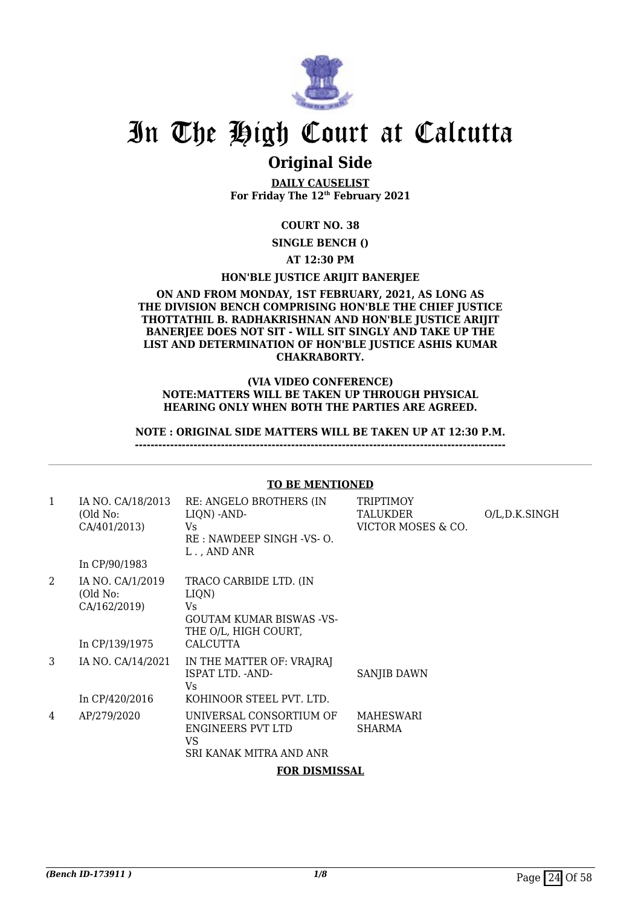# In The High Court at Calcutta

## Original Side

**DAILY CAUSELIST**
**For Friday The 12th February 2021**

**COURT NO. 38**

**SINGLE BENCH ()**

**AT 12:30 PM**

**HON'BLE JUSTICE ARIJIT BANERJEE**

**ON AND FROM MONDAY, 1ST FEBRUARY, 2021, AS LONG AS THE DIVISION BENCH COMPRISING HON'BLE THE CHIEF JUSTICE THOTTATHIL B. RADHAKRISHNAN AND HON'BLE JUSTICE ARIJIT BANERJEE DOES NOT SIT - WILL SIT SINGLY AND TAKE UP THE LIST AND DETERMINATION OF HON'BLE JUSTICE ASHIS KUMAR CHAKRABORTY.**

**(VIA VIDEO CONFERENCE)**
**NOTE:MATTERS WILL BE TAKEN UP THROUGH PHYSICAL HEARING ONLY WHEN BOTH THE PARTIES ARE AGREED.**

**NOTE : ORIGINAL SIDE MATTERS WILL BE TAKEN UP AT 12:30 P.M.**
**-----------------------------------------------------------------------------------------------**

**TO BE MENTIONED**

| | | | | |
|---|---|---|---|---|
| 1 | IA NO. CA/18/2013 (Old No: CA/401/2013)<br><br>In CP/90/1983 | RE: ANGELO BROTHERS (IN LIQN) -AND-<br>Vs<br>RE : NAWDEEP SINGH -VS- O. L . , AND ANR | TRIPTIMOY TALUKDER VICTOR MOSES & CO. | O/L,D.K.SINGH |
| 2 | IA NO. CA/1/2019 (Old No: CA/162/2019)<br><br>In CP/139/1975 | TRACO CARBIDE LTD. (IN LIQN)<br>Vs<br>GOUTAM KUMAR BISWAS -VS- THE O/L, HIGH COURT, CALCUTTA | | |
| 3 | IA NO. CA/14/2021<br><br>In CP/420/2016 | IN THE MATTER OF: VRAJRAJ ISPAT LTD. -AND-<br>Vs<br>KOHINOOR STEEL PVT. LTD. | SANJIB DAWN | |
| 4 | AP/279/2020 | UNIVERSAL CONSORTIUM OF ENGINEERS PVT LTD<br>VS<br>SRI KANAK MITRA AND ANR | MAHESWARI SHARMA | |

**FOR DISMISSAL**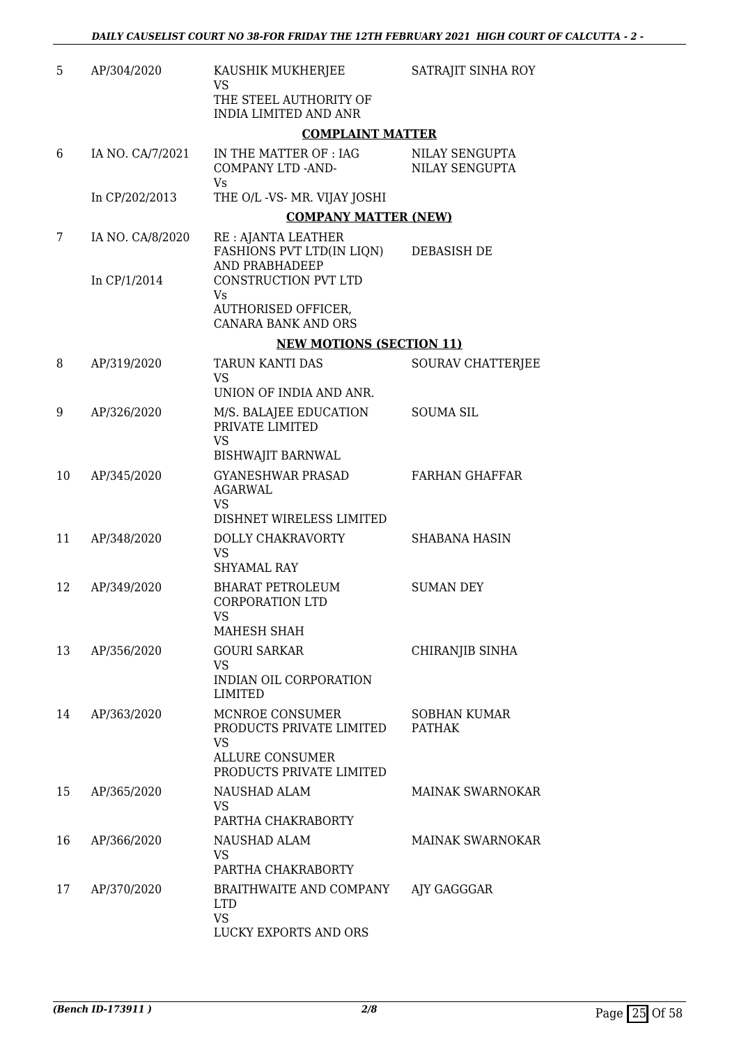| | | | |
|---|---|---|---|
| 5 | AP/304/2020 | KAUSHIK MUKHERJEE<br>VS<br>THE STEEL AUTHORITY OF INDIA LIMITED AND ANR | SATRAJIT SINHA ROY |

**COMPLAINT MATTER**

| | | | |
|---|---|---|---|
| 6 | IA NO. CA/7/2021<br><br>In CP/202/2013 | IN THE MATTER OF : IAG COMPANY LTD -AND-<br>Vs<br>THE O/L -VS- MR. VIJAY JOSHI | NILAY SENGUPTA<br>NILAY SENGUPTA |

**COMPANY MATTER (NEW)**

| | | | |
|---|---|---|---|
| 7 | IA NO. CA/8/2020<br><br>In CP/1/2014 | RE : AJANTA LEATHER FASHIONS PVT LTD(IN LIQN) AND PRABHADEEP CONSTRUCTION PVT LTD<br>Vs<br>AUTHORISED OFFICER, CANARA BANK AND ORS | DEBASISH DE |

**NEW MOTIONS (SECTION 11)**

| | | | |
|---|---|---|---|
| 8 | AP/319/2020 | TARUN KANTI DAS<br>VS<br>UNION OF INDIA AND ANR. | SOURAV CHATTERJEE |
| 9 | AP/326/2020 | M/S. BALAJEE EDUCATION PRIVATE LIMITED<br>VS<br>BISHWAJIT BARNWAL | SOUMA SIL |
| 10 | AP/345/2020 | GYANESHWAR PRASAD AGARWAL<br>VS<br>DISHNET WIRELESS LIMITED | FARHAN GHAFFAR |
| 11 | AP/348/2020 | DOLLY CHAKRAVORTY<br>VS<br>SHYAMAL RAY | SHABANA HASIN |
| 12 | AP/349/2020 | BHARAT PETROLEUM CORPORATION LTD<br>VS<br>MAHESH SHAH | SUMAN DEY |
| 13 | AP/356/2020 | GOURI SARKAR<br>VS<br>INDIAN OIL CORPORATION LIMITED | CHIRANJIB SINHA |
| 14 | AP/363/2020 | MCNROE CONSUMER PRODUCTS PRIVATE LIMITED<br>VS<br>ALLURE CONSUMER PRODUCTS PRIVATE LIMITED | SOBHAN KUMAR PATHAK |
| 15 | AP/365/2020 | NAUSHAD ALAM<br>VS<br>PARTHA CHAKRABORTY | MAINAK SWARNOKAR |
| 16 | AP/366/2020 | NAUSHAD ALAM<br>VS<br>PARTHA CHAKRABORTY | MAINAK SWARNOKAR |
| 17 | AP/370/2020 | BRAITHWAITE AND COMPANY LTD<br>VS<br>LUCKY EXPORTS AND ORS | AJY GAGGGAR |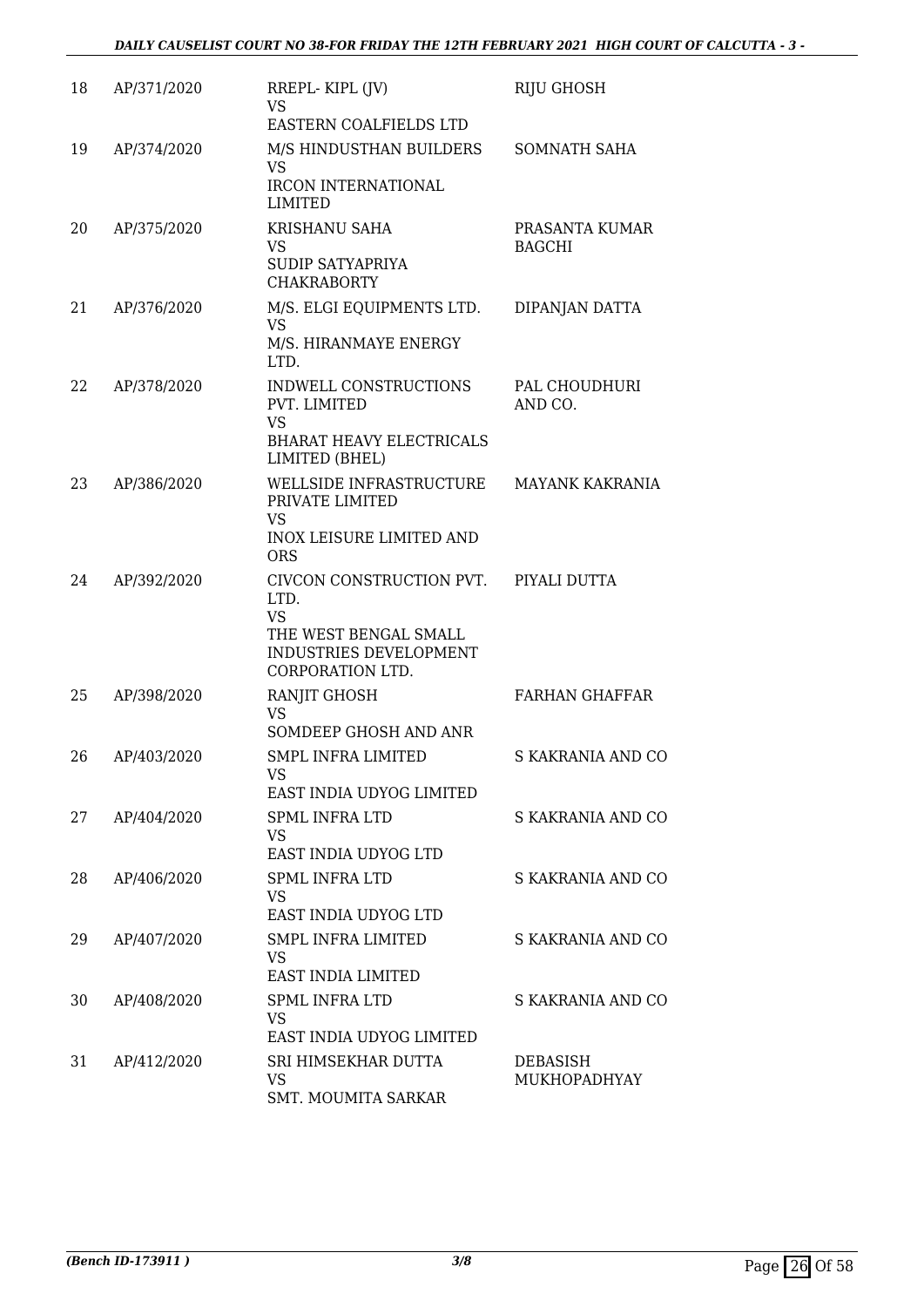| 18 | AP/371/2020 | RREPL- KIPL (JV)<br>VS<br>EASTERN COALFIELDS LTD | RIJU GHOSH |
|---|---|---|---|
| 19 | AP/374/2020 | M/S HINDUSTHAN BUILDERS<br>VS<br>IRCON INTERNATIONAL LIMITED | SOMNATH SAHA |
| 20 | AP/375/2020 | KRISHANU SAHA<br>VS<br>SUDIP SATYAPRIYA CHAKRABORTY | PRASANTA KUMAR BAGCHI |
| 21 | AP/376/2020 | M/S. ELGI EQUIPMENTS LTD.<br>VS<br>M/S. HIRANMAYE ENERGY LTD. | DIPANJAN DATTA |
| 22 | AP/378/2020 | INDWELL CONSTRUCTIONS PVT. LIMITED<br>VS<br>BHARAT HEAVY ELECTRICALS LIMITED (BHEL) | PAL CHOUDHURI AND CO. |
| 23 | AP/386/2020 | WELLSIDE INFRASTRUCTURE PRIVATE LIMITED<br>VS<br>INOX LEISURE LIMITED AND ORS | MAYANK KAKRANIA |
| 24 | AP/392/2020 | CIVCON CONSTRUCTION PVT. LTD.<br>VS<br>THE WEST BENGAL SMALL INDUSTRIES DEVELOPMENT CORPORATION LTD. | PIYALI DUTTA |
| 25 | AP/398/2020 | RANJIT GHOSH<br>VS<br>SOMDEEP GHOSH AND ANR | FARHAN GHAFFAR |
| 26 | AP/403/2020 | SMPL INFRA LIMITED<br>VS<br>EAST INDIA UDYOG LIMITED | S KAKRANIA AND CO |
| 27 | AP/404/2020 | SPML INFRA LTD<br>VS<br>EAST INDIA UDYOG LTD | S KAKRANIA AND CO |
| 28 | AP/406/2020 | SPML INFRA LTD<br>VS<br>EAST INDIA UDYOG LTD | S KAKRANIA AND CO |
| 29 | AP/407/2020 | SMPL INFRA LIMITED<br>VS<br>EAST INDIA LIMITED | S KAKRANIA AND CO |
| 30 | AP/408/2020 | SPML INFRA LTD<br>VS<br>EAST INDIA UDYOG LIMITED | S KAKRANIA AND CO |
| 31 | AP/412/2020 | SRI HIMSEKHAR DUTTA<br>VS<br>SMT. MOUMITA SARKAR | DEBASISH MUKHOPADHYAY |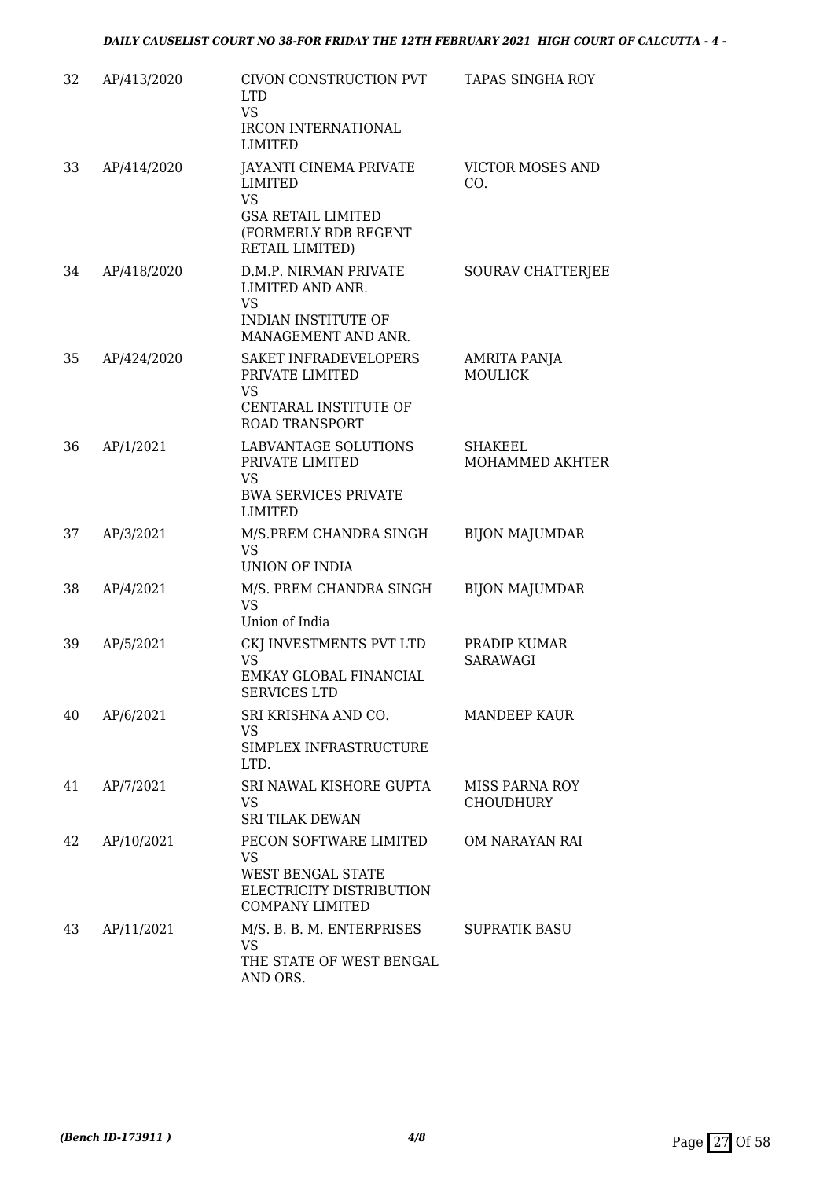| 32 | AP/413/2020 | CIVON CONSTRUCTION PVT LTD<br>VS<br>IRCON INTERNATIONAL LIMITED | TAPAS SINGHA ROY |
|---|---|---|---|
| 33 | AP/414/2020 | JAYANTI CINEMA PRIVATE LIMITED<br>VS<br>GSA RETAIL LIMITED (FORMERLY RDB REGENT RETAIL LIMITED) | VICTOR MOSES AND CO. |
| 34 | AP/418/2020 | D.M.P. NIRMAN PRIVATE LIMITED AND ANR.<br>VS<br>INDIAN INSTITUTE OF MANAGEMENT AND ANR. | SOURAV CHATTERJEE |
| 35 | AP/424/2020 | SAKET INFRADEVELOPERS PRIVATE LIMITED<br>VS<br>CENTARAL INSTITUTE OF ROAD TRANSPORT | AMRITA PANJA MOULICK |
| 36 | AP/1/2021 | LABVANTAGE SOLUTIONS PRIVATE LIMITED<br>VS<br>BWA SERVICES PRIVATE LIMITED | SHAKEEL MOHAMMED AKHTER |
| 37 | AP/3/2021 | M/S.PREM CHANDRA SINGH<br>VS<br>UNION OF INDIA | BIJON MAJUMDAR |
| 38 | AP/4/2021 | M/S. PREM CHANDRA SINGH<br>VS<br>Union of India | BIJON MAJUMDAR |
| 39 | AP/5/2021 | CKJ INVESTMENTS PVT LTD<br>VS<br>EMKAY GLOBAL FINANCIAL SERVICES LTD | PRADIP KUMAR SARAWAGI |
| 40 | AP/6/2021 | SRI KRISHNA AND CO.<br>VS<br>SIMPLEX INFRASTRUCTURE LTD. | MANDEEP KAUR |
| 41 | AP/7/2021 | SRI NAWAL KISHORE GUPTA<br>VS<br>SRI TILAK DEWAN | MISS PARNA ROY CHOUDHURY |
| 42 | AP/10/2021 | PECON SOFTWARE LIMITED<br>VS<br>WEST BENGAL STATE ELECTRICITY DISTRIBUTION COMPANY LIMITED | OM NARAYAN RAI |
| 43 | AP/11/2021 | M/S. B. B. M. ENTERPRISES<br>VS<br>THE STATE OF WEST BENGAL AND ORS. | SUPRATIK BASU |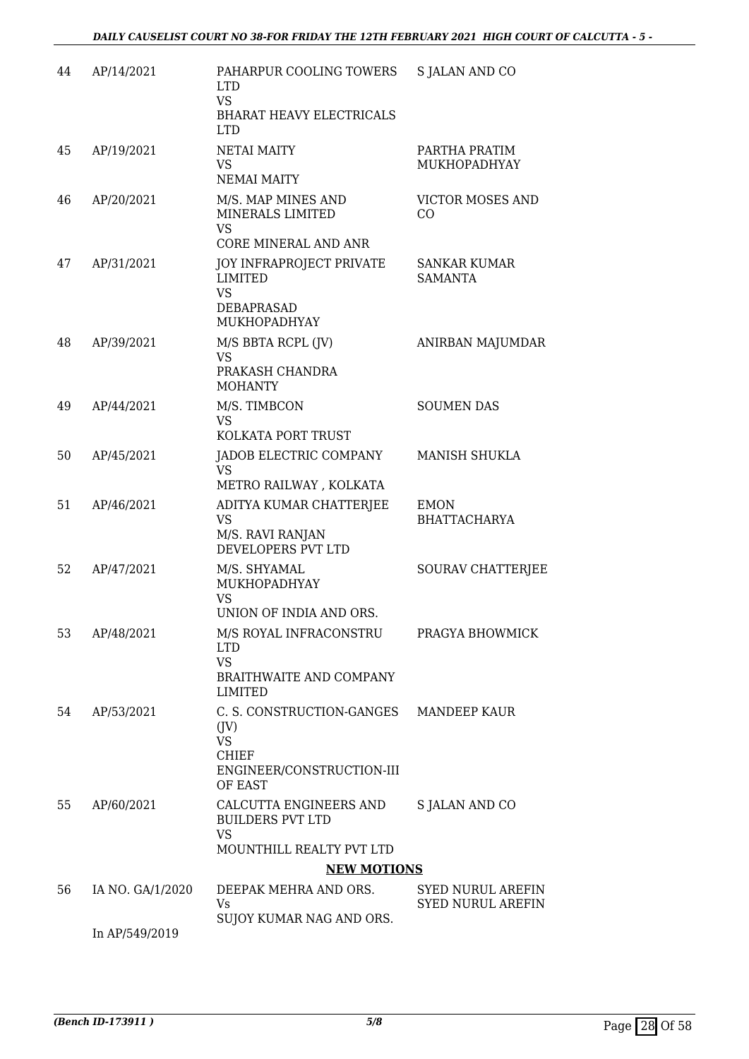| 44 | AP/14/2021 | PAHARPUR COOLING TOWERS LTD<br>VS<br>BHARAT HEAVY ELECTRICALS LTD | S JALAN AND CO |
|---|---|---|---|
| 45 | AP/19/2021 | NETAI MAITY<br>VS<br>NEMAI MAITY | PARTHA PRATIM MUKHOPADHYAY |
| 46 | AP/20/2021 | M/S. MAP MINES AND MINERALS LIMITED<br>VS<br>CORE MINERAL AND ANR | VICTOR MOSES AND CO |
| 47 | AP/31/2021 | JOY INFRAPROJECT PRIVATE LIMITED<br>VS<br>DEBAPRASAD MUKHOPADHYAY | SANKAR KUMAR SAMANTA |
| 48 | AP/39/2021 | M/S BBTA RCPL (JV)<br>VS<br>PRAKASH CHANDRA MOHANTY | ANIRBAN MAJUMDAR |
| 49 | AP/44/2021 | M/S. TIMBCON<br>VS<br>KOLKATA PORT TRUST | SOUMEN DAS |
| 50 | AP/45/2021 | JADOB ELECTRIC COMPANY<br>VS<br>METRO RAILWAY , KOLKATA | MANISH SHUKLA |
| 51 | AP/46/2021 | ADITYA KUMAR CHATTERJEE<br>VS<br>M/S. RAVI RANJAN DEVELOPERS PVT LTD | EMON BHATTACHARYA |
| 52 | AP/47/2021 | M/S. SHYAMAL MUKHOPADHYAY<br>VS<br>UNION OF INDIA AND ORS. | SOURAV CHATTERJEE |
| 53 | AP/48/2021 | M/S ROYAL INFRACONSTRU LTD<br>VS<br>BRAITHWAITE AND COMPANY LIMITED | PRAGYA BHOWMICK |
| 54 | AP/53/2021 | C. S. CONSTRUCTION-GANGES (JV)<br>VS<br>CHIEF ENGINEER/CONSTRUCTION-III OF EAST | MANDEEP KAUR |
| 55 | AP/60/2021 | CALCUTTA ENGINEERS AND BUILDERS PVT LTD<br>VS<br>MOUNTHILL REALTY PVT LTD | S JALAN AND CO |

**NEW MOTIONS**

| 56 | IA NO. GA/1/2020<br><br>In AP/549/2019 | DEEPAK MEHRA AND ORS.<br>Vs<br>SUJOY KUMAR NAG AND ORS. | SYED NURUL AREFIN<br>SYED NURUL AREFIN |
|---|---|---|---|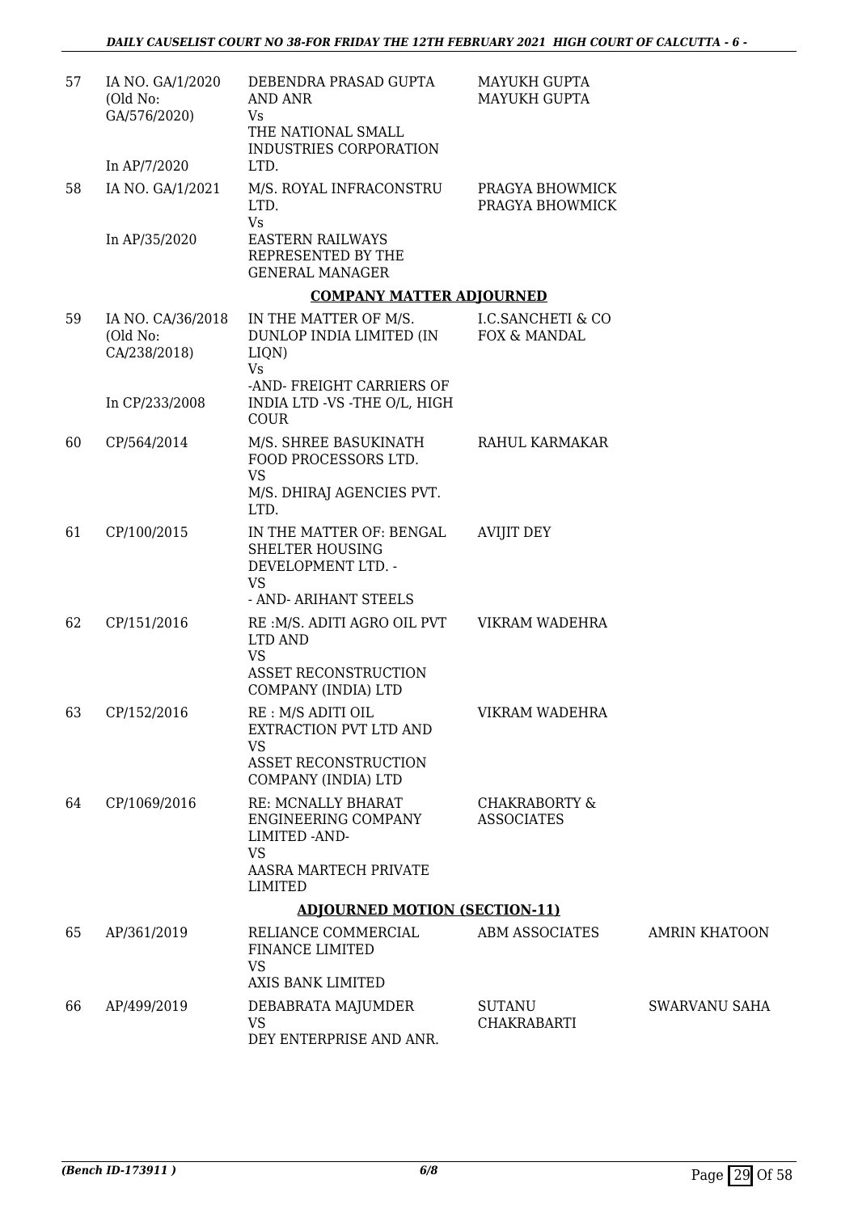| | | | | |
|---|---|---|---|---|
| 57 | IA NO. GA/1/2020 (Old No: GA/576/2020) In AP/7/2020 | DEBENDRA PRASAD GUPTA AND ANR Vs THE NATIONAL SMALL INDUSTRIES CORPORATION LTD. | MAYUKH GUPTA MAYUKH GUPTA | |
| 58 | IA NO. GA/1/2021 In AP/35/2020 | M/S. ROYAL INFRACONSTRU LTD. Vs EASTERN RAILWAYS REPRESENTED BY THE GENERAL MANAGER | PRAGYA BHOWMICK PRAGYA BHOWMICK | |

**COMPANY MATTER ADJOURNED**

| | | | | |
|---|---|---|---|---|
| 59 | IA NO. CA/36/2018 (Old No: CA/238/2018) In CP/233/2008 | IN THE MATTER OF M/S. DUNLOP INDIA LIMITED (IN LIQN) Vs -AND- FREIGHT CARRIERS OF INDIA LTD -VS -THE O/L, HIGH COUR | I.C.SANCHETI & CO FOX & MANDAL | |
| 60 | CP/564/2014 | M/S. SHREE BASUKINATH FOOD PROCESSORS LTD. VS M/S. DHIRAJ AGENCIES PVT. LTD. | RAHUL KARMAKAR | |
| 61 | CP/100/2015 | IN THE MATTER OF: BENGAL SHELTER HOUSING DEVELOPMENT LTD. - VS - AND- ARIHANT STEELS | AVIJIT DEY | |
| 62 | CP/151/2016 | RE :M/S. ADITI AGRO OIL PVT LTD AND VS ASSET RECONSTRUCTION COMPANY (INDIA) LTD | VIKRAM WADEHRA | |
| 63 | CP/152/2016 | RE : M/S ADITI OIL EXTRACTION PVT LTD AND VS ASSET RECONSTRUCTION COMPANY (INDIA) LTD | VIKRAM WADEHRA | |
| 64 | CP/1069/2016 | RE: MCNALLY BHARAT ENGINEERING COMPANY LIMITED -AND- VS AASRA MARTECH PRIVATE LIMITED | CHAKRABORTY & ASSOCIATES | |

**ADJOURNED MOTION (SECTION-11)**

| | | | | |
|---|---|---|---|---|
| 65 | AP/361/2019 | RELIANCE COMMERCIAL FINANCE LIMITED VS AXIS BANK LIMITED | ABM ASSOCIATES | AMRIN KHATOON |
| 66 | AP/499/2019 | DEBABRATA MAJUMDER VS DEY ENTERPRISE AND ANR. | SUTANU CHAKRABARTI | SWARVANU SAHA |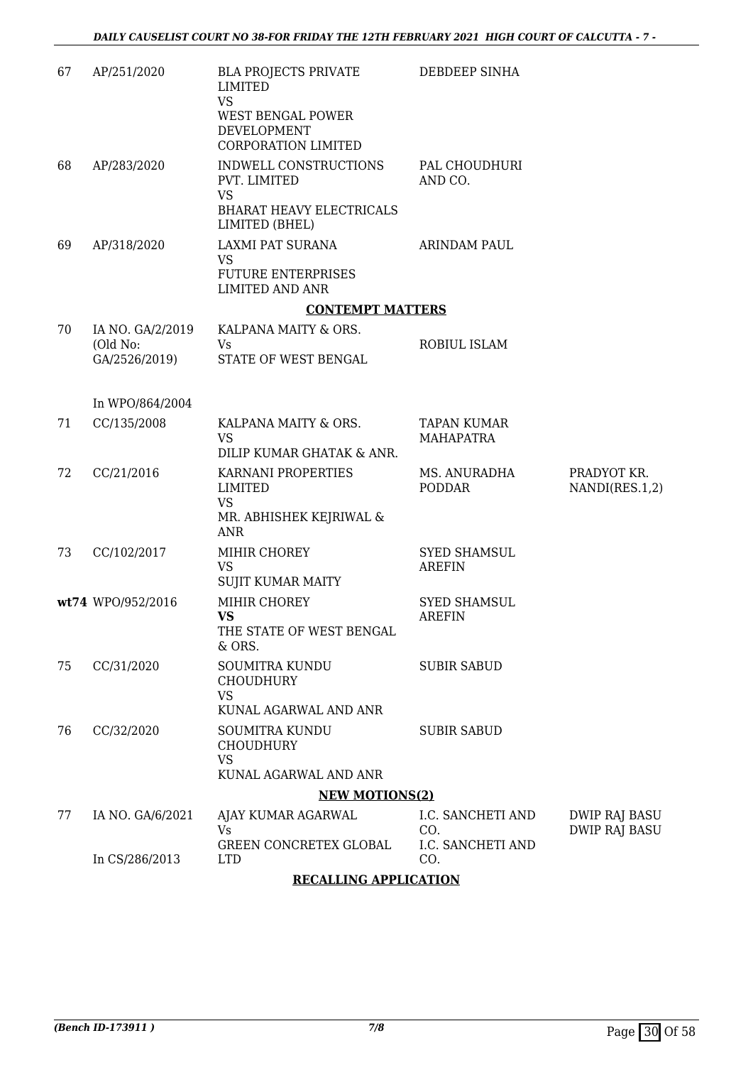| | | | | |
|---|---|---|---|---|
| 67 | AP/251/2020 | BLA PROJECTS PRIVATE LIMITED<br>VS<br>WEST BENGAL POWER DEVELOPMENT CORPORATION LIMITED | DEBDEEP SINHA | |
| 68 | AP/283/2020 | INDWELL CONSTRUCTIONS PVT. LIMITED<br>VS<br>BHARAT HEAVY ELECTRICALS LIMITED (BHEL) | PAL CHOUDHURI AND CO. | |
| 69 | AP/318/2020 | LAXMI PAT SURANA<br>VS<br>FUTURE ENTERPRISES LIMITED AND ANR | ARINDAM PAUL | |

**CONTEMPT MATTERS**

| | | | | |
|---|---|---|---|---|
| 70 | IA NO. GA/2/2019 (Old No: GA/2526/2019)<br><br>In WPO/864/2004 | KALPANA MAITY & ORS.<br>Vs<br>STATE OF WEST BENGAL | ROBIUL ISLAM | |
| 71 | CC/135/2008 | KALPANA MAITY & ORS.<br>VS<br>DILIP KUMAR GHATAK & ANR. | TAPAN KUMAR MAHAPATRA | |
| 72 | CC/21/2016 | KARNANI PROPERTIES LIMITED<br>VS<br>MR. ABHISHEK KEJRIWAL & ANR | MS. ANURADHA PODDAR | PRADYOT KR. NANDI(RES.1,2) |
| 73 | CC/102/2017 | MIHIR CHOREY<br>VS<br>SUJIT KUMAR MAITY | SYED SHAMSUL AREFIN | |
| **wt74** | WPO/952/2016 | MIHIR CHOREY<br>**VS**<br>THE STATE OF WEST BENGAL & ORS. | SYED SHAMSUL AREFIN | |
| 75 | CC/31/2020 | SOUMITRA KUNDU CHOUDHURY<br>VS<br>KUNAL AGARWAL AND ANR | SUBIR SABUD | |
| 76 | CC/32/2020 | SOUMITRA KUNDU CHOUDHURY<br>VS<br>KUNAL AGARWAL AND ANR | SUBIR SABUD | |

**NEW MOTIONS(2)**

| | | | | |
|---|---|---|---|---|
| 77 | IA NO. GA/6/2021<br><br>In CS/286/2013 | AJAY KUMAR AGARWAL<br>Vs<br>GREEN CONCRETEX GLOBAL LTD | I.C. SANCHETI AND CO.<br>I.C. SANCHETI AND CO. | DWIP RAJ BASU<br>DWIP RAJ BASU |

**RECALLING APPLICATION**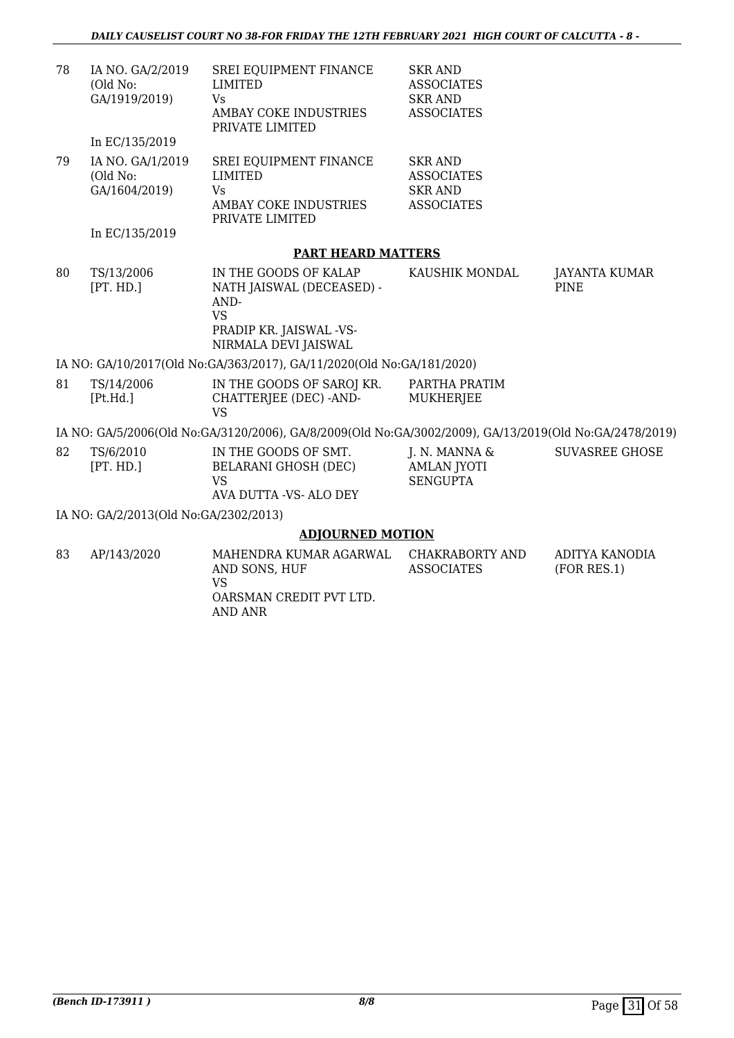| | | | | |
|---|---|---|---|---|
| 78 | IA NO. GA/2/2019 (Old No: GA/1919/2019)<br><br>In EC/135/2019 | SREI EQUIPMENT FINANCE LIMITED<br>Vs<br>AMBAY COKE INDUSTRIES PRIVATE LIMITED | SKR AND ASSOCIATES<br>SKR AND ASSOCIATES | |
| 79 | IA NO. GA/1/2019 (Old No: GA/1604/2019)<br><br>In EC/135/2019 | SREI EQUIPMENT FINANCE LIMITED<br>Vs<br>AMBAY COKE INDUSTRIES PRIVATE LIMITED | SKR AND ASSOCIATES<br>SKR AND ASSOCIATES | |

**PART HEARD MATTERS**

| | | | | |
|---|---|---|---|---|
| 80 | TS/13/2006 [PT. HD.] | IN THE GOODS OF KALAP NATH JAISWAL (DECEASED) -AND-<br>VS<br>PRADIP KR. JAISWAL -VS- NIRMALA DEVI JAISWAL | KAUSHIK MONDAL | JAYANTA KUMAR PINE |

IA NO: GA/10/2017(Old No:GA/363/2017), GA/11/2020(Old No:GA/181/2020)

| | | | | |
|---|---|---|---|---|
| 81 | TS/14/2006 [Pt.Hd.] | IN THE GOODS OF SAROJ KR. CHATTERJEE (DEC) -AND-<br>VS | PARTHA PRATIM MUKHERJEE | |

IA NO: GA/5/2006(Old No:GA/3120/2006), GA/8/2009(Old No:GA/3002/2009), GA/13/2019(Old No:GA/2478/2019)

| | | | | |
|---|---|---|---|---|
| 82 | TS/6/2010 [PT. HD.] | IN THE GOODS OF SMT. BELARANI GHOSH (DEC)<br>VS<br>AVA DUTTA -VS- ALO DEY | J. N. MANNA & AMLAN JYOTI SENGUPTA | SUVASREE GHOSE |

IA NO: GA/2/2013(Old No:GA/2302/2013)

**ADJOURNED MOTION**

| | | | | |
|---|---|---|---|---|
| 83 | AP/143/2020 | MAHENDRA KUMAR AGARWAL AND SONS, HUF<br>VS<br>OARSMAN CREDIT PVT LTD. AND ANR | CHAKRABORTY AND ASSOCIATES | ADITYA KANODIA (FOR RES.1) |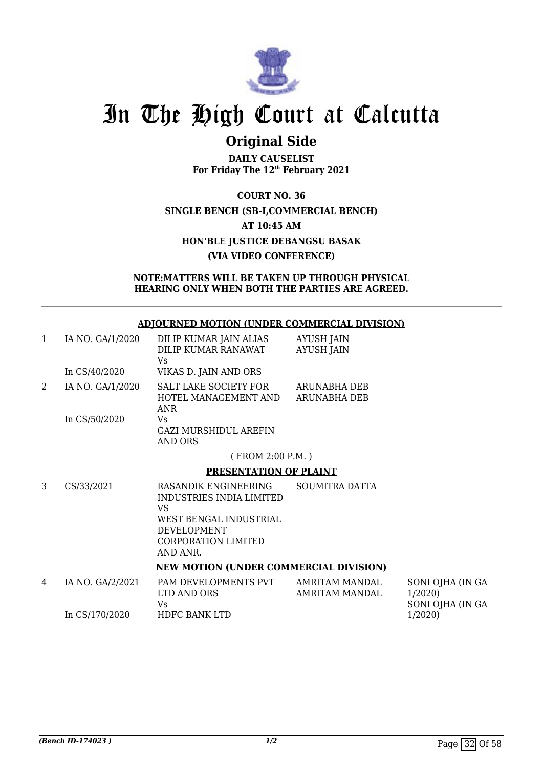# In The High Court at Calcutta

## Original Side

**DAILY CAUSELIST**
**For Friday The 12th February 2021**

**COURT NO. 36**
**SINGLE BENCH (SB-I,COMMERCIAL BENCH)**
**AT 10:45 AM**
**HON'BLE JUSTICE DEBANGSU BASAK**
**(VIA VIDEO CONFERENCE)**

**NOTE:MATTERS WILL BE TAKEN UP THROUGH PHYSICAL HEARING ONLY WHEN BOTH THE PARTIES ARE AGREED.**

---

**ADJOURNED MOTION (UNDER COMMERCIAL DIVISION)**

| | | | | |
|---|---|---|---|---|
| 1 | IA NO. GA/1/2020<br>In CS/40/2020 | DILIP KUMAR JAIN ALIAS DILIP KUMAR RANAWAT<br>Vs<br>VIKAS D. JAIN AND ORS | AYUSH JAIN<br>AYUSH JAIN | |
| 2 | IA NO. GA/1/2020<br>In CS/50/2020 | SALT LAKE SOCIETY FOR HOTEL MANAGEMENT AND ANR<br>Vs<br>GAZI MURSHIDUL AREFIN AND ORS | ARUNABHA DEB<br>ARUNABHA DEB | |

( FROM 2:00 P.M. )

**PRESENTATION OF PLAINT**

| | | | | |
|---|---|---|---|---|
| 3 | CS/33/2021 | RASANDIK ENGINEERING INDUSTRIES INDIA LIMITED<br>VS<br>WEST BENGAL INDUSTRIAL DEVELOPMENT CORPORATION LIMITED AND ANR. | SOUMITRA DATTA | |

**NEW MOTION (UNDER COMMERCIAL DIVISION)**

| | | | | |
|---|---|---|---|---|
| 4 | IA NO. GA/2/2021<br>In CS/170/2020 | PAM DEVELOPMENTS PVT LTD AND ORS<br>Vs<br>HDFC BANK LTD | AMRITAM MANDAL<br>AMRITAM MANDAL | SONI OJHA (IN GA 1/2020)<br>SONI OJHA (IN GA 1/2020) |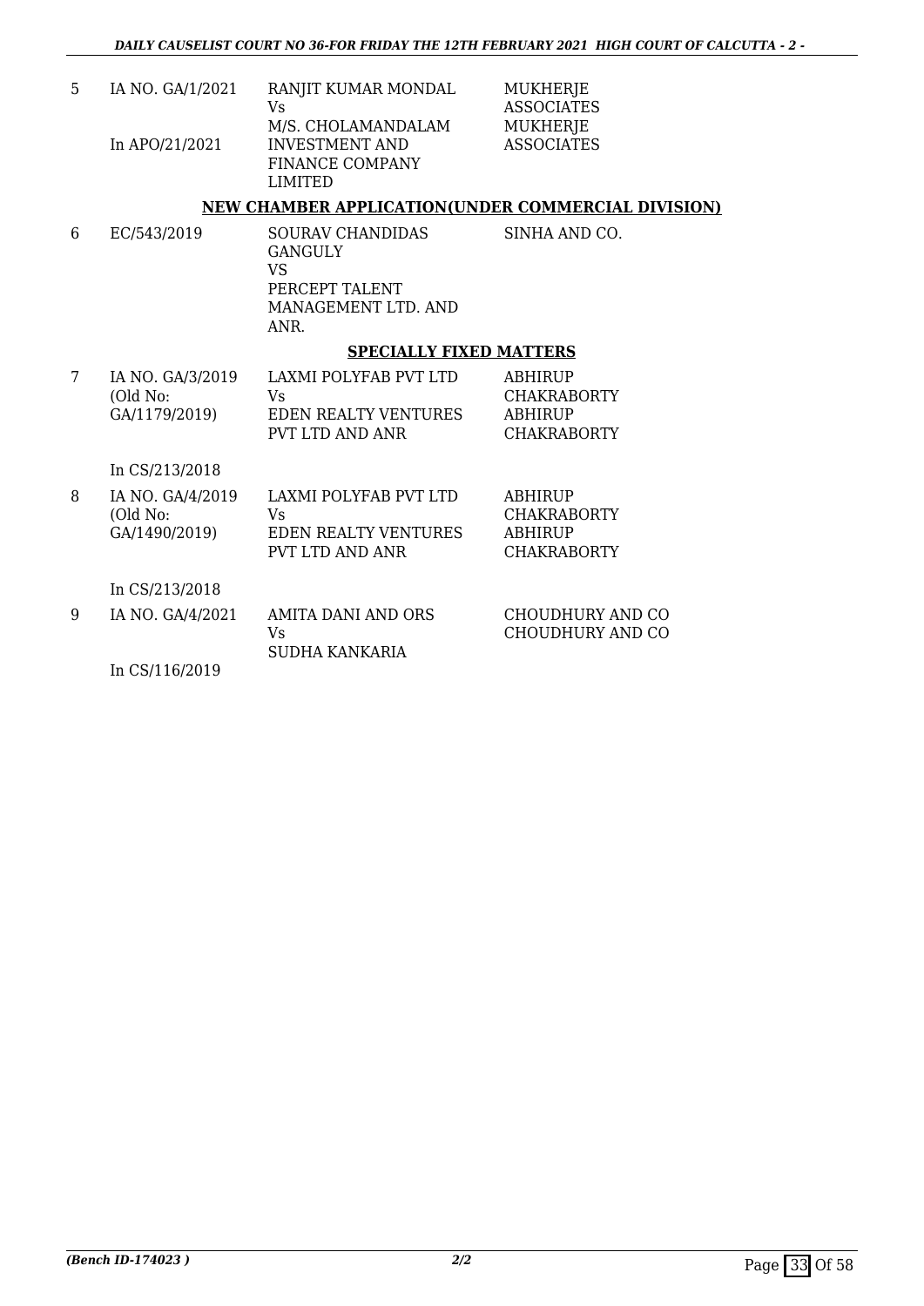| | | | |
|---|---|---|---|
| 5 | IA NO. GA/1/2021<br><br>In APO/21/2021 | RANJIT KUMAR MONDAL<br>Vs<br>M/S. CHOLAMANDALAM INVESTMENT AND FINANCE COMPANY LIMITED | MUKHERJE ASSOCIATES<br>MUKHERJE ASSOCIATES |

## NEW CHAMBER APPLICATION(UNDER COMMERCIAL DIVISION)

| | | | |
|---|---|---|---|
| 6 | EC/543/2019 | SOURAV CHANDIDAS GANGULY<br>VS<br>PERCEPT TALENT MANAGEMENT LTD. AND ANR. | SINHA AND CO. |

## SPECIALLY FIXED MATTERS

| | | | |
|---|---|---|---|
| 7 | IA NO. GA/3/2019<br>(Old No: GA/1179/2019)<br><br>In CS/213/2018 | LAXMI POLYFAB PVT LTD<br>Vs<br>EDEN REALTY VENTURES PVT LTD AND ANR | ABHIRUP CHAKRABORTY<br>ABHIRUP CHAKRABORTY |
| 8 | IA NO. GA/4/2019<br>(Old No: GA/1490/2019)<br><br>In CS/213/2018 | LAXMI POLYFAB PVT LTD<br>Vs<br>EDEN REALTY VENTURES PVT LTD AND ANR | ABHIRUP CHAKRABORTY<br>ABHIRUP CHAKRABORTY |
| 9 | IA NO. GA/4/2021<br><br>In CS/116/2019 | AMITA DANI AND ORS<br>Vs<br>SUDHA KANKARIA | CHOUDHURY AND CO<br>CHOUDHURY AND CO |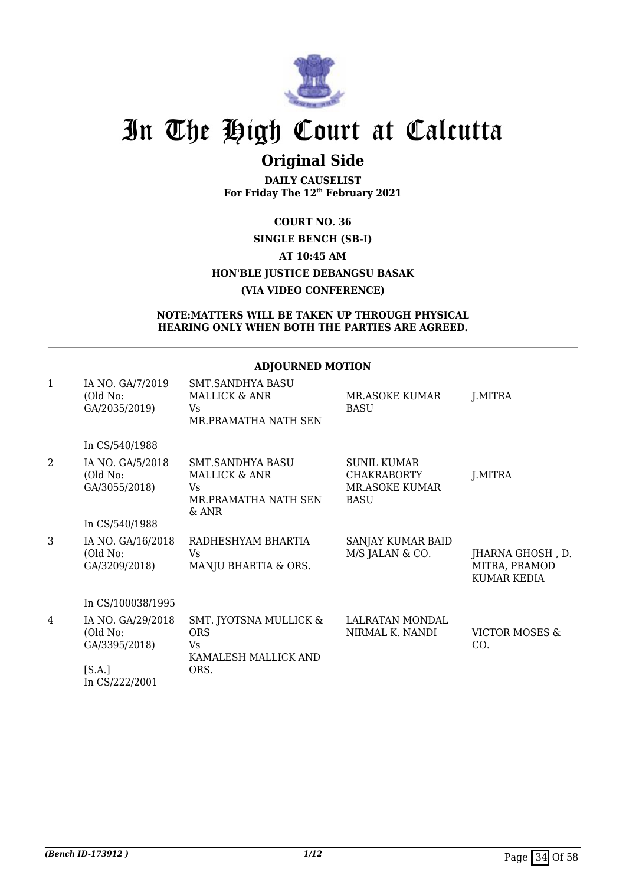# In The High Court at Calcutta

## Original Side

**DAILY CAUSELIST**
**For Friday The 12th February 2021**

**COURT NO. 36**
**SINGLE BENCH (SB-I)**
**AT 10:45 AM**
**HON'BLE JUSTICE DEBANGSU BASAK**
**(VIA VIDEO CONFERENCE)**

**NOTE:MATTERS WILL BE TAKEN UP THROUGH PHYSICAL HEARING ONLY WHEN BOTH THE PARTIES ARE AGREED.**

**ADJOURNED MOTION**

| | | | | |
|---|---|---|---|---|
| 1 | IA NO. GA/7/2019 (Old No: GA/2035/2019)<br><br>In CS/540/1988 | SMT.SANDHYA BASU MALLICK & ANR<br>Vs<br>MR.PRAMATHA NATH SEN | MR.ASOKE KUMAR BASU | J.MITRA |
| 2 | IA NO. GA/5/2018 (Old No: GA/3055/2018)<br><br>In CS/540/1988 | SMT.SANDHYA BASU MALLICK & ANR<br>Vs<br>MR.PRAMATHA NATH SEN & ANR | SUNIL KUMAR CHAKRABORTY<br>MR.ASOKE KUMAR BASU | J.MITRA |
| 3 | IA NO. GA/16/2018 (Old No: GA/3209/2018)<br><br>In CS/100038/1995 | RADHESHYAM BHARTIA<br>Vs<br>MANJU BHARTIA & ORS. | SANJAY KUMAR BAID<br>M/S JALAN & CO. | JHARNA GHOSH , D. MITRA, PRAMOD KUMAR KEDIA |
| 4 | IA NO. GA/29/2018 (Old No: GA/3395/2018)<br><br>[S.A.]<br>In CS/222/2001 | SMT. JYOTSNA MULLICK & ORS<br>Vs<br>KAMALESH MALLICK AND ORS. | LALRATAN MONDAL<br>NIRMAL K. NANDI | VICTOR MOSES & CO. |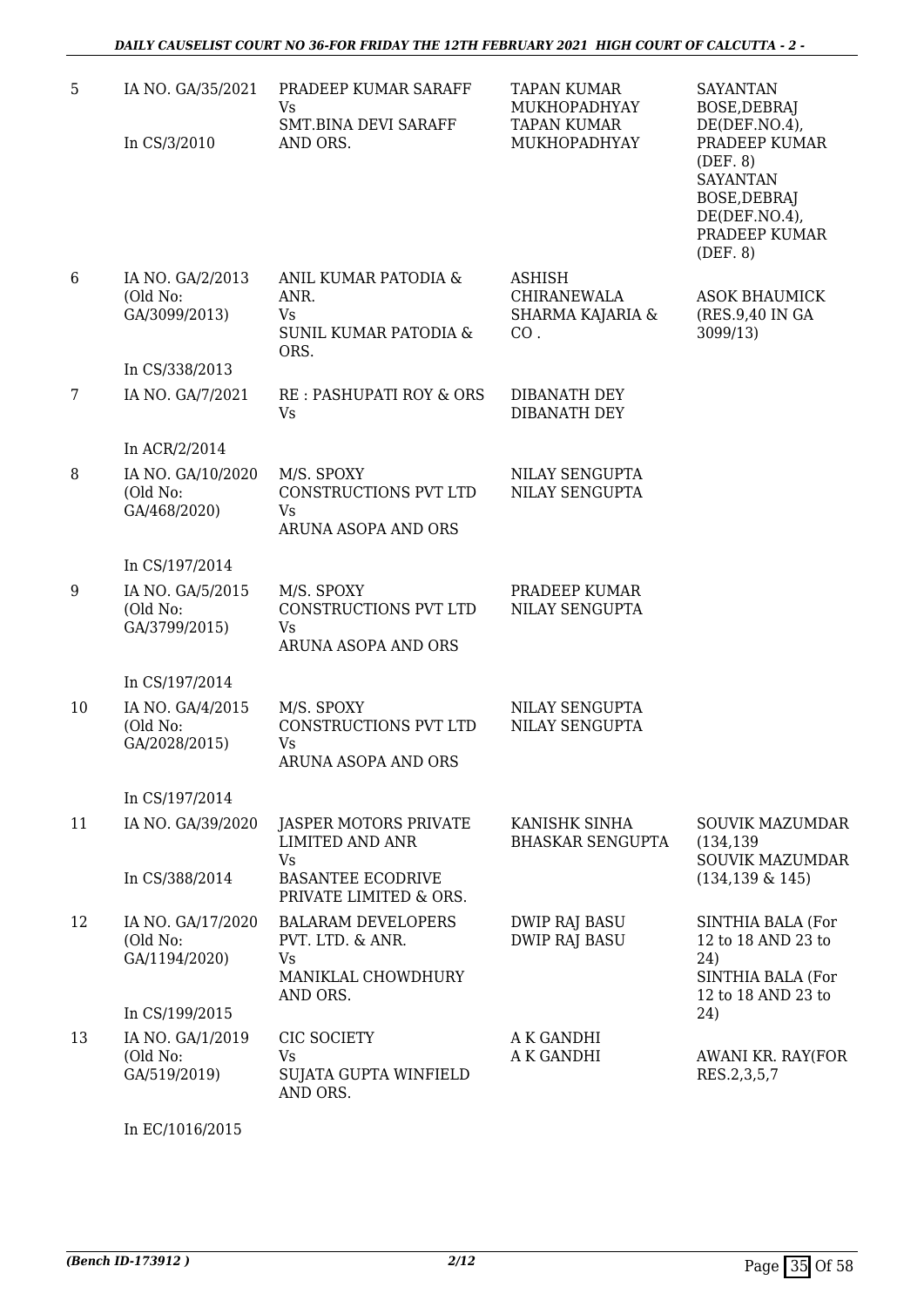| 5 | IA NO. GA/35/2021<br><br>In CS/3/2010 | PRADEEP KUMAR SARAFF<br>Vs<br>SMT.BINA DEVI SARAFF AND ORS. | TAPAN KUMAR MUKHOPADHYAY<br>TAPAN KUMAR MUKHOPADHYAY | SAYANTAN BOSE,DEBRAJ DE(DEF.NO.4), PRADEEP KUMAR (DEF. 8)<br>SAYANTAN BOSE,DEBRAJ DE(DEF.NO.4), PRADEEP KUMAR (DEF. 8) |
|---|---|---|---|---|
| 6 | IA NO. GA/2/2013 (Old No: GA/3099/2013)<br><br>In CS/338/2013 | ANIL KUMAR PATODIA & ANR.<br>Vs<br>SUNIL KUMAR PATODIA & ORS. | ASHISH CHIRANEWALA SHARMA KAJARIA & CO . | ASOK BHAUMICK (RES.9,40 IN GA 3099/13) |
| 7 | IA NO. GA/7/2021<br><br>In ACR/2/2014 | RE : PASHUPATI ROY & ORS<br>Vs | DIBANATH DEY<br>DIBANATH DEY | |
| 8 | IA NO. GA/10/2020 (Old No: GA/468/2020)<br><br>In CS/197/2014 | M/S. SPOXY CONSTRUCTIONS PVT LTD<br>Vs<br>ARUNA ASOPA AND ORS | NILAY SENGUPTA<br>NILAY SENGUPTA | |
| 9 | IA NO. GA/5/2015 (Old No: GA/3799/2015)<br><br>In CS/197/2014 | M/S. SPOXY CONSTRUCTIONS PVT LTD<br>Vs<br>ARUNA ASOPA AND ORS | PRADEEP KUMAR<br>NILAY SENGUPTA | |
| 10 | IA NO. GA/4/2015 (Old No: GA/2028/2015)<br><br>In CS/197/2014 | M/S. SPOXY CONSTRUCTIONS PVT LTD<br>Vs<br>ARUNA ASOPA AND ORS | NILAY SENGUPTA<br>NILAY SENGUPTA | |
| 11 | IA NO. GA/39/2020<br><br>In CS/388/2014 | JASPER MOTORS PRIVATE LIMITED AND ANR<br>Vs<br>BASANTEE ECODRIVE PRIVATE LIMITED & ORS. | KANISHK SINHA<br>BHASKAR SENGUPTA | SOUVIK MAZUMDAR (134,139<br>SOUVIK MAZUMDAR (134,139 & 145) |
| 12 | IA NO. GA/17/2020 (Old No: GA/1194/2020)<br><br>In CS/199/2015 | BALARAM DEVELOPERS PVT. LTD. & ANR.<br>Vs<br>MANIKLAL CHOWDHURY AND ORS. | DWIP RAJ BASU<br>DWIP RAJ BASU | SINTHIA BALA (For 12 to 18 AND 23 to 24)<br>SINTHIA BALA (For 12 to 18 AND 23 to 24) |
| 13 | IA NO. GA/1/2019 (Old No: GA/519/2019)<br><br>In EC/1016/2015 | CIC SOCIETY<br>Vs<br>SUJATA GUPTA WINFIELD AND ORS. | A K GANDHI<br>A K GANDHI | AWANI KR. RAY(FOR RES.2,3,5,7 |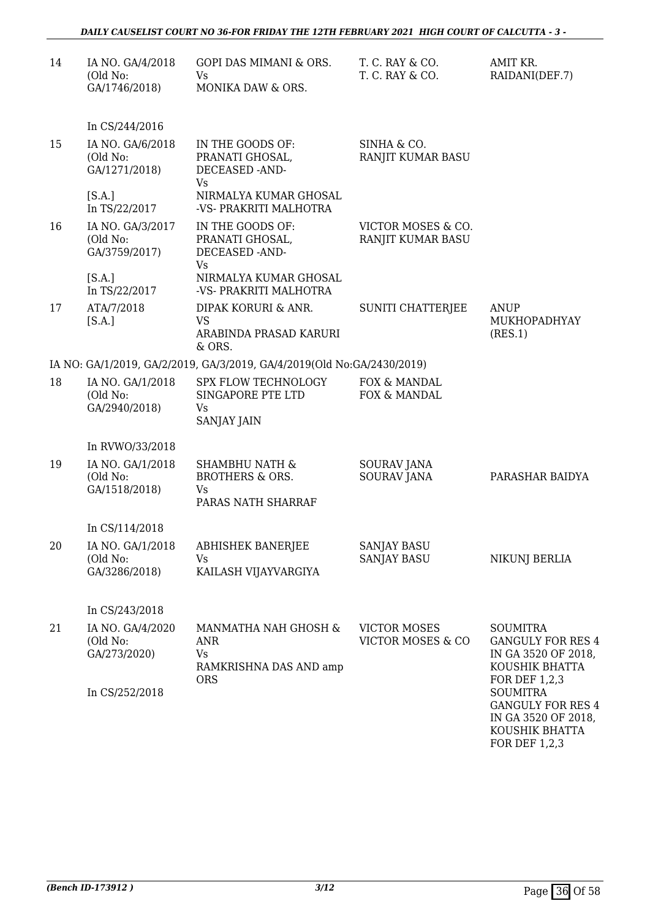| | | | | |
|---|---|---|---|---|
| 14 | IA NO. GA/4/2018 (Old No: GA/1746/2018)<br><br>In CS/244/2016 | GOPI DAS MIMANI & ORS.<br>Vs<br>MONIKA DAW & ORS. | T. C. RAY & CO.<br>T. C. RAY & CO. | AMIT KR. RAIDANI(DEF.7) |
| 15 | IA NO. GA/6/2018 (Old No: GA/1271/2018)<br><br>[S.A.]<br>In TS/22/2017 | IN THE GOODS OF: PRANATI GHOSAL, DECEASED -AND-<br>Vs<br>NIRMALYA KUMAR GHOSAL -VS- PRAKRITI MALHOTRA | SINHA & CO.<br>RANJIT KUMAR BASU | |
| 16 | IA NO. GA/3/2017 (Old No: GA/3759/2017)<br><br>[S.A.]<br>In TS/22/2017 | IN THE GOODS OF: PRANATI GHOSAL, DECEASED -AND-<br>Vs<br>NIRMALYA KUMAR GHOSAL -VS- PRAKRITI MALHOTRA | VICTOR MOSES & CO.<br>RANJIT KUMAR BASU | |
| 17 | ATA/7/2018<br>[S.A.] | DIPAK KORURI & ANR.<br>VS<br>ARABINDA PRASAD KARURI & ORS. | SUNITI CHATTERJEE | ANUP MUKHOPADHYAY (RES.1) |
| | IA NO: GA/1/2019, GA/2/2019, GA/3/2019, GA/4/2019(Old No:GA/2430/2019) | | | |
| 18 | IA NO. GA/1/2018 (Old No: GA/2940/2018)<br><br>In RVWO/33/2018 | SPX FLOW TECHNOLOGY SINGAPORE PTE LTD<br>Vs<br>SANJAY JAIN | FOX & MANDAL<br>FOX & MANDAL | |
| 19 | IA NO. GA/1/2018 (Old No: GA/1518/2018)<br><br>In CS/114/2018 | SHAMBHU NATH & BROTHERS & ORS.<br>Vs<br>PARAS NATH SHARRAF | SOURAV JANA<br>SOURAV JANA | PARASHAR BAIDYA |
| 20 | IA NO. GA/1/2018 (Old No: GA/3286/2018)<br><br>In CS/243/2018 | ABHISHEK BANERJEE<br>Vs<br>KAILASH VIJAYVARGIYA | SANJAY BASU<br>SANJAY BASU | NIKUNJ BERLIA |
| 21 | IA NO. GA/4/2020 (Old No: GA/273/2020)<br><br>In CS/252/2018 | MANMATHA NAH GHOSH & ANR<br>Vs<br>RAMKRISHNA DAS AND amp ORS | VICTOR MOSES<br>VICTOR MOSES & CO | SOUMITRA GANGULY FOR RES 4 IN GA 3520 OF 2018, KOUSHIK BHATTA FOR DEF 1,2,3<br>SOUMITRA GANGULY FOR RES 4 IN GA 3520 OF 2018, KOUSHIK BHATTA FOR DEF 1,2,3 |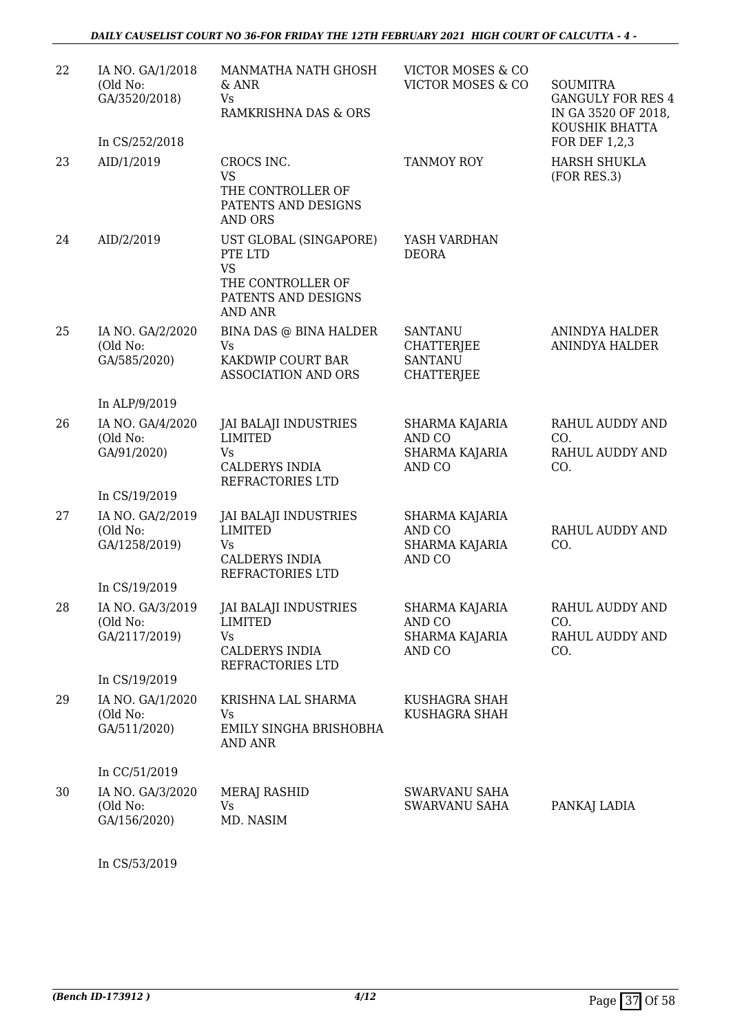| | | | | |
|---|---|---|---|---|
| 22 | IA NO. GA/1/2018 (Old No: GA/3520/2018)<br><br>In CS/252/2018 | MANMATHA NATH GHOSH & ANR<br>Vs<br>RAMKRISHNA DAS & ORS | VICTOR MOSES & CO<br>VICTOR MOSES & CO | SOUMITRA GANGULY FOR RES 4 IN GA 3520 OF 2018, KOUSHIK BHATTA FOR DEF 1,2,3 |
| 23 | AID/1/2019 | CROCS INC.<br>VS<br>THE CONTROLLER OF PATENTS AND DESIGNS AND ORS | TANMOY ROY | HARSH SHUKLA (FOR RES.3) |
| 24 | AID/2/2019 | UST GLOBAL (SINGAPORE) PTE LTD<br>VS<br>THE CONTROLLER OF PATENTS AND DESIGNS AND ANR | YASH VARDHAN DEORA | |
| 25 | IA NO. GA/2/2020 (Old No: GA/585/2020)<br><br>In ALP/9/2019 | BINA DAS @ BINA HALDER<br>Vs<br>KAKDWIP COURT BAR ASSOCIATION AND ORS | SANTANU CHATTERJEE<br>SANTANU CHATTERJEE | ANINDYA HALDER<br>ANINDYA HALDER |
| 26 | IA NO. GA/4/2020 (Old No: GA/91/2020)<br><br>In CS/19/2019 | JAI BALAJI INDUSTRIES LIMITED<br>Vs<br>CALDERYS INDIA REFRACTORIES LTD | SHARMA KAJARIA AND CO<br>SHARMA KAJARIA AND CO | RAHUL AUDDY AND CO.<br>RAHUL AUDDY AND CO. |
| 27 | IA NO. GA/2/2019 (Old No: GA/1258/2019)<br><br>In CS/19/2019 | JAI BALAJI INDUSTRIES LIMITED<br>Vs<br>CALDERYS INDIA REFRACTORIES LTD | SHARMA KAJARIA AND CO<br>SHARMA KAJARIA AND CO | RAHUL AUDDY AND CO. |
| 28 | IA NO. GA/3/2019 (Old No: GA/2117/2019)<br><br>In CS/19/2019 | JAI BALAJI INDUSTRIES LIMITED<br>Vs<br>CALDERYS INDIA REFRACTORIES LTD | SHARMA KAJARIA AND CO<br>SHARMA KAJARIA AND CO | RAHUL AUDDY AND CO.<br>RAHUL AUDDY AND CO. |
| 29 | IA NO. GA/1/2020 (Old No: GA/511/2020)<br><br>In CC/51/2019 | KRISHNA LAL SHARMA<br>Vs<br>EMILY SINGHA BRISHOBHA AND ANR | KUSHAGRA SHAH<br>KUSHAGRA SHAH | |
| 30 | IA NO. GA/3/2020 (Old No: GA/156/2020)<br><br>In CS/53/2019 | MERAJ RASHID<br>Vs<br>MD. NASIM | SWARVANU SAHA<br>SWARVANU SAHA | PANKAJ LADIA |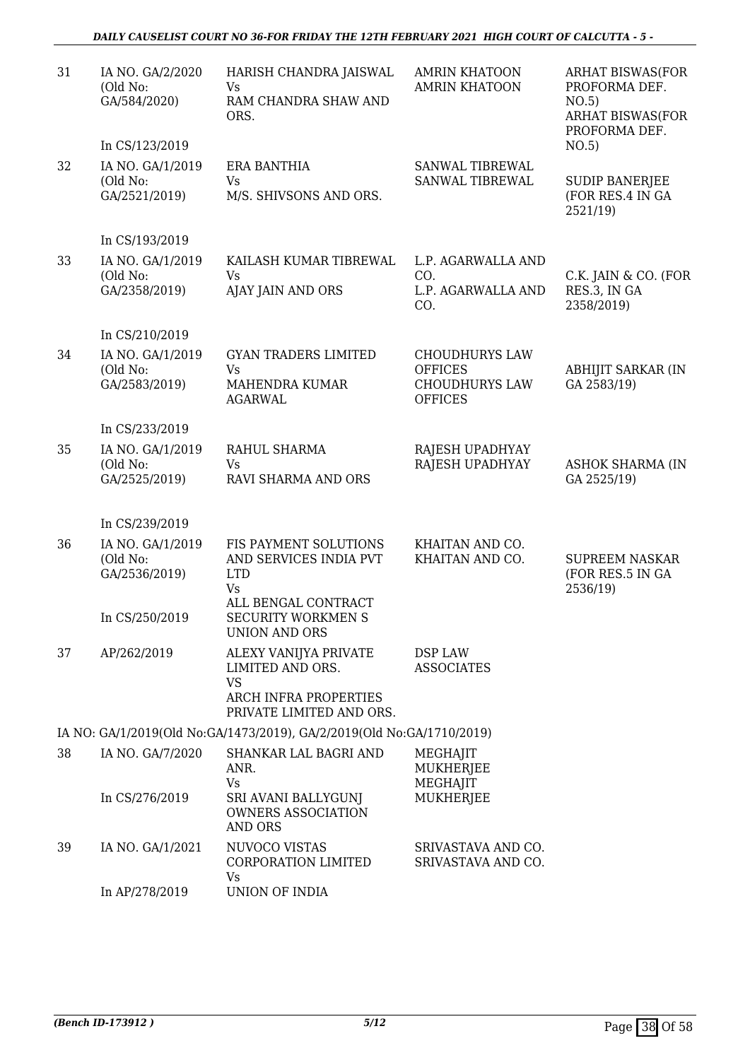| 31 | IA NO. GA/2/2020 (Old No: GA/584/2020) In CS/123/2019 | HARISH CHANDRA JAISWAL Vs RAM CHANDRA SHAW AND ORS. | AMRIN KHATOON AMRIN KHATOON | ARHAT BISWAS(FOR PROFORMA DEF. NO.5) ARHAT BISWAS(FOR PROFORMA DEF. NO.5) |
|---|---|---|---|---|
| 32 | IA NO. GA/1/2019 (Old No: GA/2521/2019) In CS/193/2019 | ERA BANTHIA Vs M/S. SHIVSONS AND ORS. | SANWAL TIBREWAL SANWAL TIBREWAL | SUDIP BANERJEE (FOR RES.4 IN GA 2521/19) |
| 33 | IA NO. GA/1/2019 (Old No: GA/2358/2019) In CS/210/2019 | KAILASH KUMAR TIBREWAL Vs AJAY JAIN AND ORS | L.P. AGARWALLA AND CO. L.P. AGARWALLA AND CO. | C.K. JAIN & CO. (FOR RES.3, IN GA 2358/2019) |
| 34 | IA NO. GA/1/2019 (Old No: GA/2583/2019) In CS/233/2019 | GYAN TRADERS LIMITED Vs MAHENDRA KUMAR AGARWAL | CHOUDHURYS LAW OFFICES CHOUDHURYS LAW OFFICES | ABHIJIT SARKAR (IN GA 2583/19) |
| 35 | IA NO. GA/1/2019 (Old No: GA/2525/2019) In CS/239/2019 | RAHUL SHARMA Vs RAVI SHARMA AND ORS | RAJESH UPADHYAY RAJESH UPADHYAY | ASHOK SHARMA (IN GA 2525/19) |
| 36 | IA NO. GA/1/2019 (Old No: GA/2536/2019) In CS/250/2019 | FIS PAYMENT SOLUTIONS AND SERVICES INDIA PVT LTD Vs ALL BENGAL CONTRACT SECURITY WORKMEN S UNION AND ORS | KHAITAN AND CO. KHAITAN AND CO. | SUPREEM NASKAR (FOR RES.5 IN GA 2536/19) |
| 37 | AP/262/2019 | ALEXY VANIJYA PRIVATE LIMITED AND ORS. VS ARCH INFRA PROPERTIES PRIVATE LIMITED AND ORS. | DSP LAW ASSOCIATES | |
| | IA NO: GA/1/2019(Old No:GA/1473/2019), GA/2/2019(Old No:GA/1710/2019) | | | |
| 38 | IA NO. GA/7/2020 In CS/276/2019 | SHANKAR LAL BAGRI AND ANR. Vs SRI AVANI BALLYGUNJ OWNERS ASSOCIATION AND ORS | MEGHAJIT MUKHERJEE MEGHAJIT MUKHERJEE | |
| 39 | IA NO. GA/1/2021 In AP/278/2019 | NUVOCO VISTAS CORPORATION LIMITED Vs UNION OF INDIA | SRIVASTAVA AND CO. SRIVASTAVA AND CO. | |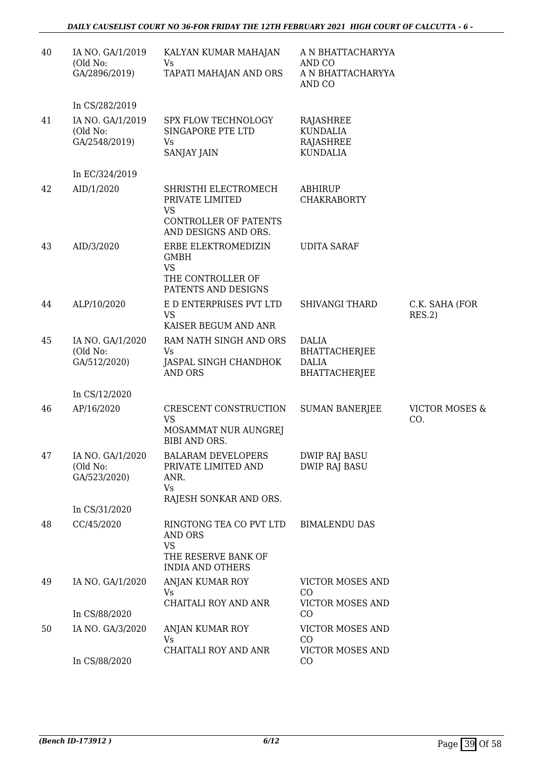| 40 | IA NO. GA/1/2019 (Old No: GA/2896/2019) In CS/282/2019 | KALYAN KUMAR MAHAJAN Vs TAPATI MAHAJAN AND ORS | A N BHATTACHARYYA AND CO A N BHATTACHARYYA AND CO | |
|---|---|---|---|---|
| 41 | IA NO. GA/1/2019 (Old No: GA/2548/2019) In EC/324/2019 | SPX FLOW TECHNOLOGY SINGAPORE PTE LTD Vs SANJAY JAIN | RAJASHREE KUNDALIA RAJASHREE KUNDALIA | |
| 42 | AID/1/2020 | SHRISTHI ELECTROMECH PRIVATE LIMITED VS CONTROLLER OF PATENTS AND DESIGNS AND ORS. | ABHIRUP CHAKRABORTY | |
| 43 | AID/3/2020 | ERBE ELEKTROMEDIZIN GMBH VS THE CONTROLLER OF PATENTS AND DESIGNS | UDITA SARAF | |
| 44 | ALP/10/2020 | E D ENTERPRISES PVT LTD VS KAISER BEGUM AND ANR | SHIVANGI THARD | C.K. SAHA (FOR RES.2) |
| 45 | IA NO. GA/1/2020 (Old No: GA/512/2020) In CS/12/2020 | RAM NATH SINGH AND ORS Vs JASPAL SINGH CHANDHOK AND ORS | DALIA BHATTACHERJEE DALIA BHATTACHERJEE | |
| 46 | AP/16/2020 | CRESCENT CONSTRUCTION VS MOSAMMAT NUR AUNGREJ BIBI AND ORS. | SUMAN BANERJEE | VICTOR MOSES & CO. |
| 47 | IA NO. GA/1/2020 (Old No: GA/523/2020) In CS/31/2020 | BALARAM DEVELOPERS PRIVATE LIMITED AND ANR. Vs RAJESH SONKAR AND ORS. | DWIP RAJ BASU DWIP RAJ BASU | |
| 48 | CC/45/2020 | RINGTONG TEA CO PVT LTD AND ORS VS THE RESERVE BANK OF INDIA AND OTHERS | BIMALENDU DAS | |
| 49 | IA NO. GA/1/2020 In CS/88/2020 | ANJAN KUMAR ROY Vs CHAITALI ROY AND ANR | VICTOR MOSES AND CO VICTOR MOSES AND CO | |
| 50 | IA NO. GA/3/2020 In CS/88/2020 | ANJAN KUMAR ROY Vs CHAITALI ROY AND ANR | VICTOR MOSES AND CO VICTOR MOSES AND CO | |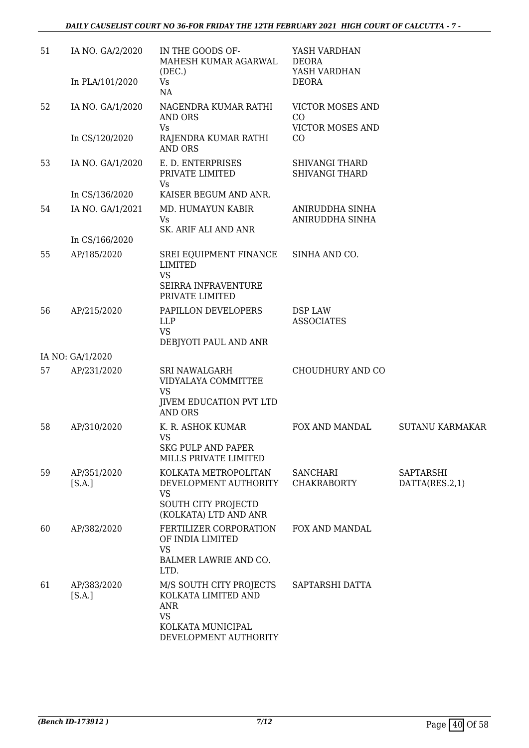| 51 | IA NO. GA/2/2020<br><br>In PLA/101/2020 | IN THE GOODS OF-MAHESH KUMAR AGARWAL (DEC.)<br>Vs<br>NA | YASH VARDHAN DEORA<br>YASH VARDHAN DEORA | |
|---|---|---|---|---|
| 52 | IA NO. GA/1/2020<br><br>In CS/120/2020 | NAGENDRA KUMAR RATHI AND ORS<br>Vs<br>RAJENDRA KUMAR RATHI AND ORS | VICTOR MOSES AND CO<br>VICTOR MOSES AND CO | |
| 53 | IA NO. GA/1/2020<br><br>In CS/136/2020 | E. D. ENTERPRISES PRIVATE LIMITED<br>Vs<br>KAISER BEGUM AND ANR. | SHIVANGI THARD<br>SHIVANGI THARD | |
| 54 | IA NO. GA/1/2021<br><br>In CS/166/2020 | MD. HUMAYUN KABIR<br>Vs<br>SK. ARIF ALI AND ANR | ANIRUDDHA SINHA<br>ANIRUDDHA SINHA | |
| 55 | AP/185/2020 | SREI EQUIPMENT FINANCE LIMITED<br>VS<br>SEIRRA INFRAVENTURE PRIVATE LIMITED | SINHA AND CO. | |
| 56 | AP/215/2020<br><br>IA NO: GA/1/2020 | PAPILLON DEVELOPERS LLP<br>VS<br>DEBJYOTI PAUL AND ANR | DSP LAW ASSOCIATES | |
| 57 | AP/231/2020 | SRI NAWALGARH VIDYALAYA COMMITTEE<br>VS<br>JIVEM EDUCATION PVT LTD AND ORS | CHOUDHURY AND CO | |
| 58 | AP/310/2020 | K. R. ASHOK KUMAR<br>VS<br>SKG PULP AND PAPER MILLS PRIVATE LIMITED | FOX AND MANDAL | SUTANU KARMAKAR |
| 59 | AP/351/2020 [S.A.] | KOLKATA METROPOLITAN DEVELOPMENT AUTHORITY<br>VS<br>SOUTH CITY PROJECTD (KOLKATA) LTD AND ANR | SANCHARI CHAKRABORTY | SAPTARSHI DATTA(RES.2,1) |
| 60 | AP/382/2020 | FERTILIZER CORPORATION OF INDIA LIMITED<br>VS<br>BALMER LAWRIE AND CO. LTD. | FOX AND MANDAL | |
| 61 | AP/383/2020 [S.A.] | M/S SOUTH CITY PROJECTS KOLKATA LIMITED AND ANR<br>VS<br>KOLKATA MUNICIPAL DEVELOPMENT AUTHORITY | SAPTARSHI DATTA | |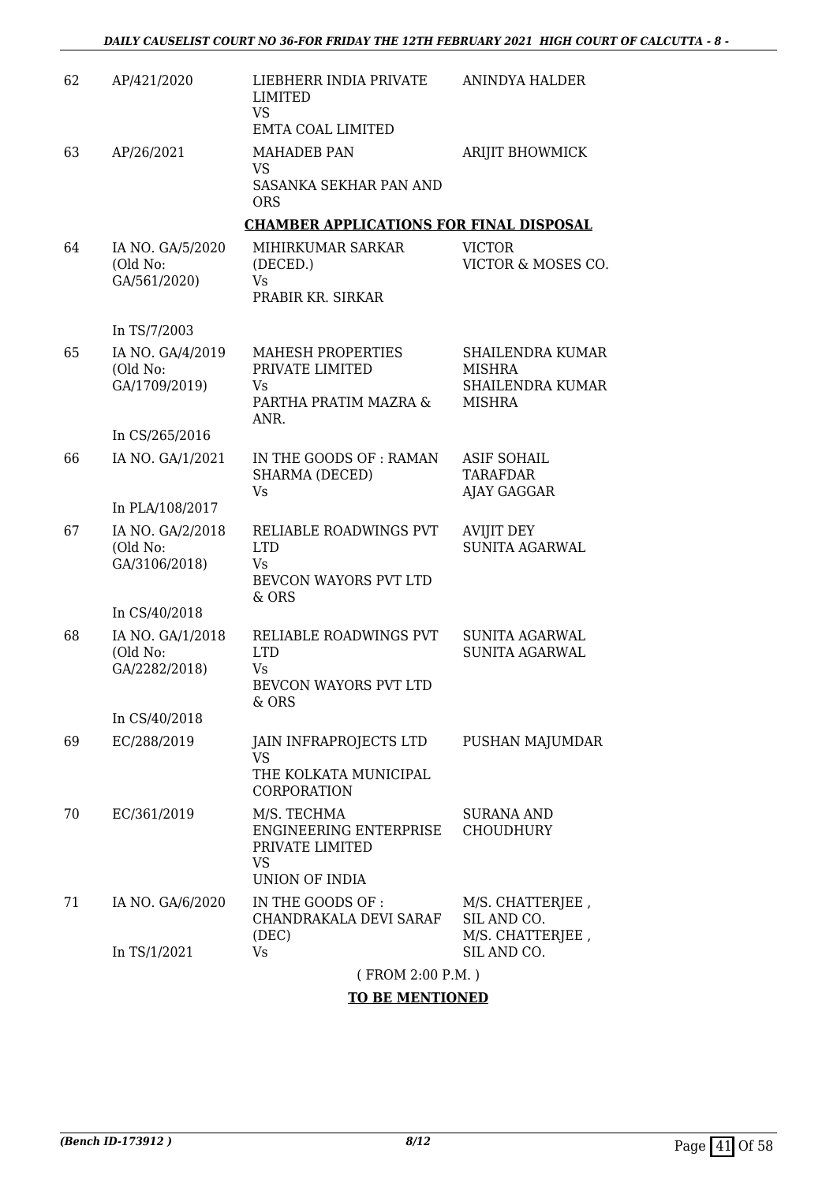| | | | |
|---|---|---|---|
| 62 | AP/421/2020 | LIEBHERR INDIA PRIVATE LIMITED<br>VS<br>EMTA COAL LIMITED | ANINDYA HALDER |
| 63 | AP/26/2021 | MAHADEB PAN<br>VS<br>SASANKA SEKHAR PAN AND ORS | ARIJIT BHOWMICK |

**CHAMBER APPLICATIONS FOR FINAL DISPOSAL**

| | | | |
|---|---|---|---|
| 64 | IA NO. GA/5/2020<br>(Old No: GA/561/2020)<br><br>In TS/7/2003 | MIHIRKUMAR SARKAR (DECED.)<br>Vs<br>PRABIR KR. SIRKAR | VICTOR<br>VICTOR & MOSES CO. |
| 65 | IA NO. GA/4/2019<br>(Old No: GA/1709/2019)<br><br>In CS/265/2016 | MAHESH PROPERTIES PRIVATE LIMITED<br>Vs<br>PARTHA PRATIM MAZRA & ANR. | SHAILENDRA KUMAR MISHRA<br>SHAILENDRA KUMAR MISHRA |
| 66 | IA NO. GA/1/2021<br><br>In PLA/108/2017 | IN THE GOODS OF : RAMAN SHARMA (DECED)<br>Vs | ASIF SOHAIL TARAFDAR<br>AJAY GAGGAR |
| 67 | IA NO. GA/2/2018<br>(Old No: GA/3106/2018)<br><br>In CS/40/2018 | RELIABLE ROADWINGS PVT LTD<br>Vs<br>BEVCON WAYORS PVT LTD & ORS | AVIJIT DEY<br>SUNITA AGARWAL |
| 68 | IA NO. GA/1/2018<br>(Old No: GA/2282/2018)<br><br>In CS/40/2018 | RELIABLE ROADWINGS PVT LTD<br>Vs<br>BEVCON WAYORS PVT LTD & ORS | SUNITA AGARWAL<br>SUNITA AGARWAL |
| 69 | EC/288/2019 | JAIN INFRAPROJECTS LTD<br>VS<br>THE KOLKATA MUNICIPAL CORPORATION | PUSHAN MAJUMDAR |
| 70 | EC/361/2019 | M/S. TECHMA ENGINEERING ENTERPRISE PRIVATE LIMITED<br>VS<br>UNION OF INDIA | SURANA AND CHOUDHURY |
| 71 | IA NO. GA/6/2020<br><br>In TS/1/2021 | IN THE GOODS OF : CHANDRAKALA DEVI SARAF (DEC)<br>Vs | M/S. CHATTERJEE , SIL AND CO.<br>M/S. CHATTERJEE , SIL AND CO. |

( FROM 2:00 P.M. )

**TO BE MENTIONED**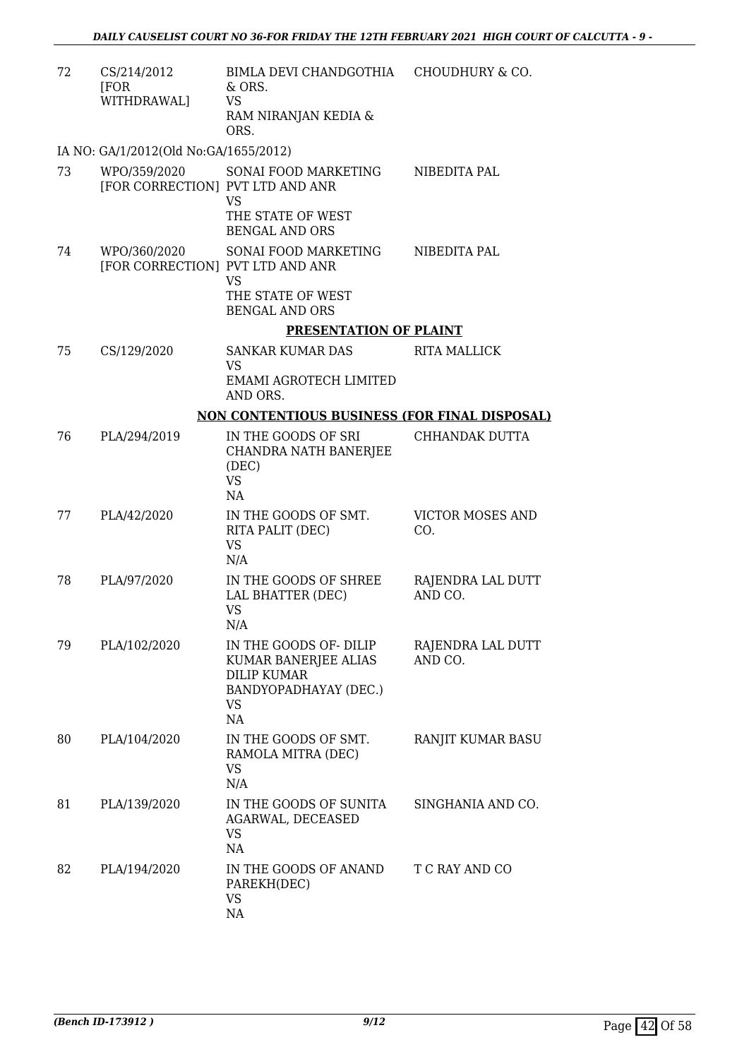| | | | |
|---|---|---|---|
| 72 | CS/214/2012 [FOR WITHDRAWAL] | BIMLA DEVI CHANDGOTHIA & ORS.<br>VS<br>RAM NIRANJAN KEDIA & ORS. | CHOUDHURY & CO. |

IA NO: GA/1/2012(Old No:GA/1655/2012)

| | | | |
|---|---|---|---|
| 73 | WPO/359/2020 [FOR CORRECTION] | SONAI FOOD MARKETING PVT LTD AND ANR<br>VS<br>THE STATE OF WEST BENGAL AND ORS | NIBEDITA PAL |
| 74 | WPO/360/2020 [FOR CORRECTION] | SONAI FOOD MARKETING PVT LTD AND ANR<br>VS<br>THE STATE OF WEST BENGAL AND ORS | NIBEDITA PAL |

**PRESENTATION OF PLAINT**

| | | | |
|---|---|---|---|
| 75 | CS/129/2020 | SANKAR KUMAR DAS<br>VS<br>EMAMI AGROTECH LIMITED AND ORS. | RITA MALLICK |

**NON CONTENTIOUS BUSINESS (FOR FINAL DISPOSAL)**

| | | | |
|---|---|---|---|
| 76 | PLA/294/2019 | IN THE GOODS OF SRI CHANDRA NATH BANERJEE (DEC)<br>VS<br>NA | CHHANDAK DUTTA |
| 77 | PLA/42/2020 | IN THE GOODS OF SMT. RITA PALIT (DEC)<br>VS<br>N/A | VICTOR MOSES AND CO. |
| 78 | PLA/97/2020 | IN THE GOODS OF SHREE LAL BHATTER (DEC)<br>VS<br>N/A | RAJENDRA LAL DUTT AND CO. |
| 79 | PLA/102/2020 | IN THE GOODS OF- DILIP KUMAR BANERJEE ALIAS DILIP KUMAR BANDYOPADHAYAY (DEC.)<br>VS<br>NA | RAJENDRA LAL DUTT AND CO. |
| 80 | PLA/104/2020 | IN THE GOODS OF SMT. RAMOLA MITRA (DEC)<br>VS<br>N/A | RANJIT KUMAR BASU |
| 81 | PLA/139/2020 | IN THE GOODS OF SUNITA AGARWAL, DECEASED<br>VS<br>NA | SINGHANIA AND CO. |
| 82 | PLA/194/2020 | IN THE GOODS OF ANAND PAREKH(DEC)<br>VS<br>NA | T C RAY AND CO |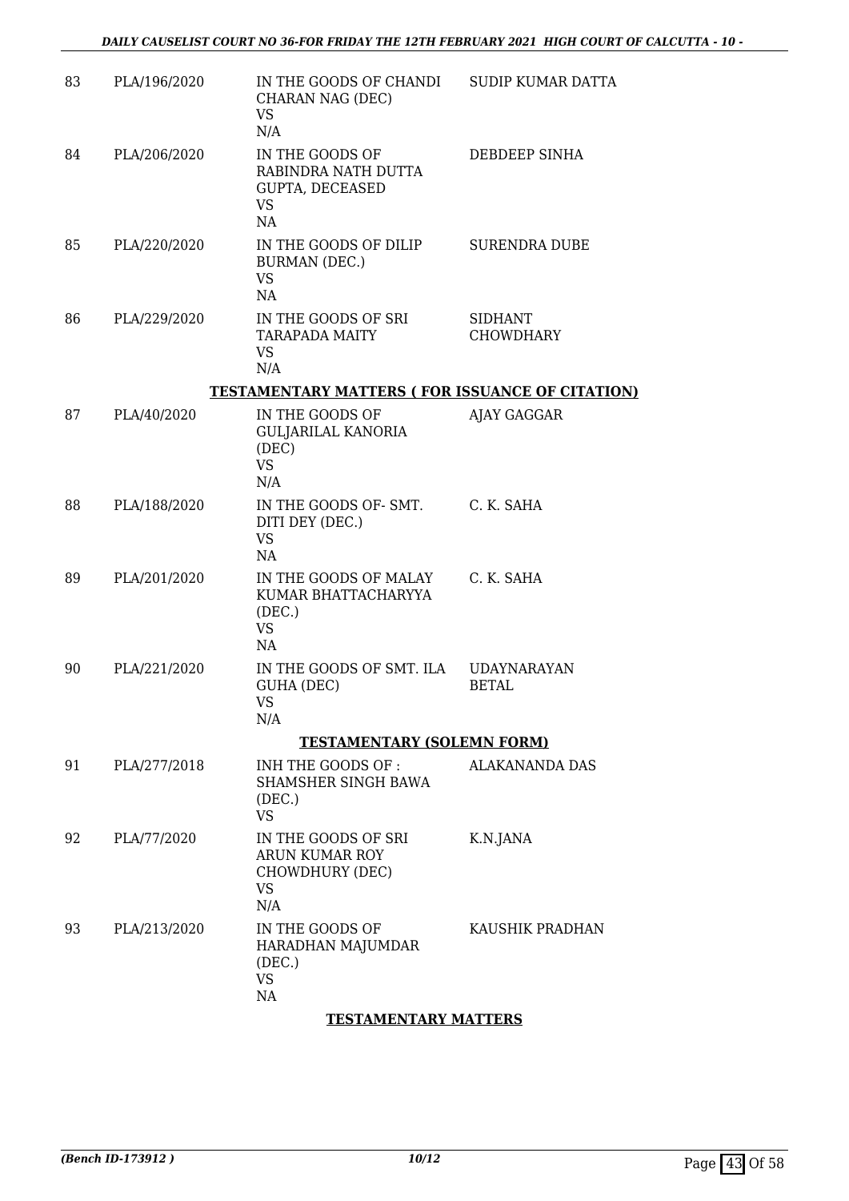| 83 | PLA/196/2020 | IN THE GOODS OF CHANDI CHARAN NAG (DEC) VS N/A | SUDIP KUMAR DATTA |
|---|---|---|---|
| 84 | PLA/206/2020 | IN THE GOODS OF RABINDRA NATH DUTTA GUPTA, DECEASED VS NA | DEBDEEP SINHA |
| 85 | PLA/220/2020 | IN THE GOODS OF DILIP BURMAN (DEC.) VS NA | SURENDRA DUBE |
| 86 | PLA/229/2020 | IN THE GOODS OF SRI TARAPADA MAITY VS N/A | SIDHANT CHOWDHARY |

**TESTAMENTARY MATTERS ( FOR ISSUANCE OF CITATION)**

| 87 | PLA/40/2020 | IN THE GOODS OF GULJARILAL KANORIA (DEC) VS N/A | AJAY GAGGAR |
|---|---|---|---|
| 88 | PLA/188/2020 | IN THE GOODS OF- SMT. DITI DEY (DEC.) VS NA | C. K. SAHA |
| 89 | PLA/201/2020 | IN THE GOODS OF MALAY KUMAR BHATTACHARYYA (DEC.) VS NA | C. K. SAHA |
| 90 | PLA/221/2020 | IN THE GOODS OF SMT. ILA GUHA (DEC) VS N/A | UDAYNARAYAN BETAL |

**TESTAMENTARY (SOLEMN FORM)**

| 91 | PLA/277/2018 | INH THE GOODS OF : SHAMSHER SINGH BAWA (DEC.) VS | ALAKANANDA DAS |
|---|---|---|---|
| 92 | PLA/77/2020 | IN THE GOODS OF SRI ARUN KUMAR ROY CHOWDHURY (DEC) VS N/A | K.N.JANA |
| 93 | PLA/213/2020 | IN THE GOODS OF HARADHAN MAJUMDAR (DEC.) VS NA | KAUSHIK PRADHAN |

**TESTAMENTARY MATTERS**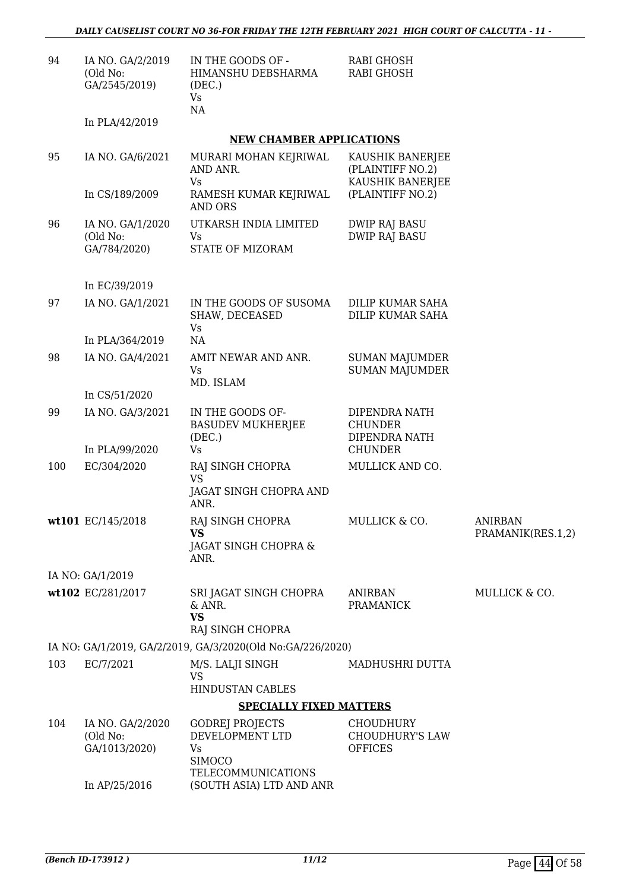| | | | | |
|---|---|---|---|---|
| 94 | IA NO. GA/2/2019 (Old No: GA/2545/2019) In PLA/42/2019 | IN THE GOODS OF - HIMANSHU DEBSHARMA (DEC.) Vs NA | RABI GHOSH RABI GHOSH | |

**NEW CHAMBER APPLICATIONS**

| | | | | |
|---|---|---|---|---|
| 95 | IA NO. GA/6/2021 In CS/189/2009 | MURARI MOHAN KEJRIWAL AND ANR. Vs RAMESH KUMAR KEJRIWAL AND ORS | KAUSHIK BANERJEE (PLAINTIFF NO.2) KAUSHIK BANERJEE (PLAINTIFF NO.2) | |
| 96 | IA NO. GA/1/2020 (Old No: GA/784/2020) In EC/39/2019 | UTKARSH INDIA LIMITED Vs STATE OF MIZORAM | DWIP RAJ BASU DWIP RAJ BASU | |
| 97 | IA NO. GA/1/2021 In PLA/364/2019 | IN THE GOODS OF SUSOMA SHAW, DECEASED Vs NA | DILIP KUMAR SAHA DILIP KUMAR SAHA | |
| 98 | IA NO. GA/4/2021 In CS/51/2020 | AMIT NEWAR AND ANR. Vs MD. ISLAM | SUMAN MAJUMDER SUMAN MAJUMDER | |
| 99 | IA NO. GA/3/2021 In PLA/99/2020 | IN THE GOODS OF- BASUDEV MUKHERJEE (DEC.) Vs | DIPENDRA NATH CHUNDER DIPENDRA NATH CHUNDER | |
| 100 | EC/304/2020 | RAJ SINGH CHOPRA VS JAGAT SINGH CHOPRA AND ANR. | MULLICK AND CO. | |
| **wt101** | EC/145/2018 IA NO: GA/1/2019 | RAJ SINGH CHOPRA **VS** JAGAT SINGH CHOPRA & ANR. | MULLICK & CO. | ANIRBAN PRAMANIK(RES.1,2) |
| **wt102** | EC/281/2017 IA NO: GA/1/2019, GA/2/2019, GA/3/2020(Old No:GA/226/2020) | SRI JAGAT SINGH CHOPRA & ANR. **VS** RAJ SINGH CHOPRA | ANIRBAN PRAMANICK | MULLICK & CO. |
| 103 | EC/7/2021 | M/S. LALJI SINGH VS HINDUSTAN CABLES | MADHUSHRI DUTTA | |

**SPECIALLY FIXED MATTERS**

| | | | | |
|---|---|---|---|---|
| 104 | IA NO. GA/2/2020 (Old No: GA/1013/2020) In AP/25/2016 | GODREJ PROJECTS DEVELOPMENT LTD Vs SIMOCO TELECOMMUNICATIONS (SOUTH ASIA) LTD AND ANR | CHOUDHURY CHOUDHURY'S LAW OFFICES | |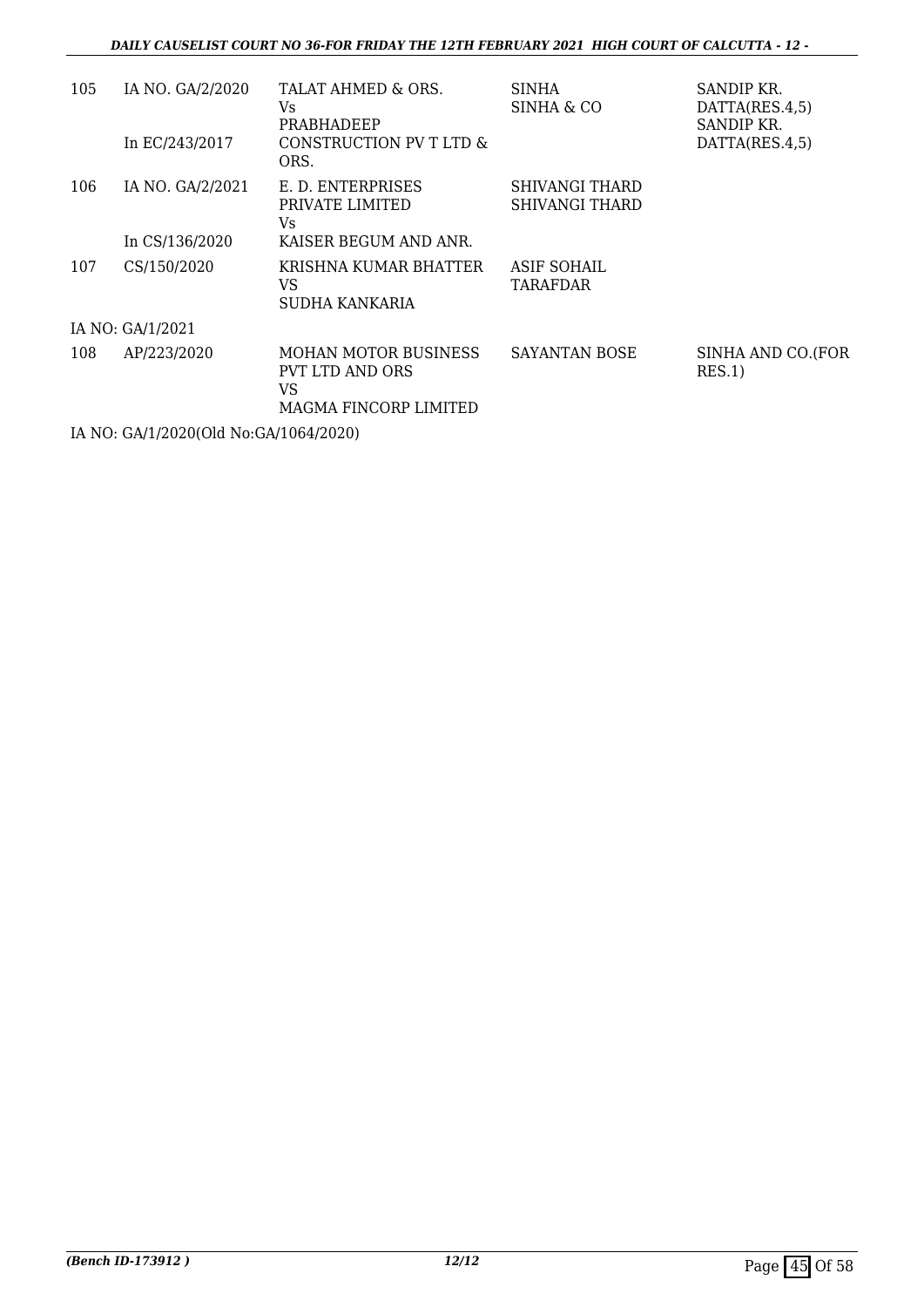| 105 | IA NO. GA/2/2020<br><br>In EC/243/2017 | TALAT AHMED & ORS.<br>Vs<br>PRABHADEEP<br>CONSTRUCTION PV T LTD &<br>ORS. | SINHA<br>SINHA & CO | SANDIP KR.<br>DATTA(RES.4,5)<br>SANDIP KR.<br>DATTA(RES.4,5) |
|---|---|---|---|---|
| 106 | IA NO. GA/2/2021<br><br>In CS/136/2020 | E. D. ENTERPRISES<br>PRIVATE LIMITED<br>Vs<br>KAISER BEGUM AND ANR. | SHIVANGI THARD<br>SHIVANGI THARD | |
| 107 | CS/150/2020 | KRISHNA KUMAR BHATTER<br>VS<br>SUDHA KANKARIA | ASIF SOHAIL<br>TARAFDAR | |
| IA NO: GA/1/2021 | | | | |
| 108 | AP/223/2020 | MOHAN MOTOR BUSINESS<br>PVT LTD AND ORS<br>VS<br>MAGMA FINCORP LIMITED | SAYANTAN BOSE | SINHA AND CO.(FOR<br>RES.1) |

IA NO: GA/1/2020(Old No:GA/1064/2020)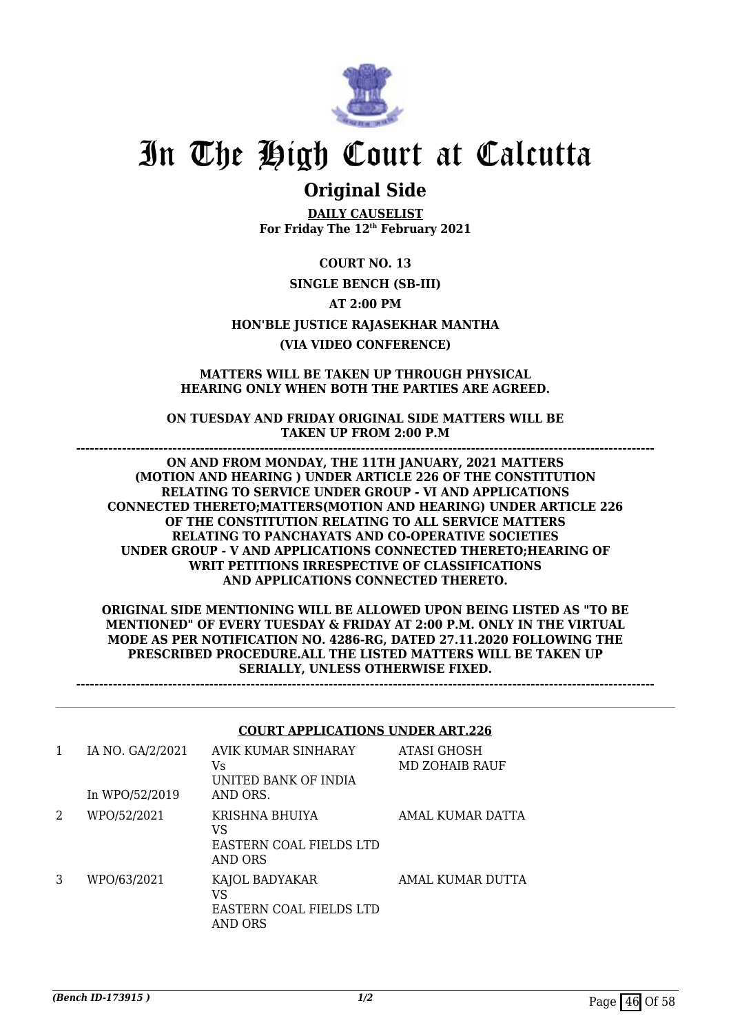# In The High Court at Calcutta

## Original Side

**DAILY CAUSELIST**
**For Friday The 12th February 2021**

**COURT NO. 13**

**SINGLE BENCH (SB-III)**

**AT 2:00 PM**

**HON'BLE JUSTICE RAJASEKHAR MANTHA**

**(VIA VIDEO CONFERENCE)**

**MATTERS WILL BE TAKEN UP THROUGH PHYSICAL HEARING ONLY WHEN BOTH THE PARTIES ARE AGREED.**

**ON TUESDAY AND FRIDAY ORIGINAL SIDE MATTERS WILL BE TAKEN UP FROM 2:00 P.M**

**---------------------------------------------------------------------------------------------------------------------------**

**ON AND FROM MONDAY, THE 11TH JANUARY, 2021 MATTERS (MOTION AND HEARING ) UNDER ARTICLE 226 OF THE CONSTITUTION RELATING TO SERVICE UNDER GROUP - VI AND APPLICATIONS CONNECTED THERETO;MATTERS(MOTION AND HEARING) UNDER ARTICLE 226 OF THE CONSTITUTION RELATING TO ALL SERVICE MATTERS RELATING TO PANCHAYATS AND CO-OPERATIVE SOCIETIES UNDER GROUP - V AND APPLICATIONS CONNECTED THERETO;HEARING OF WRIT PETITIONS IRRESPECTIVE OF CLASSIFICATIONS AND APPLICATIONS CONNECTED THERETO.**

**ORIGINAL SIDE MENTIONING WILL BE ALLOWED UPON BEING LISTED AS "TO BE MENTIONED" OF EVERY TUESDAY & FRIDAY AT 2:00 P.M. ONLY IN THE VIRTUAL MODE AS PER NOTIFICATION NO. 4286-RG, DATED 27.11.2020 FOLLOWING THE PRESCRIBED PROCEDURE.ALL THE LISTED MATTERS WILL BE TAKEN UP SERIALLY, UNLESS OTHERWISE FIXED.**

**---------------------------------------------------------------------------------------------------------------------------**

### COURT APPLICATIONS UNDER ART.226

| | | | |
|---|---|---|---|
| 1 | IA NO. GA/2/2021<br>In WPO/52/2019 | AVIK KUMAR SINHARAY<br>Vs<br>UNITED BANK OF INDIA AND ORS. | ATASI GHOSH<br>MD ZOHAIB RAUF |
| 2 | WPO/52/2021 | KRISHNA BHUIYA<br>VS<br>EASTERN COAL FIELDS LTD AND ORS | AMAL KUMAR DATTA |
| 3 | WPO/63/2021 | KAJOL BADYAKAR<br>VS<br>EASTERN COAL FIELDS LTD AND ORS | AMAL KUMAR DUTTA |

*(Bench ID-173915 )* 1/2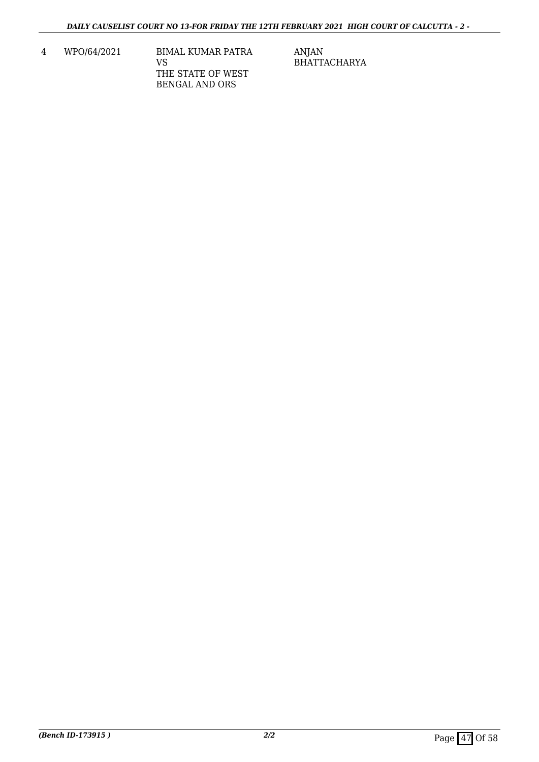| 4 | WPO/64/2021 | BIMAL KUMAR PATRA<br>VS<br>THE STATE OF WEST BENGAL AND ORS | ANJAN BHATTACHARYA |
|---|---|---|---|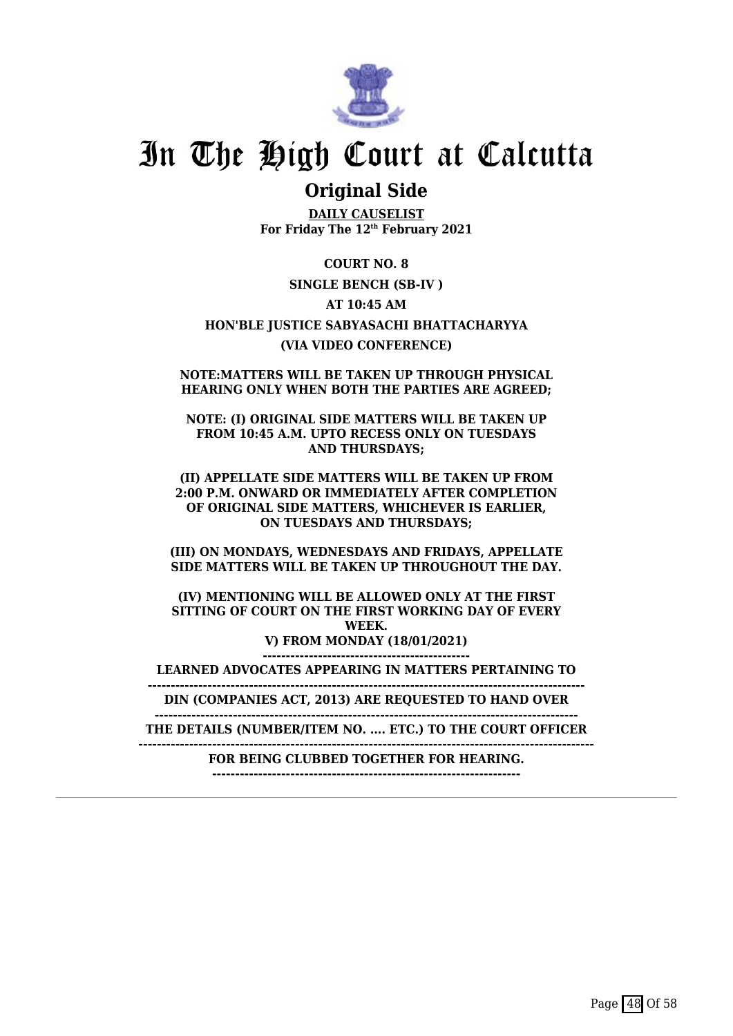# In The High Court at Calcutta

## Original Side

**DAILY CAUSELIST**
**For Friday The 12th February 2021**

**COURT NO. 8**

**SINGLE BENCH (SB-IV )**

**AT 10:45 AM**

**HON'BLE JUSTICE SABYASACHI BHATTACHARYYA**

**(VIA VIDEO CONFERENCE)**

**NOTE:MATTERS WILL BE TAKEN UP THROUGH PHYSICAL HEARING ONLY WHEN BOTH THE PARTIES ARE AGREED;**

**NOTE: (I) ORIGINAL SIDE MATTERS WILL BE TAKEN UP FROM 10:45 A.M. UPTO RECESS ONLY ON TUESDAYS AND THURSDAYS;**

**(II) APPELLATE SIDE MATTERS WILL BE TAKEN UP FROM 2:00 P.M. ONWARD OR IMMEDIATELY AFTER COMPLETION OF ORIGINAL SIDE MATTERS, WHICHEVER IS EARLIER, ON TUESDAYS AND THURSDAYS;**

**(III) ON MONDAYS, WEDNESDAYS AND FRIDAYS, APPELLATE SIDE MATTERS WILL BE TAKEN UP THROUGHOUT THE DAY.**

**(IV) MENTIONING WILL BE ALLOWED ONLY AT THE FIRST SITTING OF COURT ON THE FIRST WORKING DAY OF EVERY WEEK.**

**V) FROM MONDAY (18/01/2021)**

**LEARNED ADVOCATES APPEARING IN MATTERS PERTAINING TO**

**DIN (COMPANIES ACT, 2013) ARE REQUESTED TO HAND OVER**

**THE DETAILS (NUMBER/ITEM NO. .... ETC.) TO THE COURT OFFICER**

**FOR BEING CLUBBED TOGETHER FOR HEARING.**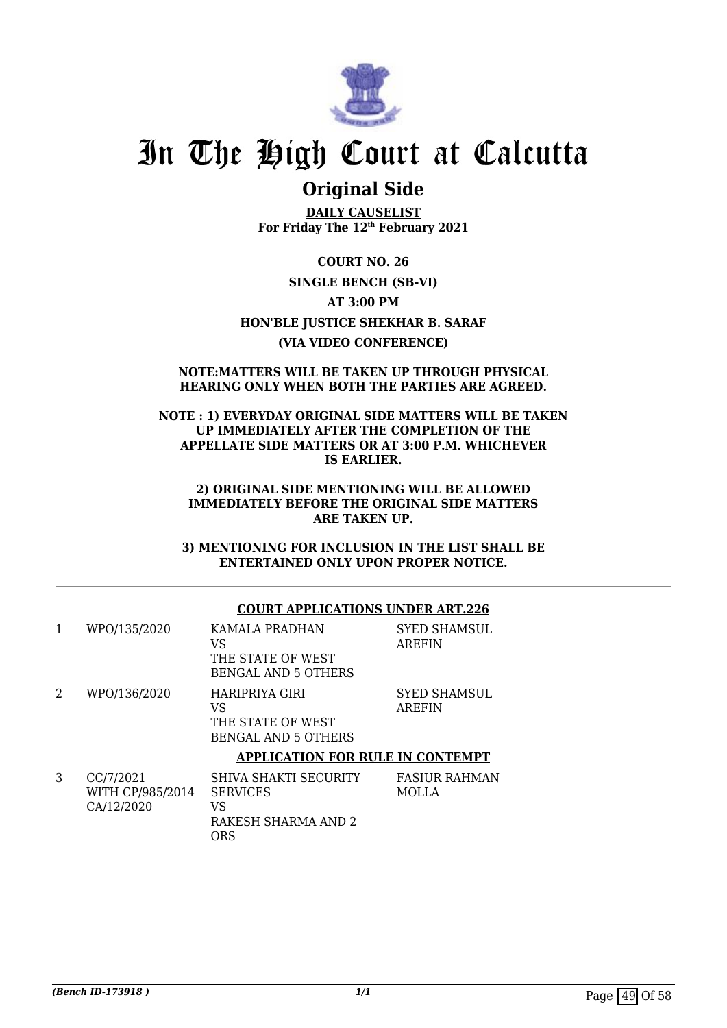# In The High Court at Calcutta

## Original Side

**DAILY CAUSELIST**
**For Friday The 12th February 2021**

**COURT NO. 26**

**SINGLE BENCH (SB-VI)**

**AT 3:00 PM**

**HON'BLE JUSTICE SHEKHAR B. SARAF**

**(VIA VIDEO CONFERENCE)**

**NOTE:MATTERS WILL BE TAKEN UP THROUGH PHYSICAL HEARING ONLY WHEN BOTH THE PARTIES ARE AGREED.**

**NOTE : 1) EVERYDAY ORIGINAL SIDE MATTERS WILL BE TAKEN UP IMMEDIATELY AFTER THE COMPLETION OF THE APPELLATE SIDE MATTERS OR AT 3:00 P.M. WHICHEVER IS EARLIER.**

**2) ORIGINAL SIDE MENTIONING WILL BE ALLOWED IMMEDIATELY BEFORE THE ORIGINAL SIDE MATTERS ARE TAKEN UP.**

**3) MENTIONING FOR INCLUSION IN THE LIST SHALL BE ENTERTAINED ONLY UPON PROPER NOTICE.**

**COURT APPLICATIONS UNDER ART.226**

| | | | |
|---|---|---|---|
| 1 | WPO/135/2020 | KAMALA PRADHAN<br>VS<br>THE STATE OF WEST BENGAL AND 5 OTHERS | SYED SHAMSUL AREFIN |
| 2 | WPO/136/2020 | HARIPRIYA GIRI<br>VS<br>THE STATE OF WEST BENGAL AND 5 OTHERS | SYED SHAMSUL AREFIN |

**APPLICATION FOR RULE IN CONTEMPT**

| | | | |
|---|---|---|---|
| 3 | CC/7/2021<br>WITH CP/985/2014<br>CA/12/2020 | SHIVA SHAKTI SECURITY SERVICES<br>VS<br>RAKESH SHARMA AND 2 ORS | FASIUR RAHMAN MOLLA |

*(Bench ID-173918 )*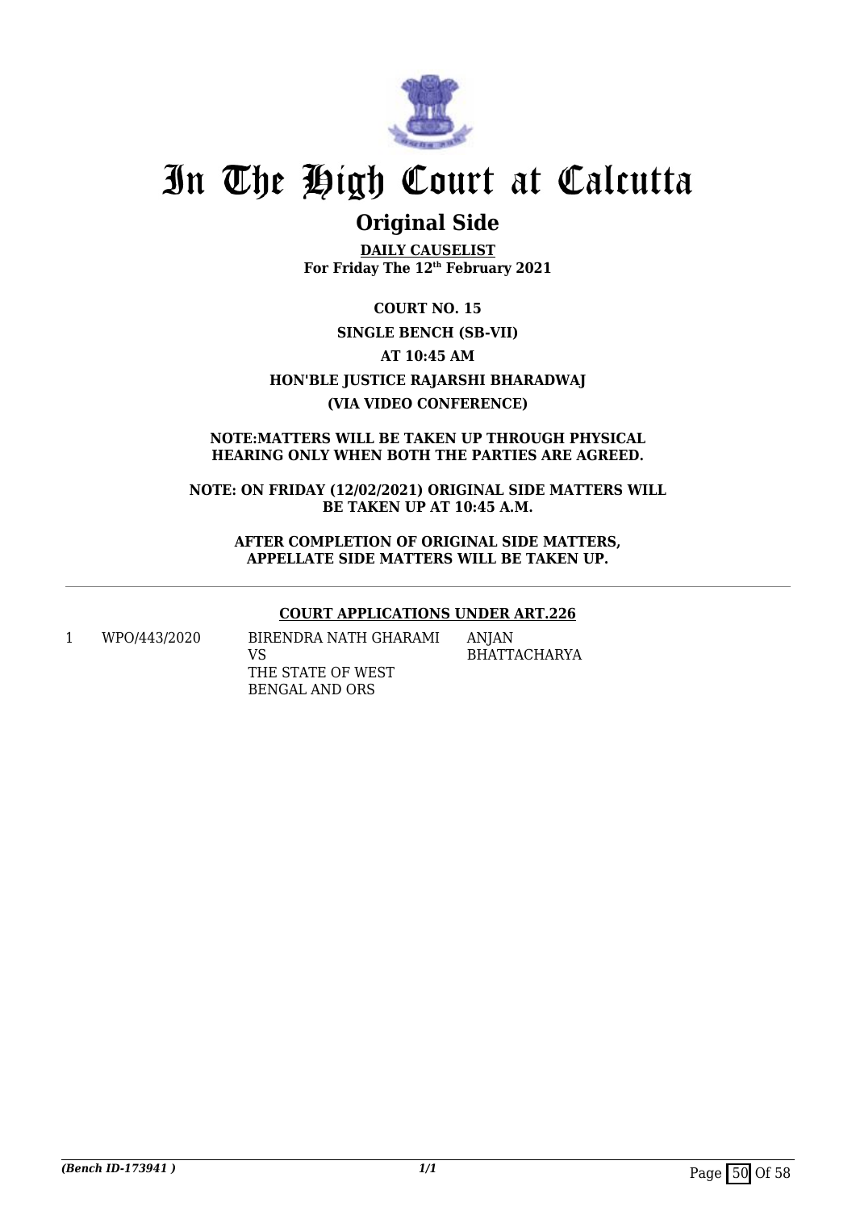# In The High Court at Calcutta

## Original Side

**DAILY CAUSELIST**
**For Friday The 12th February 2021**

**COURT NO. 15**

**SINGLE BENCH (SB-VII)**

**AT 10:45 AM**

**HON'BLE JUSTICE RAJARSHI BHARADWAJ**

**(VIA VIDEO CONFERENCE)**

**NOTE:MATTERS WILL BE TAKEN UP THROUGH PHYSICAL HEARING ONLY WHEN BOTH THE PARTIES ARE AGREED.**

**NOTE: ON FRIDAY (12/02/2021) ORIGINAL SIDE MATTERS WILL BE TAKEN UP AT 10:45 A.M.**

**AFTER COMPLETION OF ORIGINAL SIDE MATTERS, APPELLATE SIDE MATTERS WILL BE TAKEN UP.**

**COURT APPLICATIONS UNDER ART.226**

| | | | |
|---|---|---|---|
| 1 | WPO/443/2020 | BIRENDRA NATH GHARAMI<br>VS<br>THE STATE OF WEST BENGAL AND ORS | ANJAN BHATTACHARYA |

*(Bench ID-173941 )*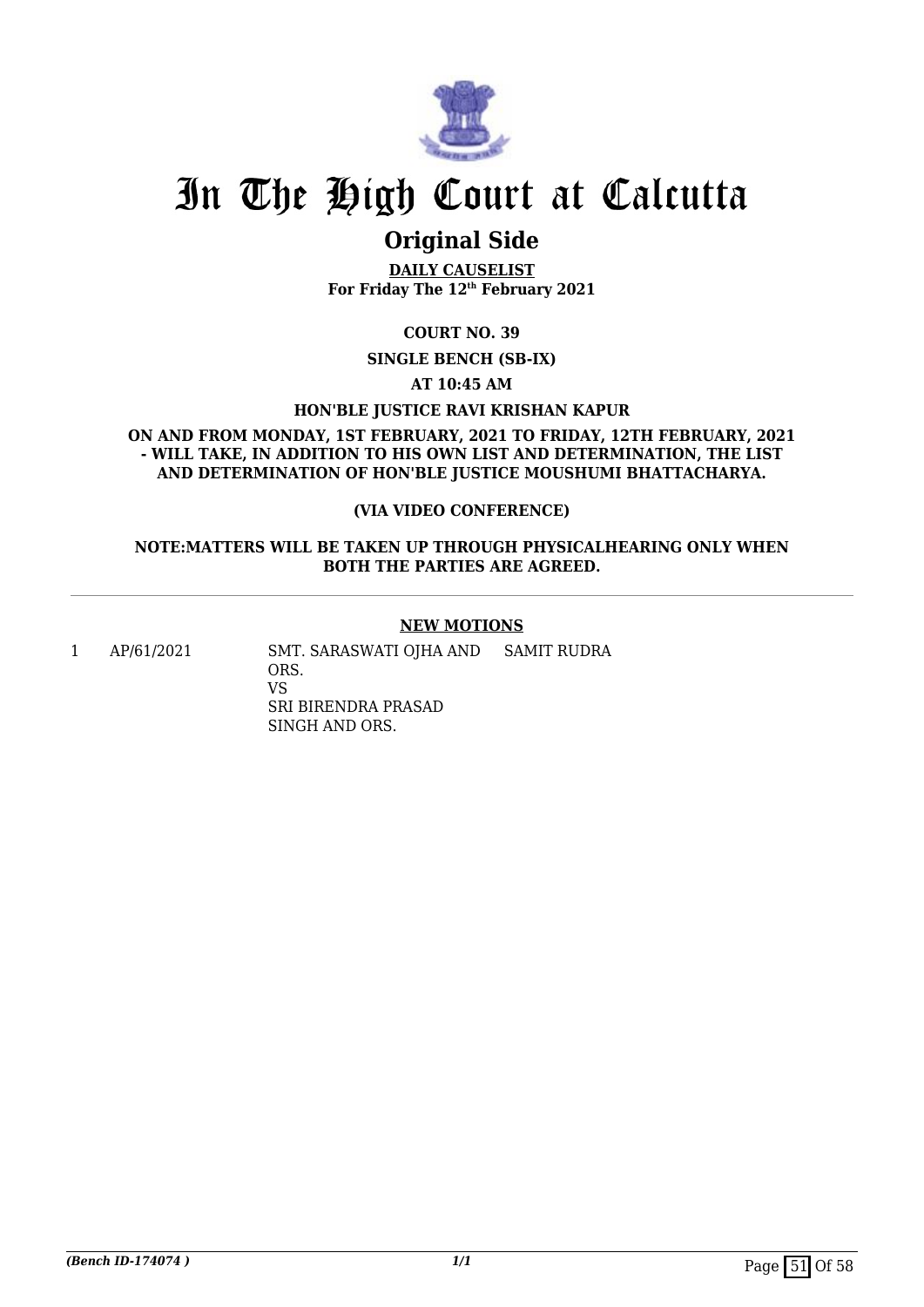# In The High Court at Calcutta

## Original Side

**DAILY CAUSELIST**
**For Friday The 12th February 2021**

**COURT NO. 39**

**SINGLE BENCH (SB-IX)**

**AT 10:45 AM**

**HON'BLE JUSTICE RAVI KRISHAN KAPUR**

**ON AND FROM MONDAY, 1ST FEBRUARY, 2021 TO FRIDAY, 12TH FEBRUARY, 2021 - WILL TAKE, IN ADDITION TO HIS OWN LIST AND DETERMINATION, THE LIST AND DETERMINATION OF HON'BLE JUSTICE MOUSHUMI BHATTACHARYA.**

**(VIA VIDEO CONFERENCE)**

**NOTE:MATTERS WILL BE TAKEN UP THROUGH PHYSICALHEARING ONLY WHEN BOTH THE PARTIES ARE AGREED.**

---

**NEW MOTIONS**

| | | | |
|---|---|---|---|
| 1 | AP/61/2021 | SMT. SARASWATI OJHA AND ORS.<br>VS<br>SRI BIRENDRA PRASAD SINGH AND ORS. | SAMIT RUDRA |

*(Bench ID-174074 )*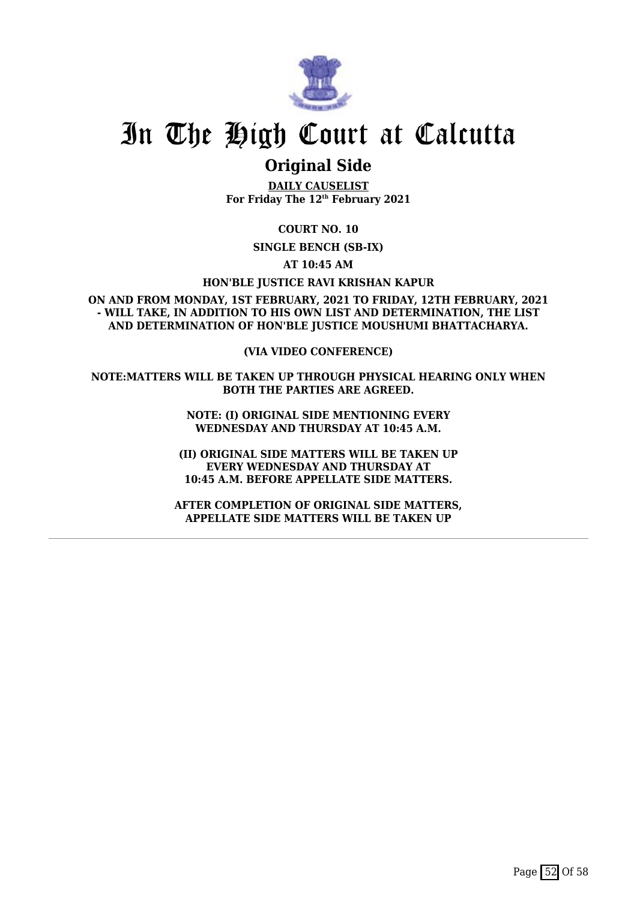# In The High Court at Calcutta

## Original Side

**DAILY CAUSELIST**
**For Friday The 12th February 2021**

**COURT NO. 10**

**SINGLE BENCH (SB-IX)**

**AT 10:45 AM**

**HON'BLE JUSTICE RAVI KRISHAN KAPUR**

**ON AND FROM MONDAY, 1ST FEBRUARY, 2021 TO FRIDAY, 12TH FEBRUARY, 2021 - WILL TAKE, IN ADDITION TO HIS OWN LIST AND DETERMINATION, THE LIST AND DETERMINATION OF HON'BLE JUSTICE MOUSHUMI BHATTACHARYA.**

**(VIA VIDEO CONFERENCE)**

**NOTE:MATTERS WILL BE TAKEN UP THROUGH PHYSICAL HEARING ONLY WHEN BOTH THE PARTIES ARE AGREED.**

**NOTE: (I) ORIGINAL SIDE MENTIONING EVERY WEDNESDAY AND THURSDAY AT 10:45 A.M.**

**(II) ORIGINAL SIDE MATTERS WILL BE TAKEN UP EVERY WEDNESDAY AND THURSDAY AT 10:45 A.M. BEFORE APPELLATE SIDE MATTERS.**

**AFTER COMPLETION OF ORIGINAL SIDE MATTERS, APPELLATE SIDE MATTERS WILL BE TAKEN UP**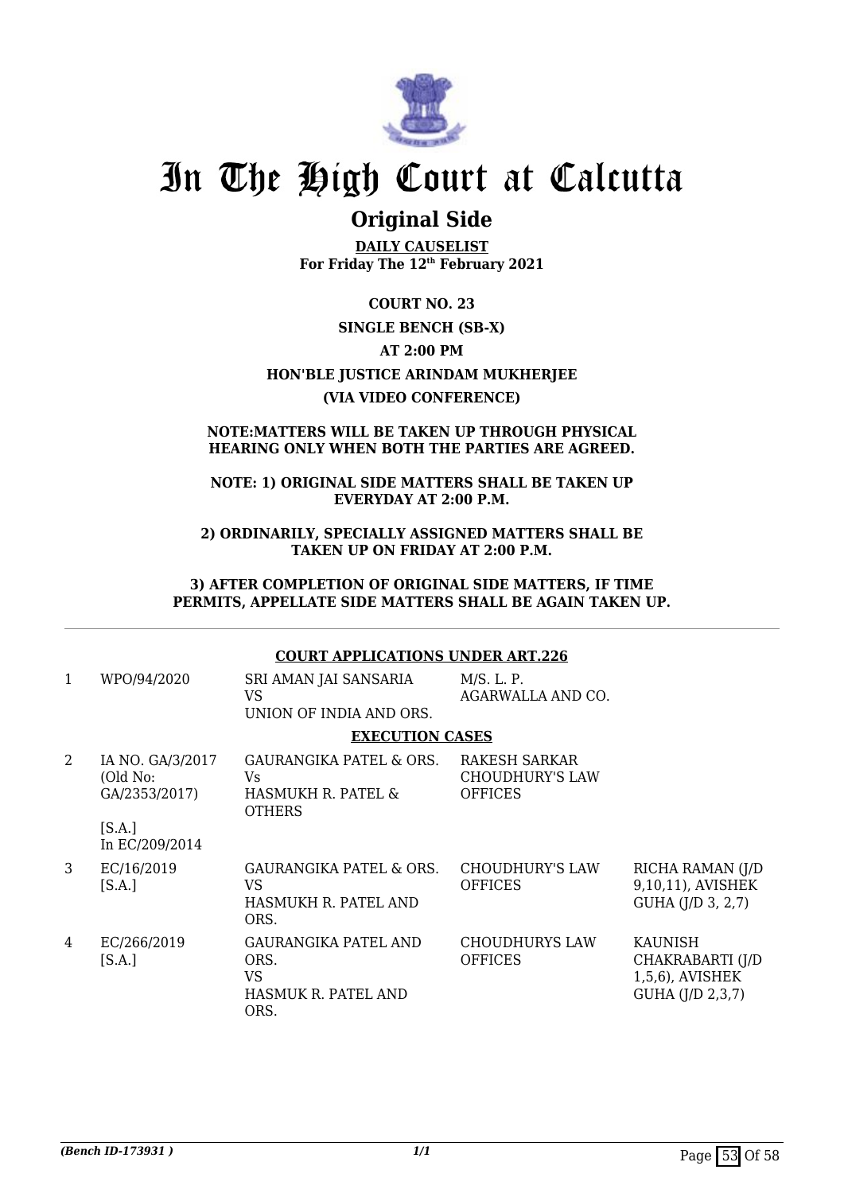# In The High Court at Calcutta

## Original Side

**DAILY CAUSELIST**
**For Friday The 12th February 2021**

**COURT NO. 23**

**SINGLE BENCH (SB-X)**

**AT 2:00 PM**

**HON'BLE JUSTICE ARINDAM MUKHERJEE**

**(VIA VIDEO CONFERENCE)**

**NOTE:MATTERS WILL BE TAKEN UP THROUGH PHYSICAL HEARING ONLY WHEN BOTH THE PARTIES ARE AGREED.**

**NOTE: 1) ORIGINAL SIDE MATTERS SHALL BE TAKEN UP EVERYDAY AT 2:00 P.M.**

**2) ORDINARILY, SPECIALLY ASSIGNED MATTERS SHALL BE TAKEN UP ON FRIDAY AT 2:00 P.M.**

**3) AFTER COMPLETION OF ORIGINAL SIDE MATTERS, IF TIME PERMITS, APPELLATE SIDE MATTERS SHALL BE AGAIN TAKEN UP.**

**COURT APPLICATIONS UNDER ART.226**

| | | | | |
|---|---|---|---|---|
| 1 | WPO/94/2020 | SRI AMAN JAI SANSARIA<br>VS<br>UNION OF INDIA AND ORS. | M/S. L. P. AGARWALLA AND CO. | |

**EXECUTION CASES**

| | | | | |
|---|---|---|---|---|
| 2 | IA NO. GA/3/2017<br>(Old No: GA/2353/2017)<br>[S.A.]<br>In EC/209/2014 | GAURANGIKA PATEL & ORS.<br>Vs<br>HASMUKH R. PATEL & OTHERS | RAKESH SARKAR CHOUDHURY'S LAW OFFICES | |
| 3 | EC/16/2019<br>[S.A.] | GAURANGIKA PATEL & ORS.<br>VS<br>HASMUKH R. PATEL AND ORS. | CHOUDHURY'S LAW OFFICES | RICHA RAMAN (J/D 9,10,11), AVISHEK GUHA (J/D 3, 2,7) |
| 4 | EC/266/2019<br>[S.A.] | GAURANGIKA PATEL AND ORS.<br>VS<br>HASMUK R. PATEL AND ORS. | CHOUDHURYS LAW OFFICES | KAUNISH CHAKRABARTI (J/D 1,5,6), AVISHEK GUHA (J/D 2,3,7) |

*(Bench ID-173931 )*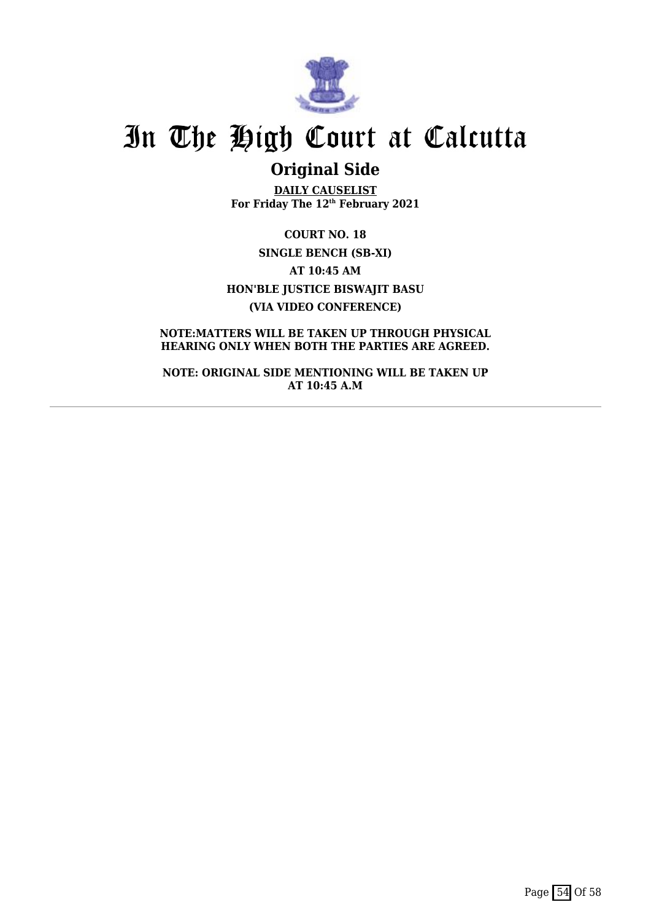# In The High Court at Calcutta

## Original Side

**DAILY CAUSELIST**
**For Friday The 12th February 2021**

**COURT NO. 18**

**SINGLE BENCH (SB-XI)**

**AT 10:45 AM**

**HON'BLE JUSTICE BISWAJIT BASU**

**(VIA VIDEO CONFERENCE)**

**NOTE:MATTERS WILL BE TAKEN UP THROUGH PHYSICAL HEARING ONLY WHEN BOTH THE PARTIES ARE AGREED.**

**NOTE: ORIGINAL SIDE MENTIONING WILL BE TAKEN UP AT 10:45 A.M**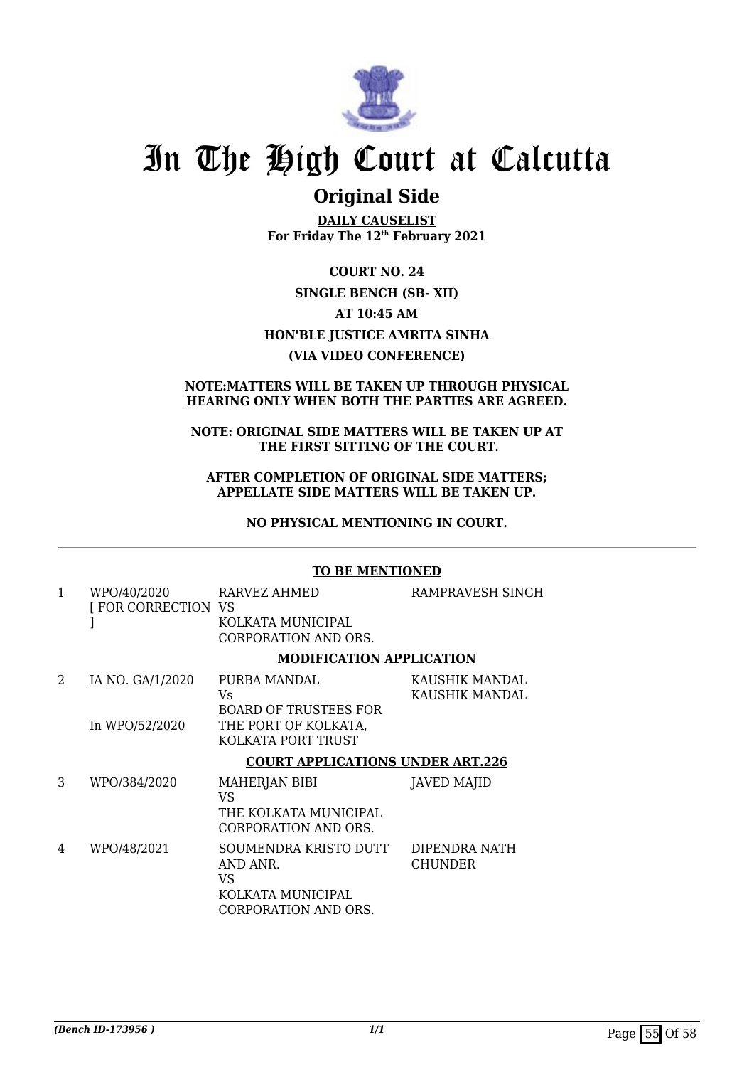# In The High Court at Calcutta

## Original Side

**DAILY CAUSELIST**
**For Friday The 12th February 2021**

**COURT NO. 24**
**SINGLE BENCH (SB- XII)**
**AT 10:45 AM**
**HON'BLE JUSTICE AMRITA SINHA**
**(VIA VIDEO CONFERENCE)**

**NOTE:MATTERS WILL BE TAKEN UP THROUGH PHYSICAL HEARING ONLY WHEN BOTH THE PARTIES ARE AGREED.**

**NOTE: ORIGINAL SIDE MATTERS WILL BE TAKEN UP AT THE FIRST SITTING OF THE COURT.**

**AFTER COMPLETION OF ORIGINAL SIDE MATTERS; APPELLATE SIDE MATTERS WILL BE TAKEN UP.**

**NO PHYSICAL MENTIONING IN COURT.**

**TO BE MENTIONED**

| | | | |
|---|---|---|---|
| 1 | WPO/40/2020 [ FOR CORRECTION ] | RARVEZ AHMED VS KOLKATA MUNICIPAL CORPORATION AND ORS. | RAMPRAVESH SINGH |

**MODIFICATION APPLICATION**

| | | | |
|---|---|---|---|
| 2 | IA NO. GA/1/2020 In WPO/52/2020 | PURBA MANDAL Vs BOARD OF TRUSTEES FOR THE PORT OF KOLKATA, KOLKATA PORT TRUST | KAUSHIK MANDAL KAUSHIK MANDAL |

**COURT APPLICATIONS UNDER ART.226**

| | | | |
|---|---|---|---|
| 3 | WPO/384/2020 | MAHERJAN BIBI VS THE KOLKATA MUNICIPAL CORPORATION AND ORS. | JAVED MAJID |
| 4 | WPO/48/2021 | SOUMENDRA KRISTO DUTT AND ANR. VS KOLKATA MUNICIPAL CORPORATION AND ORS. | DIPENDRA NATH CHUNDER |

*(Bench ID-173956 )*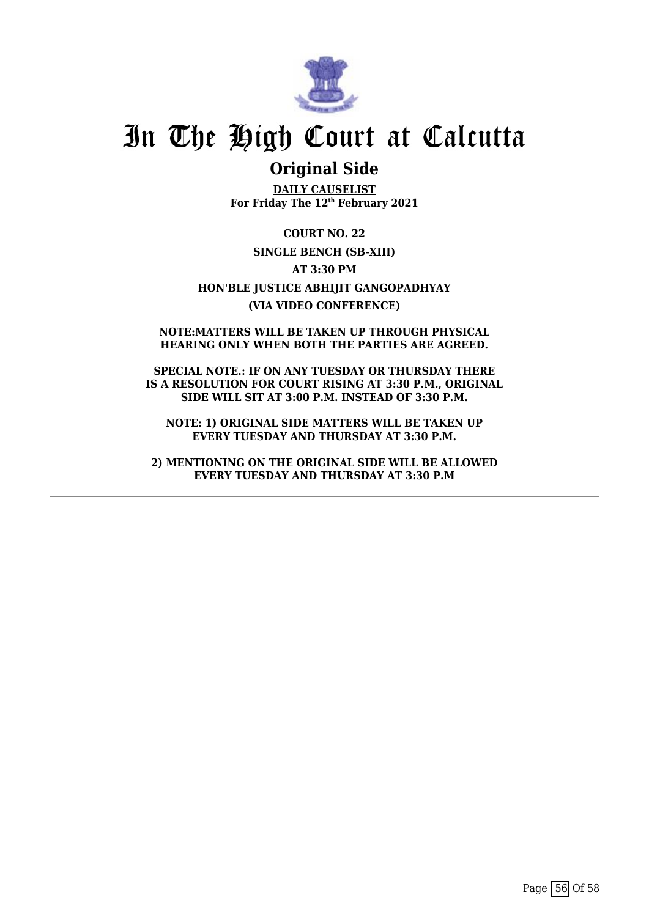# In The High Court at Calcutta

## Original Side

**DAILY CAUSELIST**
**For Friday The 12th February 2021**

**COURT NO. 22**

**SINGLE BENCH (SB-XIII)**

**AT 3:30 PM**

**HON'BLE JUSTICE ABHIJIT GANGOPADHYAY**

**(VIA VIDEO CONFERENCE)**

**NOTE:MATTERS WILL BE TAKEN UP THROUGH PHYSICAL HEARING ONLY WHEN BOTH THE PARTIES ARE AGREED.**

**SPECIAL NOTE.: IF ON ANY TUESDAY OR THURSDAY THERE IS A RESOLUTION FOR COURT RISING AT 3:30 P.M., ORIGINAL SIDE WILL SIT AT 3:00 P.M. INSTEAD OF 3:30 P.M.**

**NOTE: 1) ORIGINAL SIDE MATTERS WILL BE TAKEN UP EVERY TUESDAY AND THURSDAY AT 3:30 P.M.**

**2) MENTIONING ON THE ORIGINAL SIDE WILL BE ALLOWED EVERY TUESDAY AND THURSDAY AT 3:30 P.M**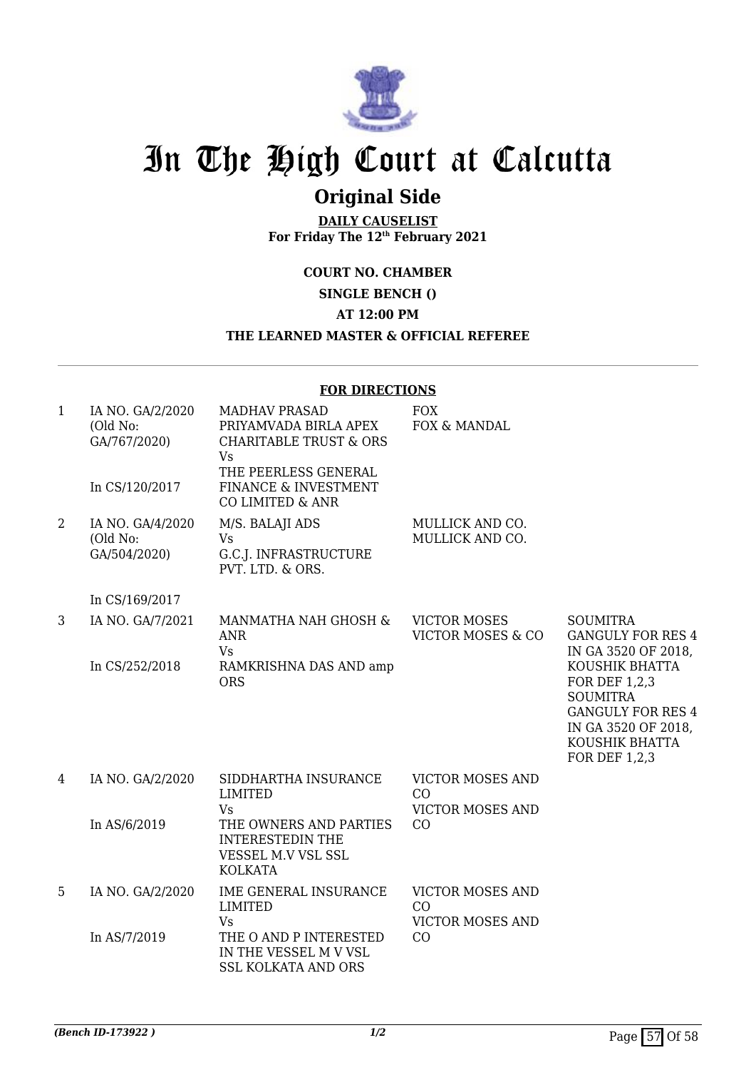# In The High Court at Calcutta

## Original Side

**DAILY CAUSELIST**
**For Friday The 12th February 2021**

**COURT NO. CHAMBER**

**SINGLE BENCH ()**

**AT 12:00 PM**

**THE LEARNED MASTER & OFFICIAL REFEREE**

---

**FOR DIRECTIONS**

| | | | | |
|---|---|---|---|---|
| 1 | IA NO. GA/2/2020 (Old No: GA/767/2020)<br><br>In CS/120/2017 | MADHAV PRASAD PRIYAMVADA BIRLA APEX CHARITABLE TRUST & ORS<br>Vs<br>THE PEERLESS GENERAL FINANCE & INVESTMENT CO LIMITED & ANR | FOX<br>FOX & MANDAL | |
| 2 | IA NO. GA/4/2020 (Old No: GA/504/2020)<br><br>In CS/169/2017 | M/S. BALAJI ADS<br>Vs<br>G.C.J. INFRASTRUCTURE PVT. LTD. & ORS. | MULLICK AND CO.<br>MULLICK AND CO. | |
| 3 | IA NO. GA/7/2021<br><br>In CS/252/2018 | MANMATHA NAH GHOSH & ANR<br>Vs<br>RAMKRISHNA DAS AND amp ORS | VICTOR MOSES<br>VICTOR MOSES & CO | SOUMITRA GANGULY FOR RES 4 IN GA 3520 OF 2018, KOUSHIK BHATTA FOR DEF 1,2,3 SOUMITRA GANGULY FOR RES 4 IN GA 3520 OF 2018, KOUSHIK BHATTA FOR DEF 1,2,3 |
| 4 | IA NO. GA/2/2020<br><br>In AS/6/2019 | SIDDHARTHA INSURANCE LIMITED<br>Vs<br>THE OWNERS AND PARTIES INTERESTEDIN THE VESSEL M.V VSL SSL KOLKATA | VICTOR MOSES AND CO<br>VICTOR MOSES AND CO | |
| 5 | IA NO. GA/2/2020<br><br>In AS/7/2019 | IME GENERAL INSURANCE LIMITED<br>Vs<br>THE O AND P INTERESTED IN THE VESSEL M V VSL SSL KOLKATA AND ORS | VICTOR MOSES AND CO<br>VICTOR MOSES AND CO | |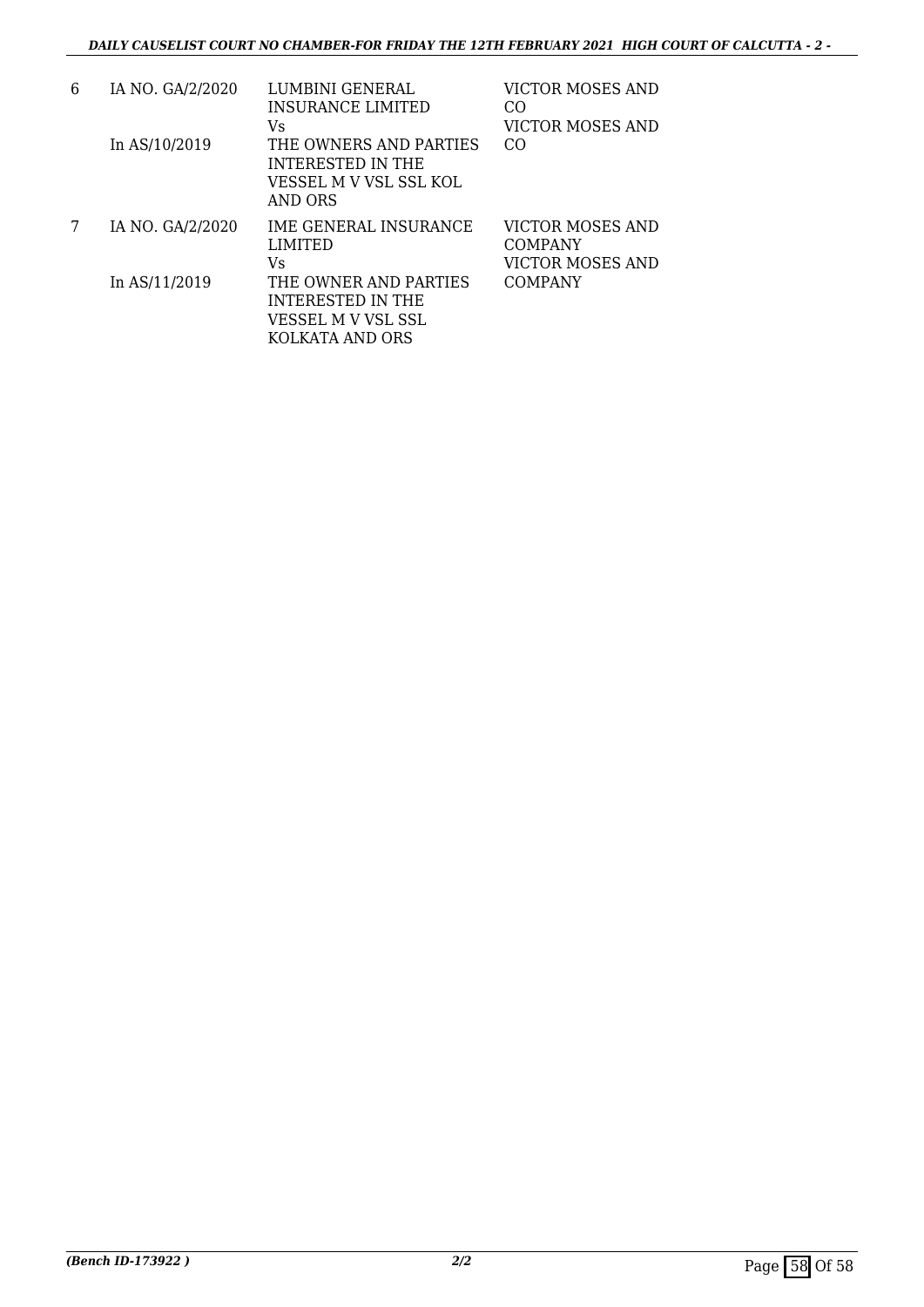| | | | |
|---|---|---|---|
| 6 | IA NO. GA/2/2020<br><br>In AS/10/2019 | LUMBINI GENERAL INSURANCE LIMITED<br>Vs<br>THE OWNERS AND PARTIES INTERESTED IN THE VESSEL M V VSL SSL KOL AND ORS | VICTOR MOSES AND CO<br>VICTOR MOSES AND CO |
| 7 | IA NO. GA/2/2020<br><br>In AS/11/2019 | IME GENERAL INSURANCE LIMITED<br>Vs<br>THE OWNER AND PARTIES INTERESTED IN THE VESSEL M V VSL SSL KOLKATA AND ORS | VICTOR MOSES AND COMPANY<br>VICTOR MOSES AND COMPANY |